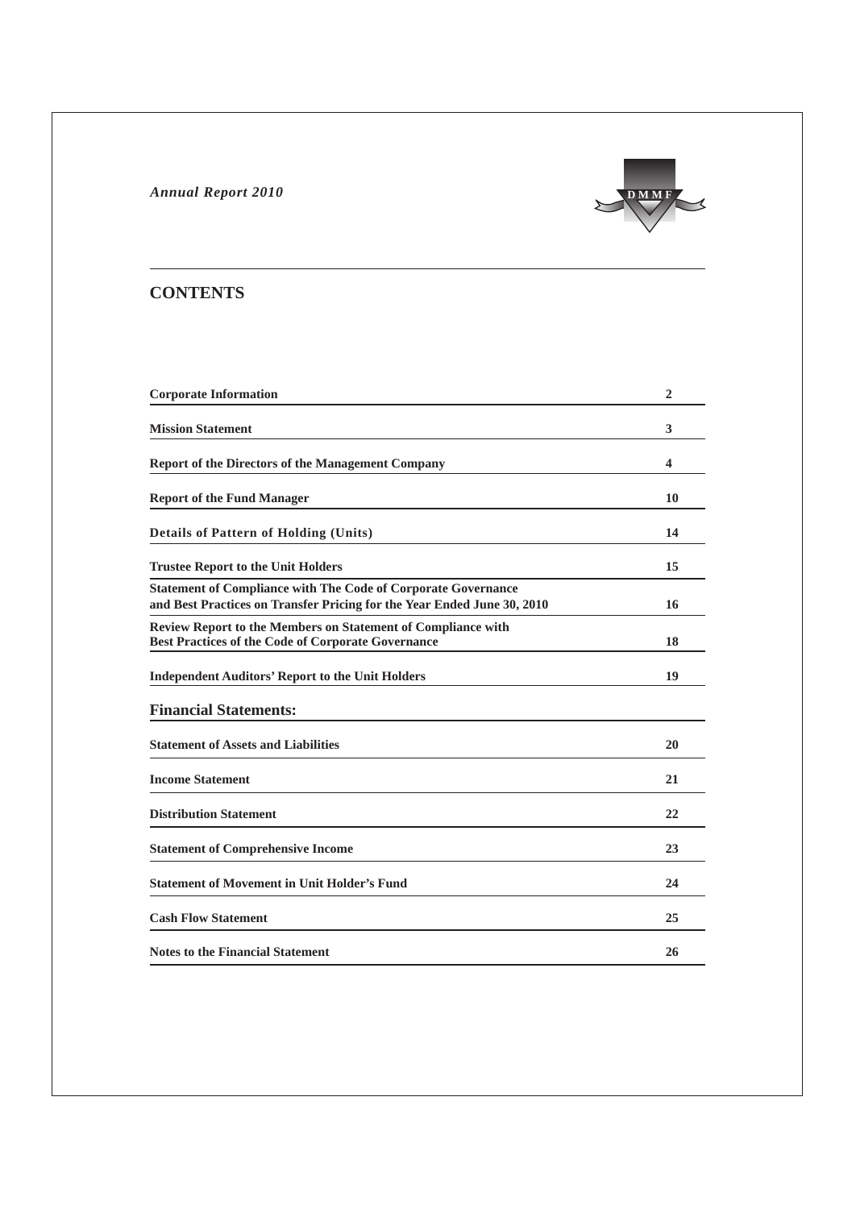*Annual Report 2010*

# CONTENTS

| | |
|---|---|
| **Corporate Information** | **2** |
| **Mission Statement** | **3** |
| **Report of the Directors of the Management Company** | **4** |
| **Report of the Fund Manager** | **10** |
| **Details of Pattern of Holding (Units)** | **14** |
| **Trustee Report to the Unit Holders** | **15** |
| **Statement of Compliance with The Code of Corporate Governance and Best Practices on Transfer Pricing for the Year Ended June 30, 2010** | **16** |
| **Review Report to the Members on Statement of Compliance with Best Practices of the Code of Corporate Governance** | **18** |
| **Independent Auditors' Report to the Unit Holders** | **19** |
| **Financial Statements:** | |
| **Statement of Assets and Liabilities** | **20** |
| **Income Statement** | **21** |
| **Distribution Statement** | **22** |
| **Statement of Comprehensive Income** | **23** |
| **Statement of Movement in Unit Holder's Fund** | **24** |
| **Cash Flow Statement** | **25** |
| **Notes to the Financial Statement** | **26** |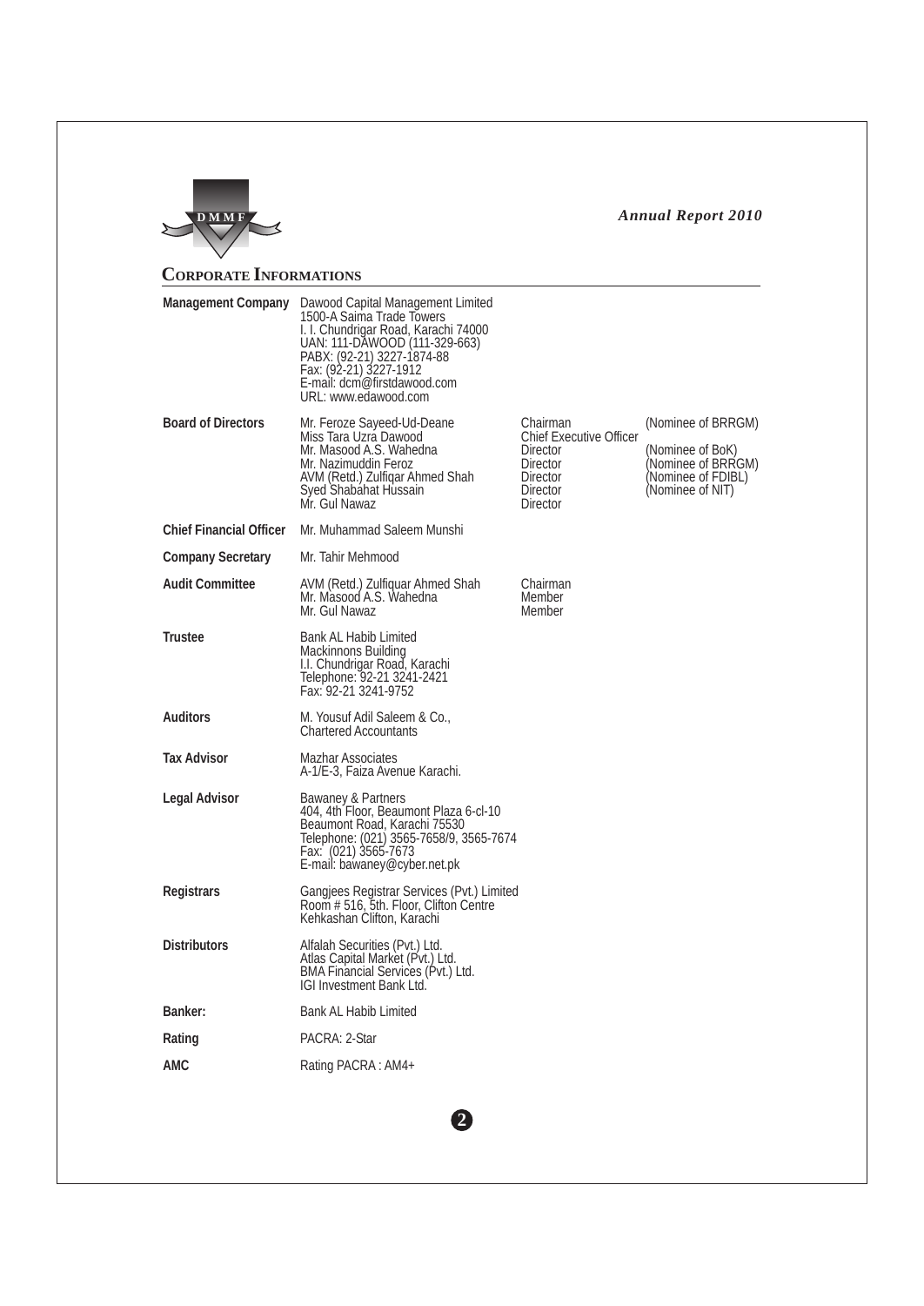## Corporate Informations

| | | | |
|---|---|---|---|
| **Management Company** | Dawood Capital Management Limited<br>1500-A Saima Trade Towers<br>I. I. Chundrigar Road, Karachi 74000<br>UAN: 111-DAWOOD (111-329-663)<br>PABX: (92-21) 3227-1874-88<br>Fax: (92-21) 3227-1912<br>E-mail: dcm@firstdawood.com<br>URL: www.edawood.com | | |
| **Board of Directors** | Mr. Feroze Sayeed-Ud-Deane | Chairman | (Nominee of BRRGM) |
| | Miss Tara Uzra Dawood | Chief Executive Officer | |
| | Mr. Masood A.S. Wahedna | Director | (Nominee of BoK) |
| | Mr. Nazimuddin Feroz | Director | (Nominee of BRRGM) |
| | AVM (Retd.) Zulfiqar Ahmed Shah | Director | (Nominee of FDIBL) |
| | Syed Shabahat Hussain | Director | (Nominee of NIT) |
| | Mr. Gul Nawaz | Director | |
| **Chief Financial Officer** | Mr. Muhammad Saleem Munshi | | |
| **Company Secretary** | Mr. Tahir Mehmood | | |
| **Audit Committee** | AVM (Retd.) Zulfiquar Ahmed Shah | Chairman | |
| | Mr. Masood A.S. Wahedna | Member | |
| | Mr. Gul Nawaz | Member | |
| **Trustee** | Bank AL Habib Limited<br>Mackinnons Building<br>I.I. Chundrigar Road, Karachi<br>Telephone: 92-21 3241-2421<br>Fax: 92-21 3241-9752 | | |
| **Auditors** | M. Yousuf Adil Saleem & Co.,<br>Chartered Accountants | | |
| **Tax Advisor** | Mazhar Associates<br>A-1/E-3, Faiza Avenue Karachi. | | |
| **Legal Advisor** | Bawaney & Partners<br>404, 4th Floor, Beaumont Plaza 6-cl-10<br>Beaumont Road, Karachi 75530<br>Telephone: (021) 3565-7658/9, 3565-7674<br>Fax: (021) 3565-7673<br>E-mail: bawaney@cyber.net.pk | | |
| **Registrars** | Gangjees Registrar Services (Pvt.) Limited<br>Room # 516, 5th. Floor, Clifton Centre<br>Kehkashan Clifton, Karachi | | |
| **Distributors** | Alfalah Securities (Pvt.) Ltd.<br>Atlas Capital Market (Pvt.) Ltd.<br>BMA Financial Services (Pvt.) Ltd.<br>IGI Investment Bank Ltd. | | |
| **Banker:** | Bank AL Habib Limited | | |
| **Rating** | PACRA: 2-Star | | |
| **AMC** | Rating PACRA : AM4+ | | |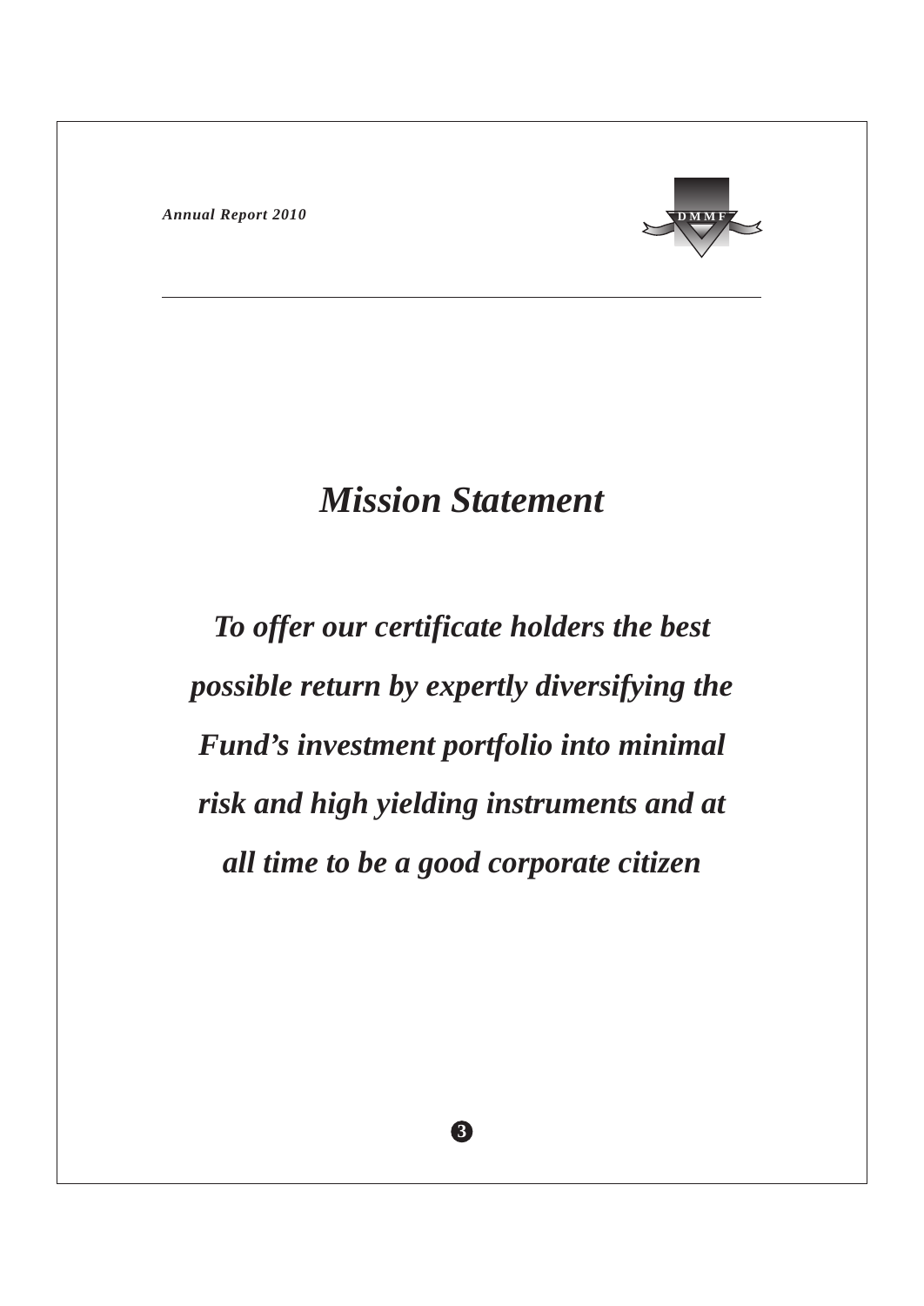# *Mission Statement*

***To offer our certificate holders the best possible return by expertly diversifying the Fund's investment portfolio into minimal risk and high yielding instruments and at all time to be a good corporate citizen***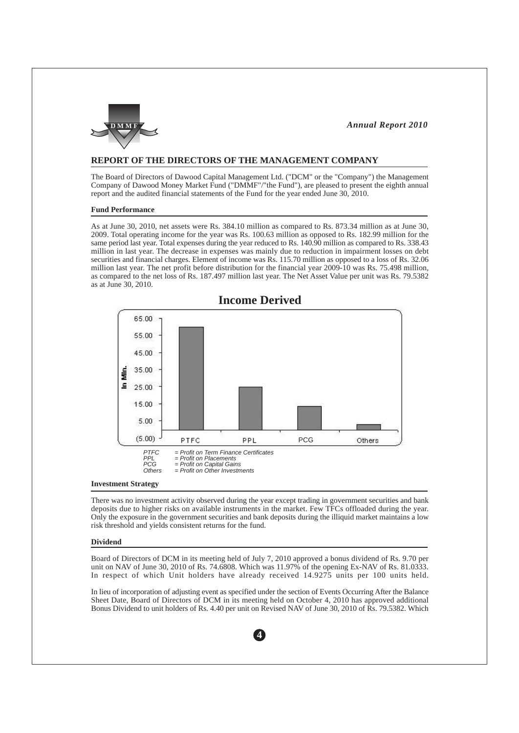## REPORT OF THE DIRECTORS OF THE MANAGEMENT COMPANY

The Board of Directors of Dawood Capital Management Ltd. ("DCM" or the "Company") the Management Company of Dawood Money Market Fund ("DMMF"/"the Fund"), are pleased to present the eighth annual report and the audited financial statements of the Fund for the year ended June 30, 2010.

### Fund Performance

As at June 30, 2010, net assets were Rs. 384.10 million as compared to Rs. 873.34 million as at June 30, 2009. Total operating income for the year was Rs. 100.63 million as opposed to Rs. 182.99 million for the same period last year. Total expenses during the year reduced to Rs. 140.90 million as compared to Rs. 338.43 million in last year. The decrease in expenses was mainly due to reduction in impairment losses on debt securities and financial charges. Element of income was Rs. 115.70 million as opposed to a loss of Rs. 32.06 million last year. The net profit before distribution for the financial year 2009-10 was Rs. 75.498 million, as compared to the net loss of Rs. 187.497 million last year. The Net Asset Value per unit was Rs. 79.5382 as at June 30, 2010.

**Income Derived**

*PTFC = Profit on Term Finance Certificates*
*PPL = Profit on Placements*
*PCG = Profit on Capital Gains*
*Others = Profit on Other Investments*

### Investment Strategy

There was no investment activity observed during the year except trading in government securities and bank deposits due to higher risks on available instruments in the market. Few TFCs offloaded during the year. Only the exposure in the government securities and bank deposits during the illiquid market maintains a low risk threshold and yields consistent returns for the fund.

### Dividend

Board of Directors of DCM in its meeting held of July 7, 2010 approved a bonus dividend of Rs. 9.70 per unit on NAV of June 30, 2010 of Rs. 74.6808. Which was 11.97% of the opening Ex-NAV of Rs. 81.0333. In respect of which Unit holders have already received 14.9275 units per 100 units held.

In lieu of incorporation of adjusting event as specified under the section of Events Occurring After the Balance Sheet Date, Board of Directors of DCM in its meeting held on October 4, 2010 has approved additional Bonus Dividend to unit holders of Rs. 4.40 per unit on Revised NAV of June 30, 2010 of Rs. 79.5382. Which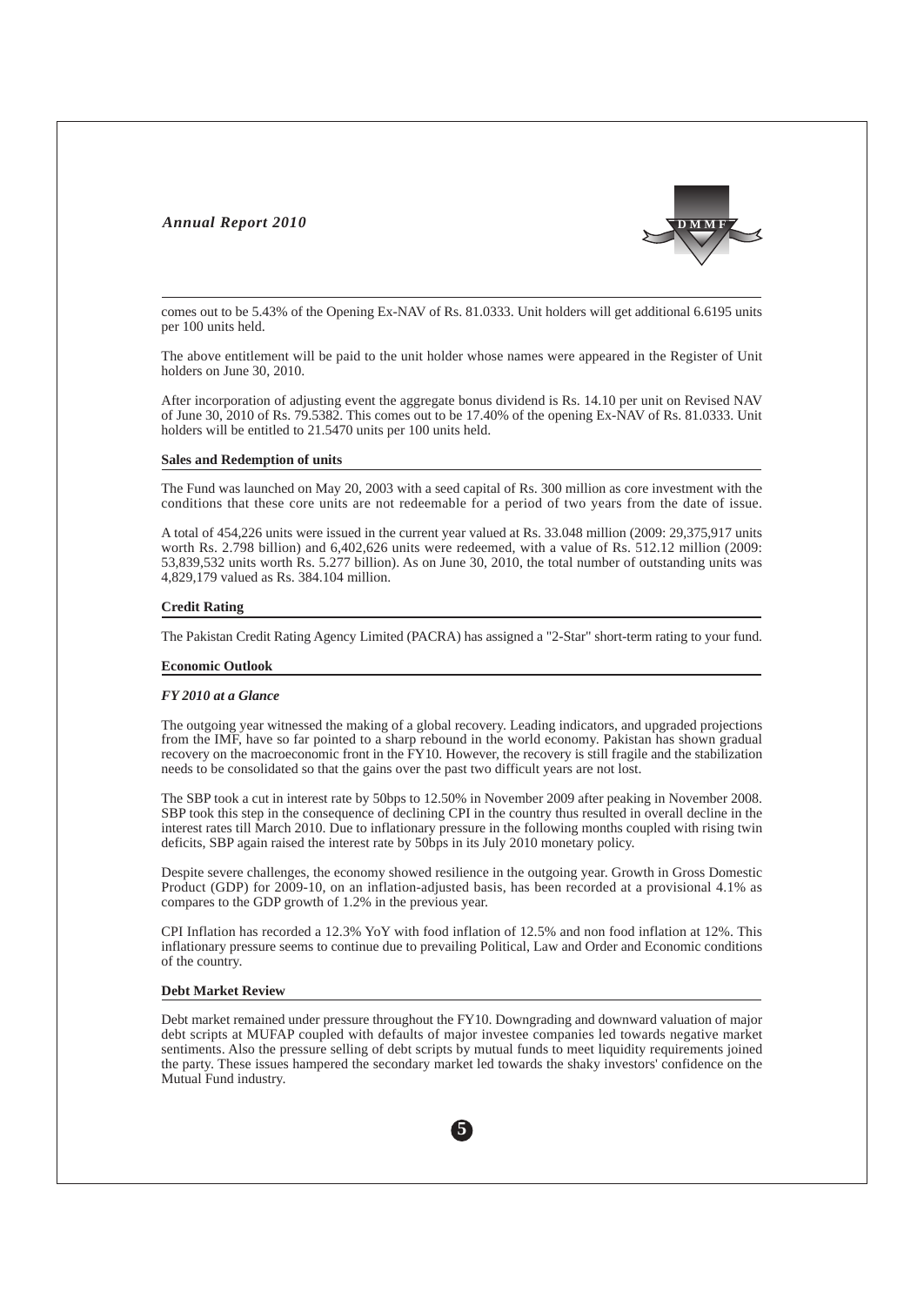comes out to be 5.43% of the Opening Ex-NAV of Rs. 81.0333. Unit holders will get additional 6.6195 units per 100 units held.

The above entitlement will be paid to the unit holder whose names were appeared in the Register of Unit holders on June 30, 2010.

After incorporation of adjusting event the aggregate bonus dividend is Rs. 14.10 per unit on Revised NAV of June 30, 2010 of Rs. 79.5382. This comes out to be 17.40% of the opening Ex-NAV of Rs. 81.0333. Unit holders will be entitled to 21.5470 units per 100 units held.

**Sales and Redemption of units**

The Fund was launched on May 20, 2003 with a seed capital of Rs. 300 million as core investment with the conditions that these core units are not redeemable for a period of two years from the date of issue.

A total of 454,226 units were issued in the current year valued at Rs. 33.048 million (2009: 29,375,917 units worth Rs. 2.798 billion) and 6,402,626 units were redeemed, with a value of Rs. 512.12 million (2009: 53,839,532 units worth Rs. 5.277 billion). As on June 30, 2010, the total number of outstanding units was 4,829,179 valued as Rs. 384.104 million.

**Credit Rating**

The Pakistan Credit Rating Agency Limited (PACRA) has assigned a "2-Star" short-term rating to your fund.

**Economic Outlook**

***FY 2010 at a Glance***

The outgoing year witnessed the making of a global recovery. Leading indicators, and upgraded projections from the IMF, have so far pointed to a sharp rebound in the world economy. Pakistan has shown gradual recovery on the macroeconomic front in the FY10. However, the recovery is still fragile and the stabilization needs to be consolidated so that the gains over the past two difficult years are not lost.

The SBP took a cut in interest rate by 50bps to 12.50% in November 2009 after peaking in November 2008. SBP took this step in the consequence of declining CPI in the country thus resulted in overall decline in the interest rates till March 2010. Due to inflationary pressure in the following months coupled with rising twin deficits, SBP again raised the interest rate by 50bps in its July 2010 monetary policy.

Despite severe challenges, the economy showed resilience in the outgoing year. Growth in Gross Domestic Product (GDP) for 2009-10, on an inflation-adjusted basis, has been recorded at a provisional 4.1% as compares to the GDP growth of 1.2% in the previous year.

CPI Inflation has recorded a 12.3% YoY with food inflation of 12.5% and non food inflation at 12%. This inflationary pressure seems to continue due to prevailing Political, Law and Order and Economic conditions of the country.

**Debt Market Review**

Debt market remained under pressure throughout the FY10. Downgrading and downward valuation of major debt scripts at MUFAP coupled with defaults of major investee companies led towards negative market sentiments. Also the pressure selling of debt scripts by mutual funds to meet liquidity requirements joined the party. These issues hampered the secondary market led towards the shaky investors' confidence on the Mutual Fund industry.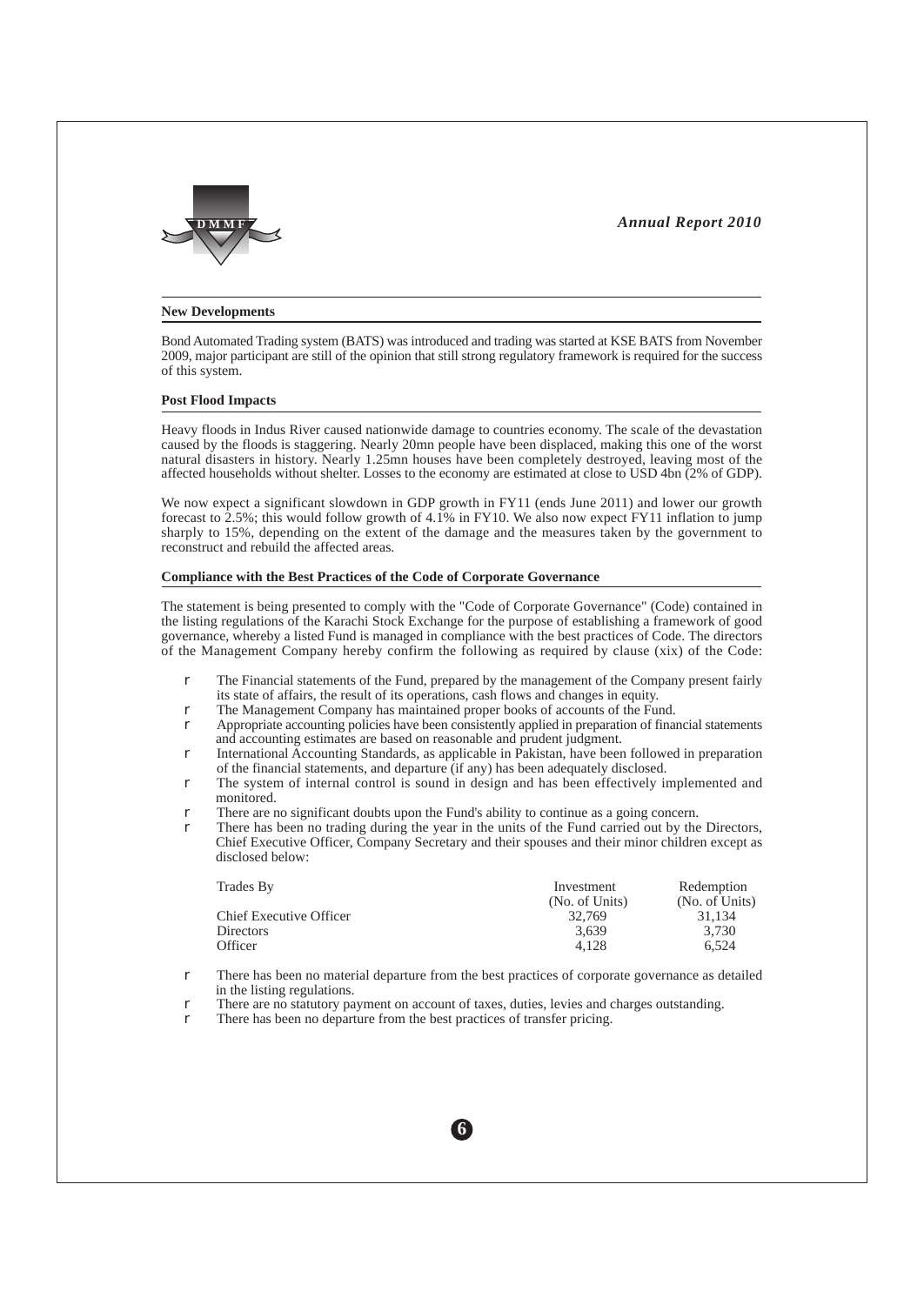## New Developments

Bond Automated Trading system (BATS) was introduced and trading was started at KSE BATS from November 2009, major participant are still of the opinion that still strong regulatory framework is required for the success of this system.

## Post Flood Impacts

Heavy floods in Indus River caused nationwide damage to countries economy. The scale of the devastation caused by the floods is staggering. Nearly 20mn people have been displaced, making this one of the worst natural disasters in history. Nearly 1.25mn houses have been completely destroyed, leaving most of the affected households without shelter. Losses to the economy are estimated at close to USD 4bn (2% of GDP).

We now expect a significant slowdown in GDP growth in FY11 (ends June 2011) and lower our growth forecast to 2.5%; this would follow growth of 4.1% in FY10. We also now expect FY11 inflation to jump sharply to 15%, depending on the extent of the damage and the measures taken by the government to reconstruct and rebuild the affected areas.

## Compliance with the Best Practices of the Code of Corporate Governance

The statement is being presented to comply with the "Code of Corporate Governance" (Code) contained in the listing regulations of the Karachi Stock Exchange for the purpose of establishing a framework of good governance, whereby a listed Fund is managed in compliance with the best practices of Code. The directors of the Management Company hereby confirm the following as required by clause (xix) of the Code:

- The Financial statements of the Fund, prepared by the management of the Company present fairly its state of affairs, the result of its operations, cash flows and changes in equity.
- The Management Company has maintained proper books of accounts of the Fund.
- Appropriate accounting policies have been consistently applied in preparation of financial statements and accounting estimates are based on reasonable and prudent judgment.
- International Accounting Standards, as applicable in Pakistan, have been followed in preparation of the financial statements, and departure (if any) has been adequately disclosed.
- The system of internal control is sound in design and has been effectively implemented and monitored.
- There are no significant doubts upon the Fund's ability to continue as a going concern.
- There has been no trading during the year in the units of the Fund carried out by the Directors, Chief Executive Officer, Company Secretary and their spouses and their minor children except as disclosed below:

| Trades By | Investment (No. of Units) | Redemption (No. of Units) |
|---|---|---|
| Chief Executive Officer | 32,769 | 31,134 |
| Directors | 3,639 | 3,730 |
| Officer | 4,128 | 6,524 |

- There has been no material departure from the best practices of corporate governance as detailed in the listing regulations.
- There are no statutory payment on account of taxes, duties, levies and charges outstanding.
- There has been no departure from the best practices of transfer pricing.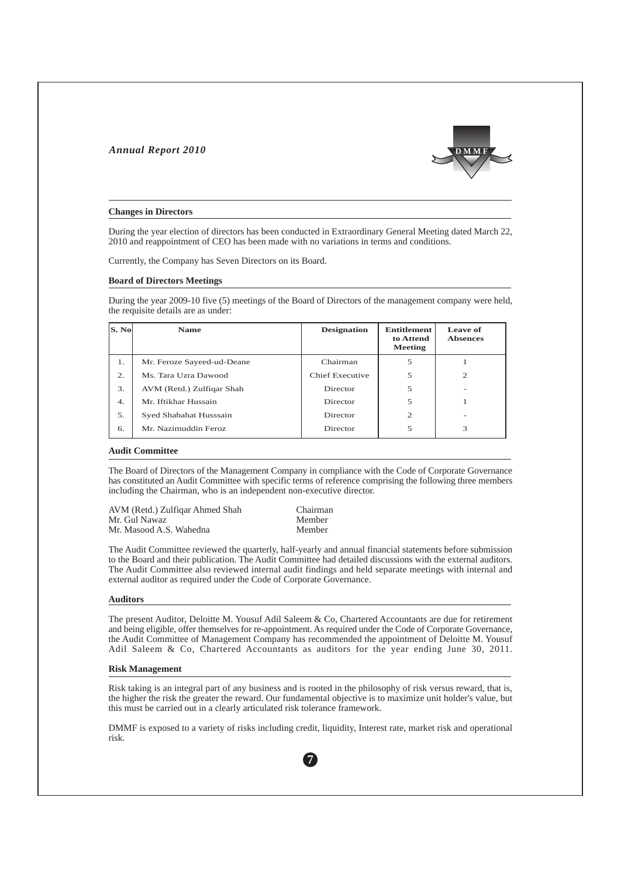## Changes in Directors

During the year election of directors has been conducted in Extraordinary General Meeting dated March 22, 2010 and reappointment of CEO has been made with no variations in terms and conditions.

Currently, the Company has Seven Directors on its Board.

## Board of Directors Meetings

During the year 2009-10 five (5) meetings of the Board of Directors of the management company were held, the requisite details are as under:

| S. No | Name | Designation | Entitlement to Attend Meeting | Leave of Absences |
|---|---|---|---|---|
| 1. | Mr. Feroze Sayeed-ud-Deane | Chairman | 5 | 1 |
| 2. | Ms. Tara Uzra Dawood | Chief Executive | 5 | 2 |
| 3. | AVM (Retd.) Zulfiqar Shah | Director | 5 | - |
| 4. | Mr. Iftikhar Hussain | Director | 5 | 1 |
| 5. | Syed Shabahat Husssain | Director | 2 | - |
| 6. | Mr. Nazimuddin Feroz | Director | 5 | 3 |

## Audit Committee

The Board of Directors of the Management Company in compliance with the Code of Corporate Governance has constituted an Audit Committee with specific terms of reference comprising the following three members including the Chairman, who is an independent non-executive director.

| | |
|---|---|
| AVM (Retd.) Zulfiqar Ahmed Shah | Chairman |
| Mr. Gul Nawaz | Member |
| Mr. Masood A.S. Wahedna | Member |

The Audit Committee reviewed the quarterly, half-yearly and annual financial statements before submission to the Board and their publication. The Audit Committee had detailed discussions with the external auditors. The Audit Committee also reviewed internal audit findings and held separate meetings with internal and external auditor as required under the Code of Corporate Governance.

## Auditors

The present Auditor, Deloitte M. Yousuf Adil Saleem & Co, Chartered Accountants are due for retirement and being eligible, offer themselves for re-appointment. As required under the Code of Corporate Governance, the Audit Committee of Management Company has recommended the appointment of Deloitte M. Yousuf Adil Saleem & Co, Chartered Accountants as auditors for the year ending June 30, 2011.

## Risk Management

Risk taking is an integral part of any business and is rooted in the philosophy of risk versus reward, that is, the higher the risk the greater the reward. Our fundamental objective is to maximize unit holder's value, but this must be carried out in a clearly articulated risk tolerance framework.

DMMF is exposed to a variety of risks including credit, liquidity, Interest rate, market risk and operational risk.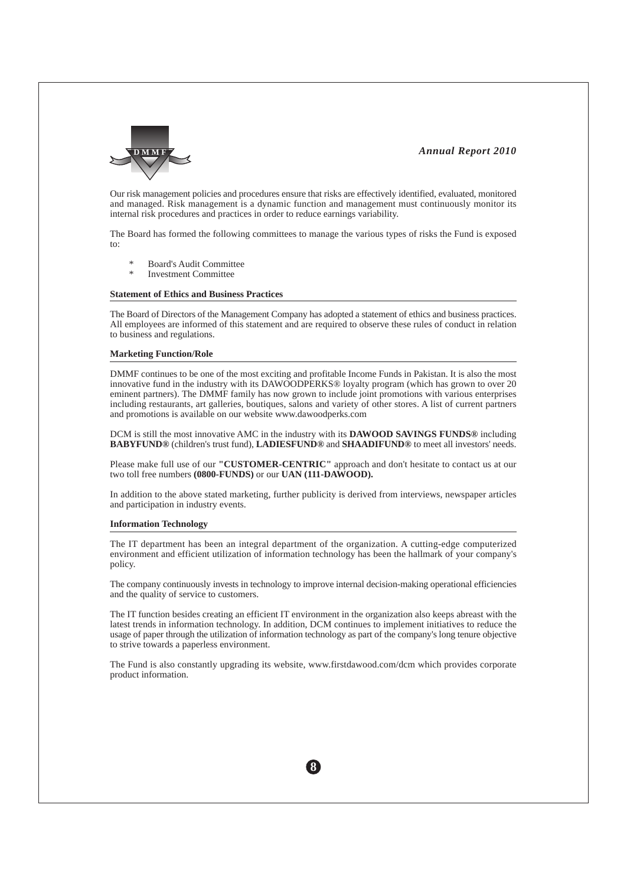Our risk management policies and procedures ensure that risks are effectively identified, evaluated, monitored and managed. Risk management is a dynamic function and management must continuously monitor its internal risk procedures and practices in order to reduce earnings variability.

The Board has formed the following committees to manage the various types of risks the Fund is exposed to:

- Board's Audit Committee
- Investment Committee

### Statement of Ethics and Business Practices

The Board of Directors of the Management Company has adopted a statement of ethics and business practices. All employees are informed of this statement and are required to observe these rules of conduct in relation to business and regulations.

### Marketing Function/Role

DMMF continues to be one of the most exciting and profitable Income Funds in Pakistan. It is also the most innovative fund in the industry with its DAWOODPERKS® loyalty program (which has grown to over 20 eminent partners). The DMMF family has now grown to include joint promotions with various enterprises including restaurants, art galleries, boutiques, salons and variety of other stores. A list of current partners and promotions is available on our website www.dawoodperks.com

DCM is still the most innovative AMC in the industry with its **DAWOOD SAVINGS FUNDS®** including **BABYFUND®** (children's trust fund), **LADIESFUND®** and **SHAADIFUND®** to meet all investors' needs.

Please make full use of our **"CUSTOMER-CENTRIC"** approach and don't hesitate to contact us at our two toll free numbers **(0800-FUNDS)** or our **UAN (111-DAWOOD).**

In addition to the above stated marketing, further publicity is derived from interviews, newspaper articles and participation in industry events.

### Information Technology

The IT department has been an integral department of the organization. A cutting-edge computerized environment and efficient utilization of information technology has been the hallmark of your company's policy.

The company continuously invests in technology to improve internal decision-making operational efficiencies and the quality of service to customers.

The IT function besides creating an efficient IT environment in the organization also keeps abreast with the latest trends in information technology. In addition, DCM continues to implement initiatives to reduce the usage of paper through the utilization of information technology as part of the company's long tenure objective to strive towards a paperless environment.

The Fund is also constantly upgrading its website, www.firstdawood.com/dcm which provides corporate product information.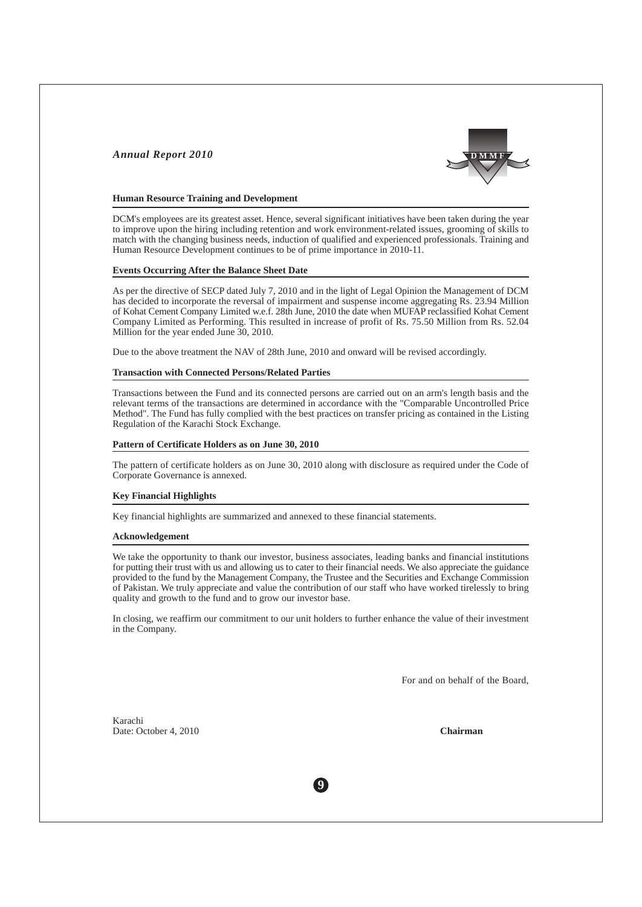### Human Resource Training and Development

DCM's employees are its greatest asset. Hence, several significant initiatives have been taken during the year to improve upon the hiring including retention and work environment-related issues, grooming of skills to match with the changing business needs, induction of qualified and experienced professionals. Training and Human Resource Development continues to be of prime importance in 2010-11.

### Events Occurring After the Balance Sheet Date

As per the directive of SECP dated July 7, 2010 and in the light of Legal Opinion the Management of DCM has decided to incorporate the reversal of impairment and suspense income aggregating Rs. 23.94 Million of Kohat Cement Company Limited w.e.f. 28th June, 2010 the date when MUFAP reclassified Kohat Cement Company Limited as Performing. This resulted in increase of profit of Rs. 75.50 Million from Rs. 52.04 Million for the year ended June 30, 2010.

Due to the above treatment the NAV of 28th June, 2010 and onward will be revised accordingly.

### Transaction with Connected Persons/Related Parties

Transactions between the Fund and its connected persons are carried out on an arm's length basis and the relevant terms of the transactions are determined in accordance with the "Comparable Uncontrolled Price Method". The Fund has fully complied with the best practices on transfer pricing as contained in the Listing Regulation of the Karachi Stock Exchange.

### Pattern of Certificate Holders as on June 30, 2010

The pattern of certificate holders as on June 30, 2010 along with disclosure as required under the Code of Corporate Governance is annexed.

### Key Financial Highlights

Key financial highlights are summarized and annexed to these financial statements.

### Acknowledgement

We take the opportunity to thank our investor, business associates, leading banks and financial institutions for putting their trust with us and allowing us to cater to their financial needs. We also appreciate the guidance provided to the fund by the Management Company, the Trustee and the Securities and Exchange Commission of Pakistan. We truly appreciate and value the contribution of our staff who have worked tirelessly to bring quality and growth to the fund and to grow our investor base.

In closing, we reaffirm our commitment to our unit holders to further enhance the value of their investment in the Company.

For and on behalf of the Board,

Karachi
Date: October 4, 2010

**Chairman**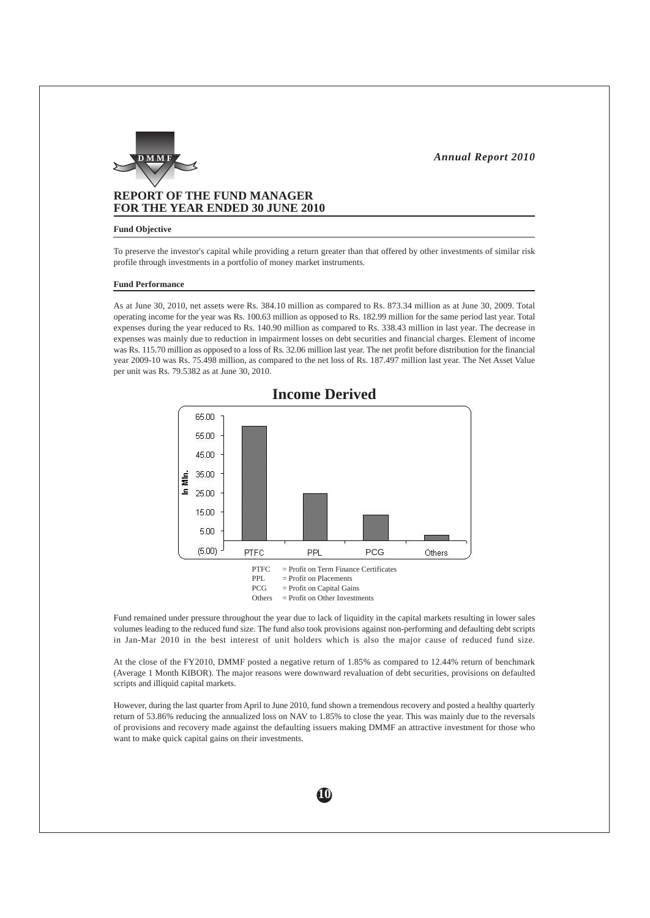## REPORT OF THE FUND MANAGER FOR THE YEAR ENDED 30 JUNE 2010

### Fund Objective

To preserve the investor's capital while providing a return greater than that offered by other investments of similar risk profile through investments in a portfolio of money market instruments.

### Fund Performance

As at June 30, 2010, net assets were Rs. 384.10 million as compared to Rs. 873.34 million as at June 30, 2009. Total operating income for the year was Rs. 100.63 million as opposed to Rs. 182.99 million for the same period last year. Total expenses during the year reduced to Rs. 140.90 million as compared to Rs. 338.43 million in last year. The decrease in expenses was mainly due to reduction in impairment losses on debt securities and financial charges. Element of income was Rs. 115.70 million as opposed to a loss of Rs. 32.06 million last year. The net profit before distribution for the financial year 2009-10 was Rs. 75.498 million, as compared to the net loss of Rs. 187.497 million last year. The Net Asset Value per unit was Rs. 79.5382 as at June 30, 2010.

**Income Derived**

PTFC = Profit on Term Finance Certificates
PPL = Profit on Placements
PCG = Profit on Capital Gains
Others = Profit on Other Investments

Fund remained under pressure throughout the year due to lack of liquidity in the capital markets resulting in lower sales volumes leading to the reduced fund size. The fund also took provisions against non-performing and defaulting debt scripts in Jan-Mar 2010 in the best interest of unit holders which is also the major cause of reduced fund size.

At the close of the FY2010, DMMF posted a negative return of 1.85% as compared to 12.44% return of benchmark (Average 1 Month KIBOR). The major reasons were downward revaluation of debt securities, provisions on defaulted scripts and illiquid capital markets.

However, during the last quarter from April to June 2010, fund shown a tremendous recovery and posted a healthy quarterly return of 53.86% reducing the annualized loss on NAV to 1.85% to close the year. This was mainly due to the reversals of provisions and recovery made against the defaulting issuers making DMMF an attractive investment for those who want to make quick capital gains on their investments.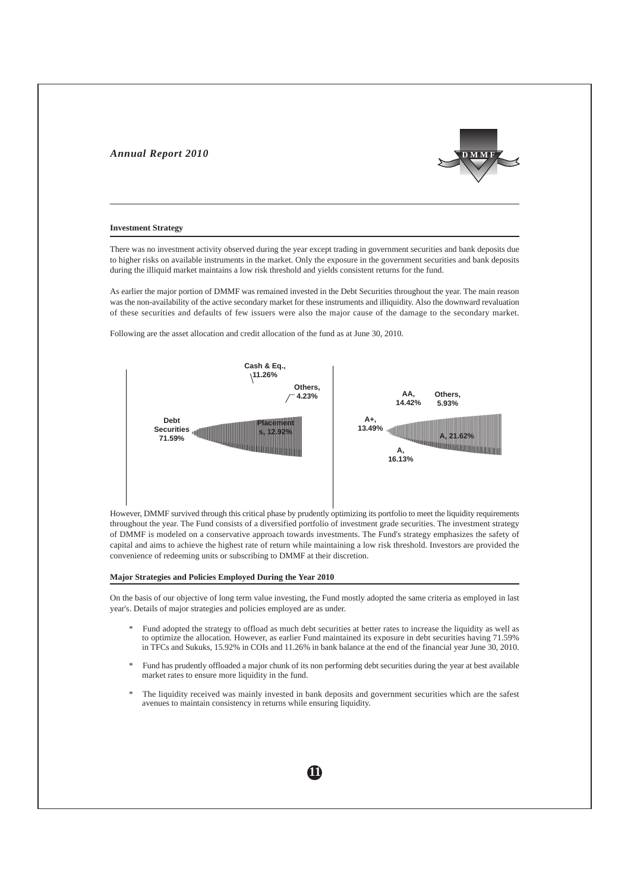## Investment Strategy

There was no investment activity observed during the year except trading in government securities and bank deposits due to higher risks on available instruments in the market. Only the exposure in the government securities and bank deposits during the illiquid market maintains a low risk threshold and yields consistent returns for the fund.

As earlier the major portion of DMMF was remained invested in the Debt Securities throughout the year. The main reason was the non-availability of the active secondary market for these instruments and illiquidity. Also the downward revaluation of these securities and defaults of few issuers were also the major cause of the damage to the secondary market.

Following are the asset allocation and credit allocation of the fund as at June 30, 2010.

Cash & Eq., 11.26%
Others, 4.23%
Debt Securities 71.59%
Placements, 12.92%

AA, 14.42%
Others, 5.93%
A+, 13.49%
A, 21.62%
A, 16.13%

However, DMMF survived through this critical phase by prudently optimizing its portfolio to meet the liquidity requirements throughout the year. The Fund consists of a diversified portfolio of investment grade securities. The investment strategy of DMMF is modeled on a conservative approach towards investments. The Fund's strategy emphasizes the safety of capital and aims to achieve the highest rate of return while maintaining a low risk threshold. Investors are provided the convenience of redeeming units or subscribing to DMMF at their discretion.

## Major Strategies and Policies Employed During the Year 2010

On the basis of our objective of long term value investing, the Fund mostly adopted the same criteria as employed in last year's. Details of major strategies and policies employed are as under.

* Fund adopted the strategy to offload as much debt securities at better rates to increase the liquidity as well as to optimize the allocation. However, as earlier Fund maintained its exposure in debt securities having 71.59% in TFCs and Sukuks, 15.92% in COIs and 11.26% in bank balance at the end of the financial year June 30, 2010.

* Fund has prudently offloaded a major chunk of its non performing debt securities during the year at best available market rates to ensure more liquidity in the fund.

* The liquidity received was mainly invested in bank deposits and government securities which are the safest avenues to maintain consistency in returns while ensuring liquidity.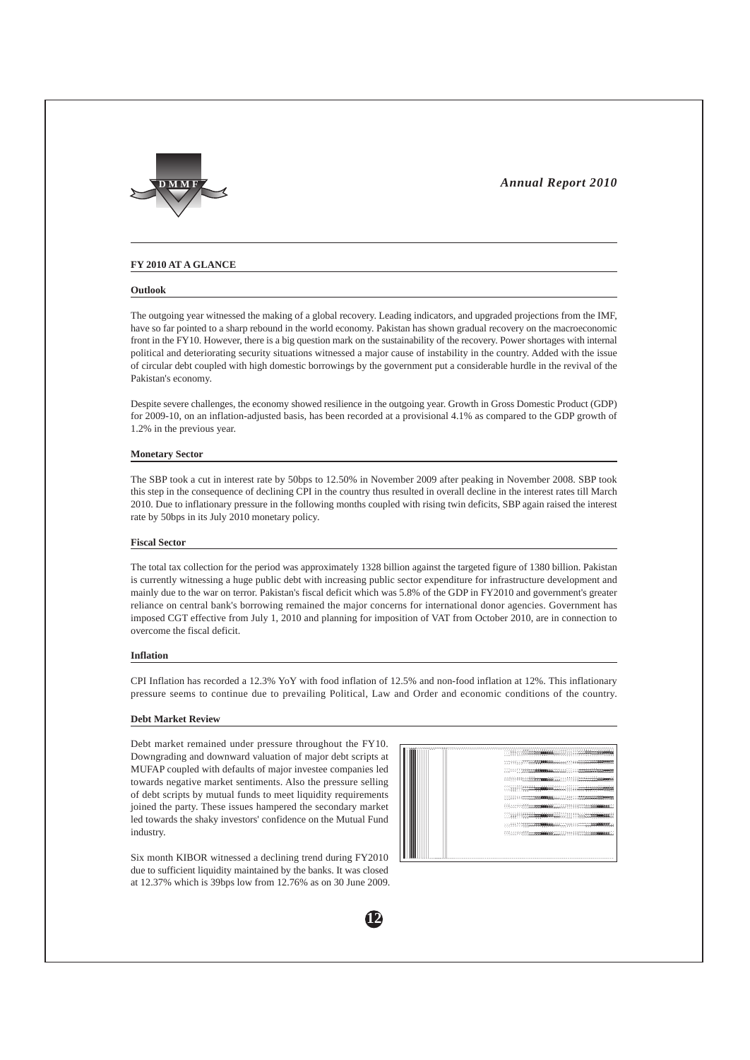## FY 2010 AT A GLANCE

### Outlook

The outgoing year witnessed the making of a global recovery. Leading indicators, and upgraded projections from the IMF, have so far pointed to a sharp rebound in the world economy. Pakistan has shown gradual recovery on the macroeconomic front in the FY10. However, there is a big question mark on the sustainability of the recovery. Power shortages with internal political and deteriorating security situations witnessed a major cause of instability in the country. Added with the issue of circular debt coupled with high domestic borrowings by the government put a considerable hurdle in the revival of the Pakistan's economy.

Despite severe challenges, the economy showed resilience in the outgoing year. Growth in Gross Domestic Product (GDP) for 2009-10, on an inflation-adjusted basis, has been recorded at a provisional 4.1% as compared to the GDP growth of 1.2% in the previous year.

### Monetary Sector

The SBP took a cut in interest rate by 50bps to 12.50% in November 2009 after peaking in November 2008. SBP took this step in the consequence of declining CPI in the country thus resulted in overall decline in the interest rates till March 2010. Due to inflationary pressure in the following months coupled with rising twin deficits, SBP again raised the interest rate by 50bps in its July 2010 monetary policy.

### Fiscal Sector

The total tax collection for the period was approximately 1328 billion against the targeted figure of 1380 billion. Pakistan is currently witnessing a huge public debt with increasing public sector expenditure for infrastructure development and mainly due to the war on terror. Pakistan's fiscal deficit which was 5.8% of the GDP in FY2010 and government's greater reliance on central bank's borrowing remained the major concerns for international donor agencies. Government has imposed CGT effective from July 1, 2010 and planning for imposition of VAT from October 2010, are in connection to overcome the fiscal deficit.

### Inflation

CPI Inflation has recorded a 12.3% YoY with food inflation of 12.5% and non-food inflation at 12%. This inflationary pressure seems to continue due to prevailing Political, Law and Order and economic conditions of the country.

### Debt Market Review

Debt market remained under pressure throughout the FY10. Downgrading and downward valuation of major debt scripts at MUFAP coupled with defaults of major investee companies led towards negative market sentiments. Also the pressure selling of debt scripts by mutual funds to meet liquidity requirements joined the party. These issues hampered the secondary market led towards the shaky investors' confidence on the Mutual Fund industry.

Six month KIBOR witnessed a declining trend during FY2010 due to sufficient liquidity maintained by the banks. It was closed at 12.37% which is 39bps low from 12.76% as on 30 June 2009.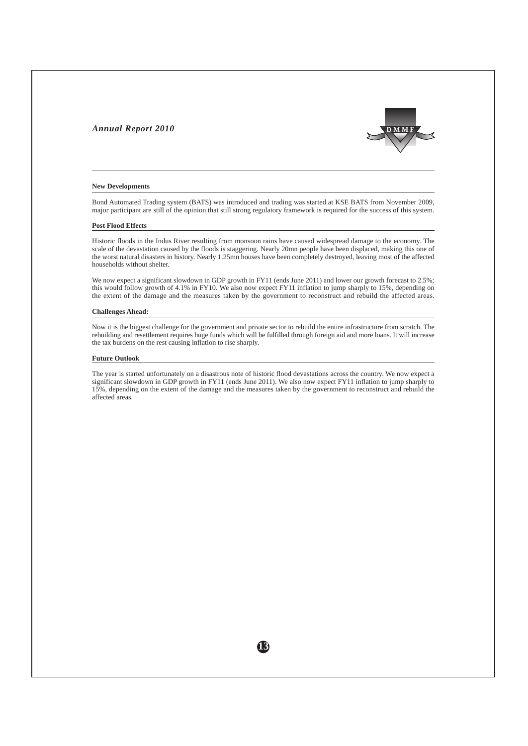**New Developments**

Bond Automated Trading system (BATS) was introduced and trading was started at KSE BATS from November 2009, major participant are still of the opinion that still strong regulatory framework is required for the success of this system.

**Post Flood Effects**

Historic floods in the Indus River resulting from monsoon rains have caused widespread damage to the economy. The scale of the devastation caused by the floods is staggering. Nearly 20mn people have been displaced, making this one of the worst natural disasters in history. Nearly 1.25mn houses have been completely destroyed, leaving most of the affected households without shelter.

We now expect a significant slowdown in GDP growth in FY11 (ends June 2011) and lower our growth forecast to 2.5%; this would follow growth of 4.1% in FY10. We also now expect FY11 inflation to jump sharply to 15%, depending on the extent of the damage and the measures taken by the government to reconstruct and rebuild the affected areas.

**Challenges Ahead:**

Now it is the biggest challenge for the government and private sector to rebuild the entire infrastructure from scratch. The rebuilding and resettlement requires huge funds which will be fulfilled through foreign aid and more loans. It will increase the tax burdens on the rest causing inflation to rise sharply.

**Future Outlook**

The year is started unfortunately on a disastrous note of historic flood devastations across the country. We now expect a significant slowdown in GDP growth in FY11 (ends June 2011). We also now expect FY11 inflation to jump sharply to 15%, depending on the extent of the damage and the measures taken by the government to reconstruct and rebuild the affected areas.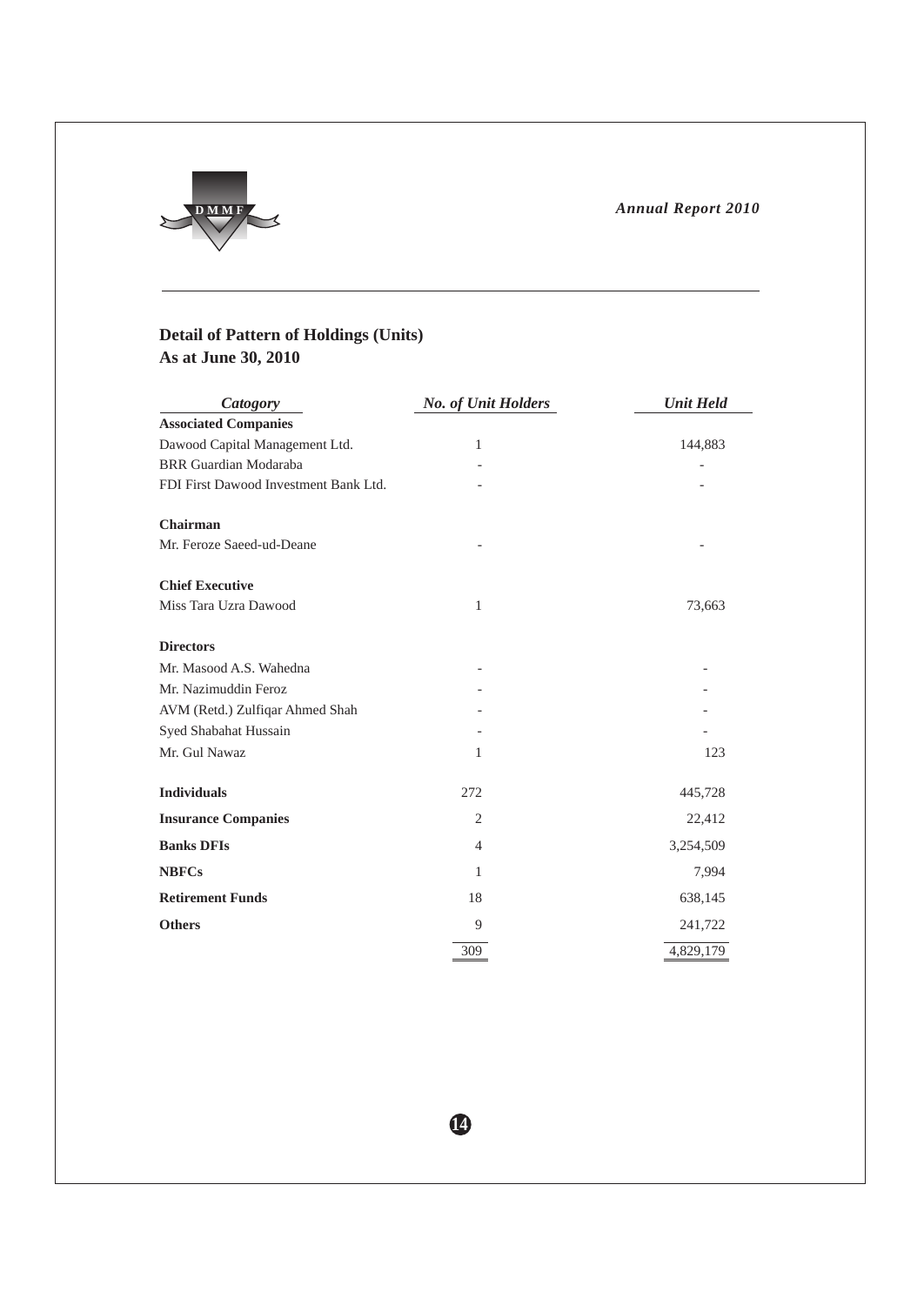## Detail of Pattern of Holdings (Units)
## As at June 30, 2010

| *Catogory* | *No. of Unit Holders* | *Unit Held* |
|---|---|---|
| **Associated Companies** | | |
| Dawood Capital Management Ltd. | 1 | 144,883 |
| BRR Guardian Modaraba | - | - |
| FDI First Dawood Investment Bank Ltd. | - | - |
| **Chairman** | | |
| Mr. Feroze Saeed-ud-Deane | - | - |
| **Chief Executive** | | |
| Miss Tara Uzra Dawood | 1 | 73,663 |
| **Directors** | | |
| Mr. Masood A.S. Wahedna | - | - |
| Mr. Nazimuddin Feroz | - | - |
| AVM (Retd.) Zulfiqar Ahmed Shah | - | - |
| Syed Shabahat Hussain | - | - |
| Mr. Gul Nawaz | 1 | 123 |
| **Individuals** | 272 | 445,728 |
| **Insurance Companies** | 2 | 22,412 |
| **Banks DFIs** | 4 | 3,254,509 |
| **NBFCs** | 1 | 7,994 |
| **Retirement Funds** | 18 | 638,145 |
| **Others** | 9 | 241,722 |
| | 309 | 4,829,179 |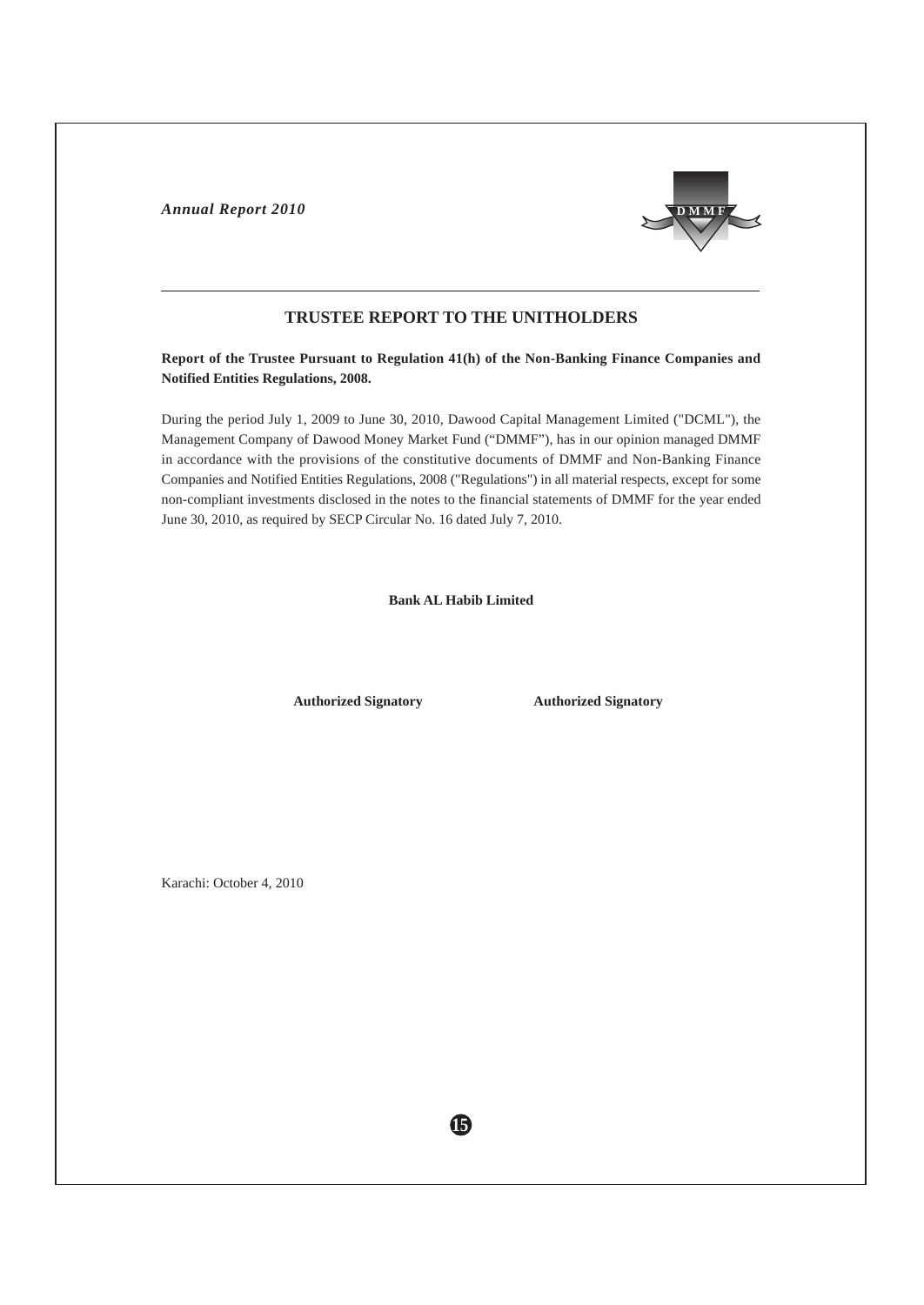# TRUSTEE REPORT TO THE UNITHOLDERS

**Report of the Trustee Pursuant to Regulation 41(h) of the Non-Banking Finance Companies and Notified Entities Regulations, 2008.**

During the period July 1, 2009 to June 30, 2010, Dawood Capital Management Limited ("DCML"), the Management Company of Dawood Money Market Fund ("DMMF"), has in our opinion managed DMMF in accordance with the provisions of the constitutive documents of DMMF and Non-Banking Finance Companies and Notified Entities Regulations, 2008 ("Regulations") in all material respects, except for some non-compliant investments disclosed in the notes to the financial statements of DMMF for the year ended June 30, 2010, as required by SECP Circular No. 16 dated July 7, 2010.

**Bank AL Habib Limited**

**Authorized Signatory** **Authorized Signatory**

Karachi: October 4, 2010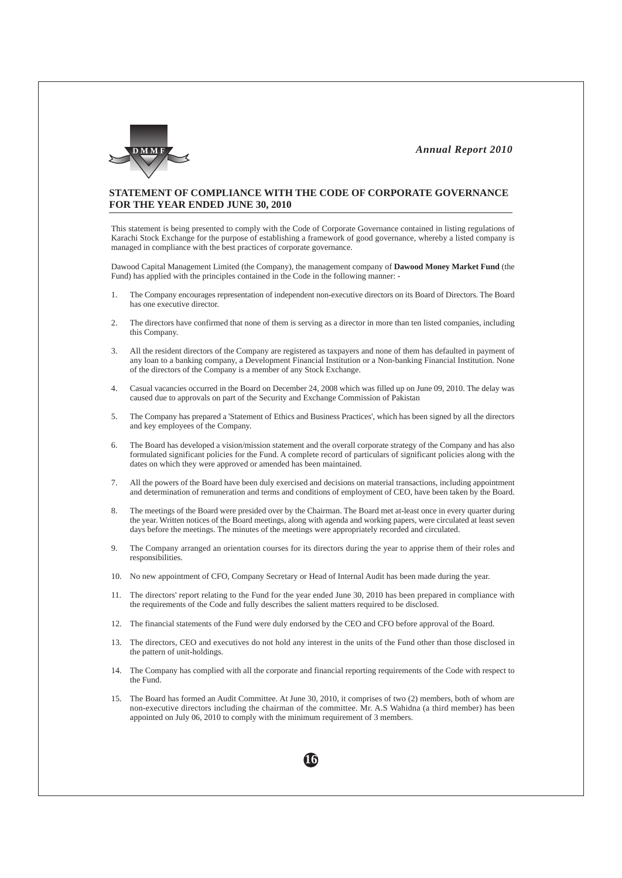## STATEMENT OF COMPLIANCE WITH THE CODE OF CORPORATE GOVERNANCE FOR THE YEAR ENDED JUNE 30, 2010

This statement is being presented to comply with the Code of Corporate Governance contained in listing regulations of Karachi Stock Exchange for the purpose of establishing a framework of good governance, whereby a listed company is managed in compliance with the best practices of corporate governance.

Dawood Capital Management Limited (the Company), the management company of **Dawood Money Market Fund** (the Fund) has applied with the principles contained in the Code in the following manner: -

1. The Company encourages representation of independent non-executive directors on its Board of Directors. The Board has one executive director.
2. The directors have confirmed that none of them is serving as a director in more than ten listed companies, including this Company.
3. All the resident directors of the Company are registered as taxpayers and none of them has defaulted in payment of any loan to a banking company, a Development Financial Institution or a Non-banking Financial Institution. None of the directors of the Company is a member of any Stock Exchange.
4. Casual vacancies occurred in the Board on December 24, 2008 which was filled up on June 09, 2010. The delay was caused due to approvals on part of the Security and Exchange Commission of Pakistan
5. The Company has prepared a 'Statement of Ethics and Business Practices', which has been signed by all the directors and key employees of the Company.
6. The Board has developed a vision/mission statement and the overall corporate strategy of the Company and has also formulated significant policies for the Fund. A complete record of particulars of significant policies along with the dates on which they were approved or amended has been maintained.
7. All the powers of the Board have been duly exercised and decisions on material transactions, including appointment and determination of remuneration and terms and conditions of employment of CEO, have been taken by the Board.
8. The meetings of the Board were presided over by the Chairman. The Board met at-least once in every quarter during the year. Written notices of the Board meetings, along with agenda and working papers, were circulated at least seven days before the meetings. The minutes of the meetings were appropriately recorded and circulated.
9. The Company arranged an orientation courses for its directors during the year to apprise them of their roles and responsibilities.
10. No new appointment of CFO, Company Secretary or Head of Internal Audit has been made during the year.
11. The directors' report relating to the Fund for the year ended June 30, 2010 has been prepared in compliance with the requirements of the Code and fully describes the salient matters required to be disclosed.
12. The financial statements of the Fund were duly endorsed by the CEO and CFO before approval of the Board.
13. The directors, CEO and executives do not hold any interest in the units of the Fund other than those disclosed in the pattern of unit-holdings.
14. The Company has complied with all the corporate and financial reporting requirements of the Code with respect to the Fund.
15. The Board has formed an Audit Committee. At June 30, 2010, it comprises of two (2) members, both of whom are non-executive directors including the chairman of the committee. Mr. A.S Wahidna (a third member) has been appointed on July 06, 2010 to comply with the minimum requirement of 3 members.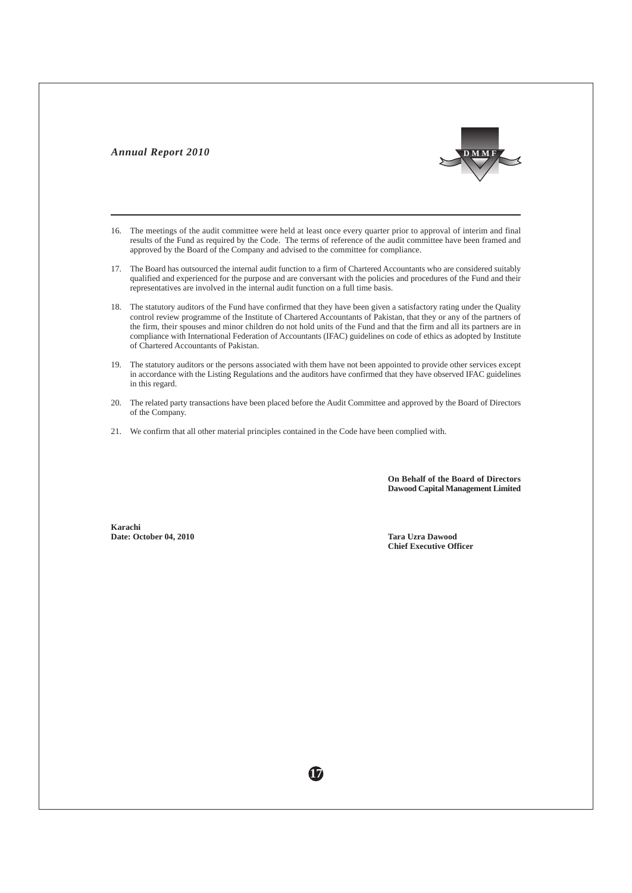16. The meetings of the audit committee were held at least once every quarter prior to approval of interim and final results of the Fund as required by the Code. The terms of reference of the audit committee have been framed and approved by the Board of the Company and advised to the committee for compliance.

17. The Board has outsourced the internal audit function to a firm of Chartered Accountants who are considered suitably qualified and experienced for the purpose and are conversant with the policies and procedures of the Fund and their representatives are involved in the internal audit function on a full time basis.

18. The statutory auditors of the Fund have confirmed that they have been given a satisfactory rating under the Quality control review programme of the Institute of Chartered Accountants of Pakistan, that they or any of the partners of the firm, their spouses and minor children do not hold units of the Fund and that the firm and all its partners are in compliance with International Federation of Accountants (IFAC) guidelines on code of ethics as adopted by Institute of Chartered Accountants of Pakistan.

19. The statutory auditors or the persons associated with them have not been appointed to provide other services except in accordance with the Listing Regulations and the auditors have confirmed that they have observed IFAC guidelines in this regard.

20. The related party transactions have been placed before the Audit Committee and approved by the Board of Directors of the Company.

21. We confirm that all other material principles contained in the Code have been complied with.

**On Behalf of the Board of Directors**
**Dawood Capital Management Limited**

**Karachi**
**Date: October 04, 2010**

**Tara Uzra Dawood**
**Chief Executive Officer**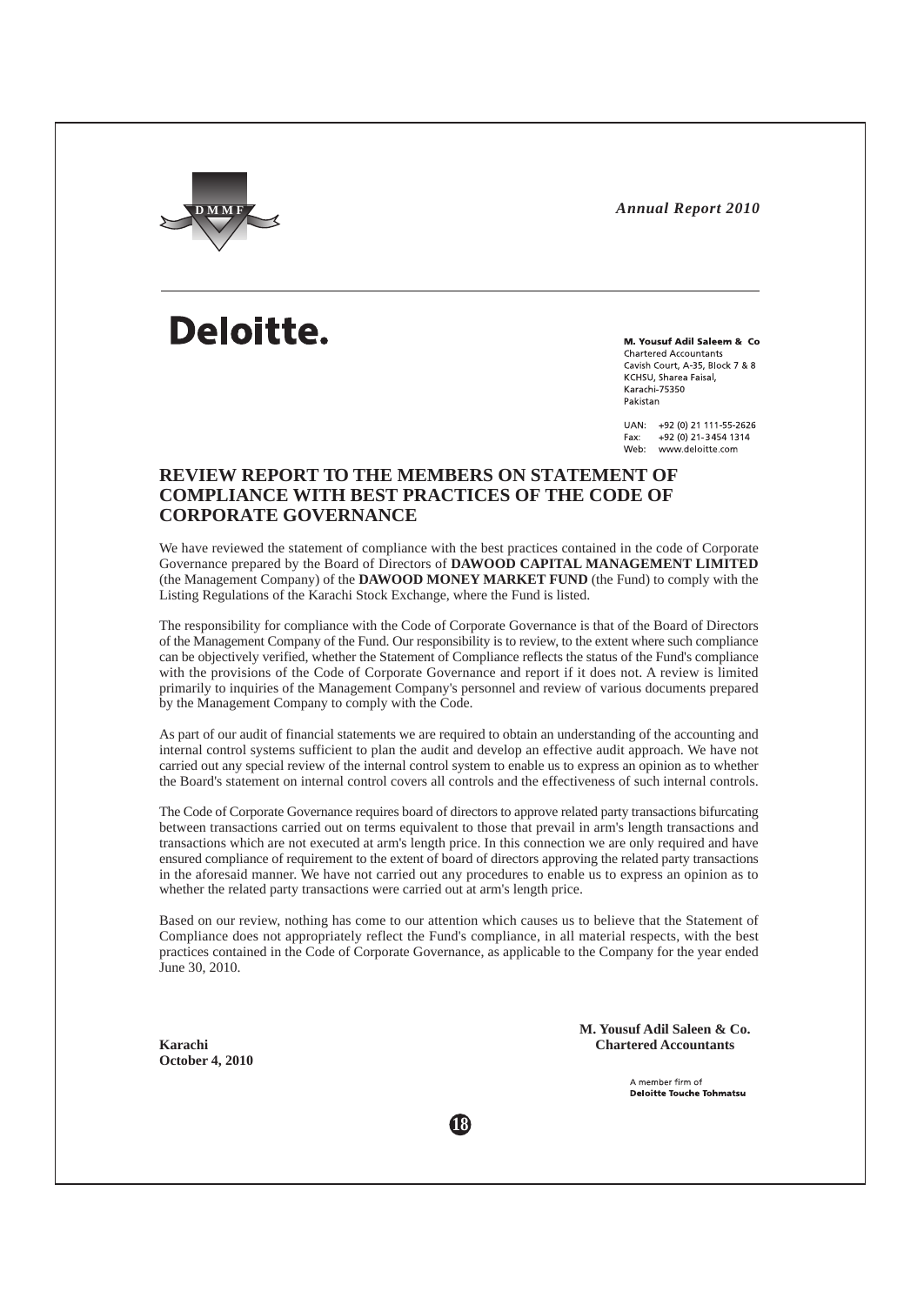Deloitte.

**M. Yousuf Adil Saleem & Co**
Chartered Accountants
Cavish Court, A-35, Block 7 & 8
KCHSU, Sharea Faisal,
Karachi-75350
Pakistan

UAN: +92 (0) 21 111-55-2626
Fax: +92 (0) 21-3454 1314
Web: www.deloitte.com

## REVIEW REPORT TO THE MEMBERS ON STATEMENT OF COMPLIANCE WITH BEST PRACTICES OF THE CODE OF CORPORATE GOVERNANCE

We have reviewed the statement of compliance with the best practices contained in the code of Corporate Governance prepared by the Board of Directors of **DAWOOD CAPITAL MANAGEMENT LIMITED** (the Management Company) of the **DAWOOD MONEY MARKET FUND** (the Fund) to comply with the Listing Regulations of the Karachi Stock Exchange, where the Fund is listed.

The responsibility for compliance with the Code of Corporate Governance is that of the Board of Directors of the Management Company of the Fund. Our responsibility is to review, to the extent where such compliance can be objectively verified, whether the Statement of Compliance reflects the status of the Fund's compliance with the provisions of the Code of Corporate Governance and report if it does not. A review is limited primarily to inquiries of the Management Company's personnel and review of various documents prepared by the Management Company to comply with the Code.

As part of our audit of financial statements we are required to obtain an understanding of the accounting and internal control systems sufficient to plan the audit and develop an effective audit approach. We have not carried out any special review of the internal control system to enable us to express an opinion as to whether the Board's statement on internal control covers all controls and the effectiveness of such internal controls.

The Code of Corporate Governance requires board of directors to approve related party transactions bifurcating between transactions carried out on terms equivalent to those that prevail in arm's length transactions and transactions which are not executed at arm's length price. In this connection we are only required and have ensured compliance of requirement to the extent of board of directors approving the related party transactions in the aforesaid manner. We have not carried out any procedures to enable us to express an opinion as to whether the related party transactions were carried out at arm's length price.

Based on our review, nothing has come to our attention which causes us to believe that the Statement of Compliance does not appropriately reflect the Fund's compliance, in all material respects, with the best practices contained in the Code of Corporate Governance, as applicable to the Company for the year ended June 30, 2010.

**M. Yousuf Adil Saleen & Co.**
**Chartered Accountants**

**Karachi**
**October 4, 2010**

A member firm of
**Deloitte Touche Tohmatsu**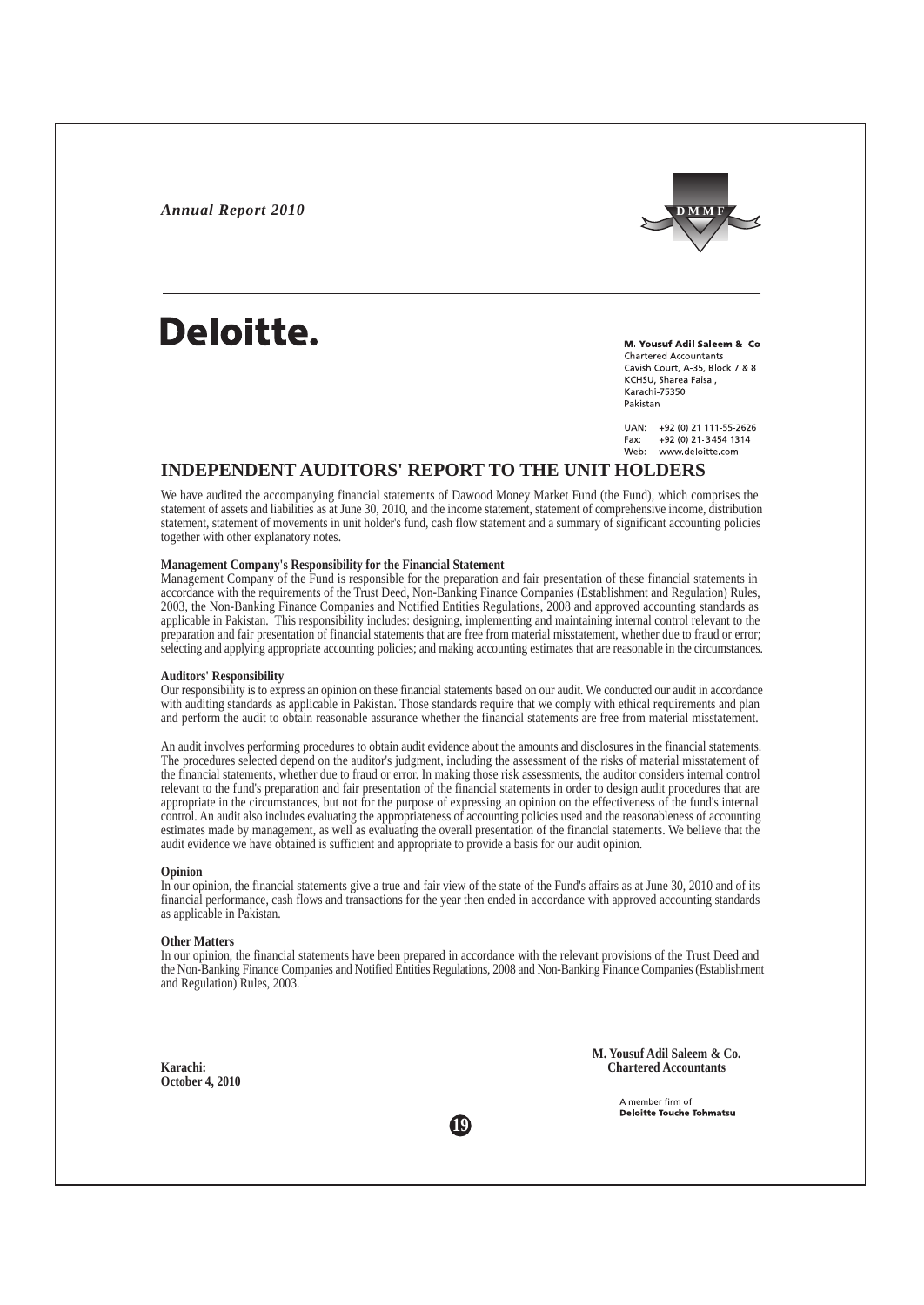Deloitte.

**M. Yousuf Adil Saleem & Co**
Chartered Accountants
Cavish Court, A-35, Block 7 & 8
KCHSU, Sharea Faisal,
Karachi-75350
Pakistan

UAN: +92 (0) 21 111-55-2626
Fax: +92 (0) 21-3454 1314
Web: www.deloitte.com

# INDEPENDENT AUDITORS' REPORT TO THE UNIT HOLDERS

We have audited the accompanying financial statements of Dawood Money Market Fund (the Fund), which comprises the statement of assets and liabilities as at June 30, 2010, and the income statement, statement of comprehensive income, distribution statement, statement of movements in unit holder's fund, cash flow statement and a summary of significant accounting policies together with other explanatory notes.

**Management Company's Responsibility for the Financial Statement**

Management Company of the Fund is responsible for the preparation and fair presentation of these financial statements in accordance with the requirements of the Trust Deed, Non-Banking Finance Companies (Establishment and Regulation) Rules, 2003, the Non-Banking Finance Companies and Notified Entities Regulations, 2008 and approved accounting standards as applicable in Pakistan. This responsibility includes: designing, implementing and maintaining internal control relevant to the preparation and fair presentation of financial statements that are free from material misstatement, whether due to fraud or error; selecting and applying appropriate accounting policies; and making accounting estimates that are reasonable in the circumstances.

**Auditors' Responsibility**

Our responsibility is to express an opinion on these financial statements based on our audit. We conducted our audit in accordance with auditing standards as applicable in Pakistan. Those standards require that we comply with ethical requirements and plan and perform the audit to obtain reasonable assurance whether the financial statements are free from material misstatement.

An audit involves performing procedures to obtain audit evidence about the amounts and disclosures in the financial statements. The procedures selected depend on the auditor's judgment, including the assessment of the risks of material misstatement of the financial statements, whether due to fraud or error. In making those risk assessments, the auditor considers internal control relevant to the fund's preparation and fair presentation of the financial statements in order to design audit procedures that are appropriate in the circumstances, but not for the purpose of expressing an opinion on the effectiveness of the fund's internal control. An audit also includes evaluating the appropriateness of accounting policies used and the reasonableness of accounting estimates made by management, as well as evaluating the overall presentation of the financial statements. We believe that the audit evidence we have obtained is sufficient and appropriate to provide a basis for our audit opinion.

**Opinion**

In our opinion, the financial statements give a true and fair view of the state of the Fund's affairs as at June 30, 2010 and of its financial performance, cash flows and transactions for the year then ended in accordance with approved accounting standards as applicable in Pakistan.

**Other Matters**

In our opinion, the financial statements have been prepared in accordance with the relevant provisions of the Trust Deed and the Non-Banking Finance Companies and Notified Entities Regulations, 2008 and Non-Banking Finance Companies (Establishment and Regulation) Rules, 2003.

**M. Yousuf Adil Saleem & Co.**
**Chartered Accountants**

**Karachi:**
**October 4, 2010**

A member firm of
**Deloitte Touche Tohmatsu**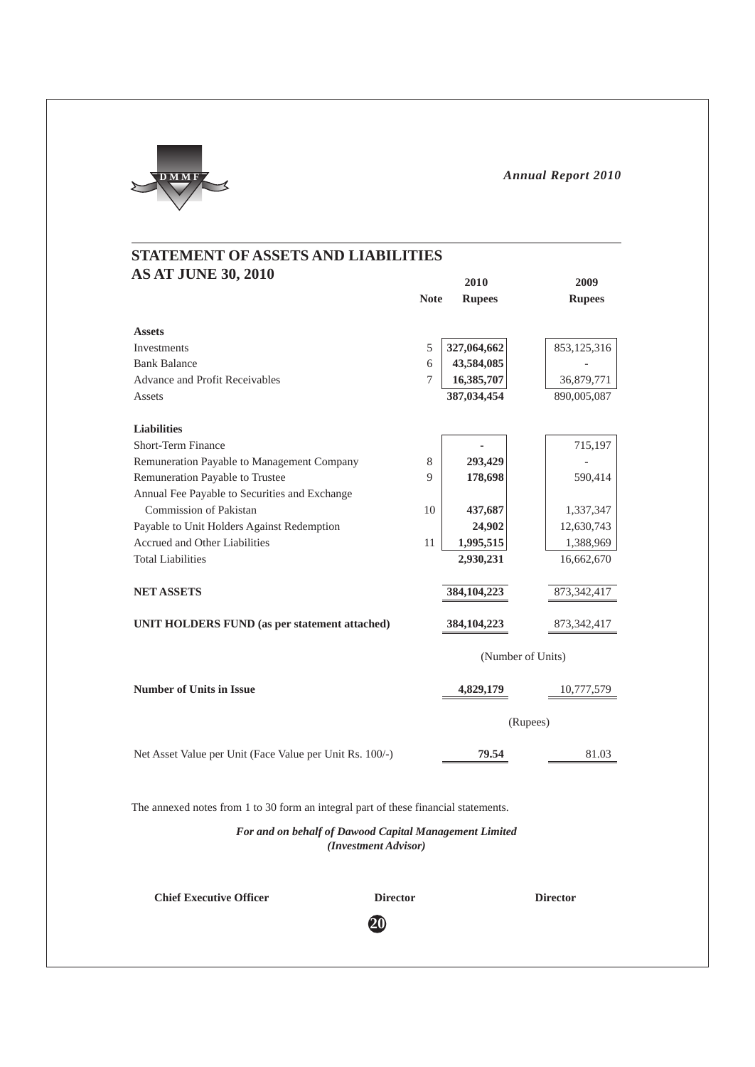## STATEMENT OF ASSETS AND LIABILITIES
## AS AT JUNE 30, 2010

| | Note | 2010 Rupees | 2009 Rupees |
|---|---|---|---|
| **Assets** | | | |
| Investments | 5 | **327,064,662** | 853,125,316 |
| Bank Balance | 6 | **43,584,085** | - |
| Advance and Profit Receivables | 7 | **16,385,707** | 36,879,771 |
| Assets | | **387,034,454** | 890,005,087 |
| **Liabilities** | | | |
| Short-Term Finance | | **-** | 715,197 |
| Remuneration Payable to Management Company | 8 | **293,429** | - |
| Remuneration Payable to Trustee | 9 | **178,698** | 590,414 |
| Annual Fee Payable to Securities and Exchange Commission of Pakistan | 10 | **437,687** | 1,337,347 |
| Payable to Unit Holders Against Redemption | | **24,902** | 12,630,743 |
| Accrued and Other Liabilities | 11 | **1,995,515** | 1,388,969 |
| Total Liabilities | | **2,930,231** | 16,662,670 |
| **NET ASSETS** | | **384,104,223** | 873,342,417 |
| **UNIT HOLDERS FUND (as per statement attached)** | | **384,104,223** | 873,342,417 |
| | | (Number of Units) | |
| **Number of Units in Issue** | | **4,829,179** | 10,777,579 |
| | | (Rupees) | |
| Net Asset Value per Unit (Face Value per Unit Rs. 100/-) | | **79.54** | 81.03 |

The annexed notes from 1 to 30 form an integral part of these financial statements.

***For and on behalf of Dawood Capital Management Limited***
***(Investment Advisor)***

**Chief Executive Officer** **Director** **Director**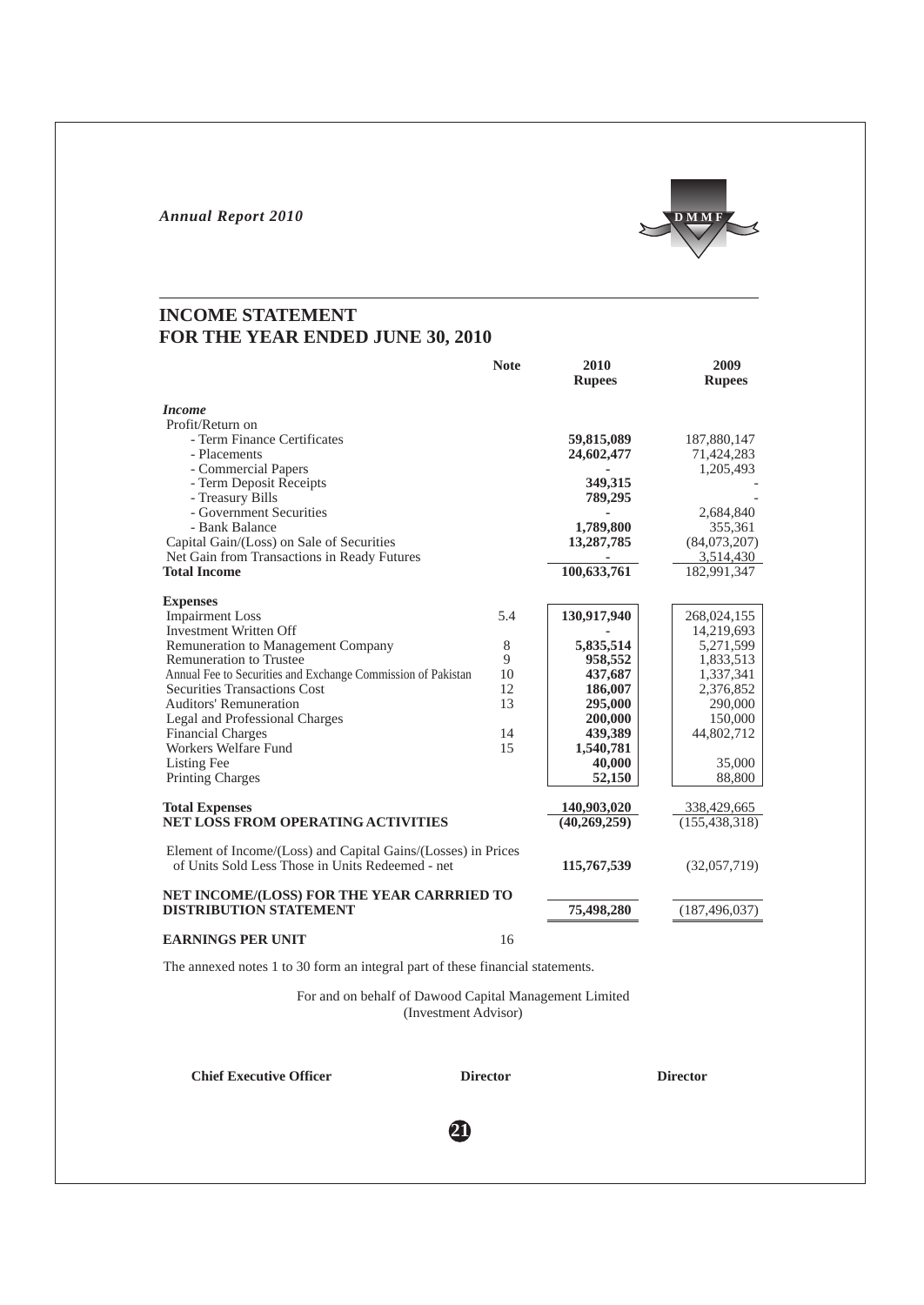# INCOME STATEMENT
# FOR THE YEAR ENDED JUNE 30, 2010

| | Note | 2010 Rupees | 2009 Rupees |
|---|---|---|---|
| ***Income*** | | | |
| Profit/Return on | | | |
| - Term Finance Certificates | | **59,815,089** | 187,880,147 |
| - Placements | | **24,602,477** | 71,424,283 |
| - Commercial Papers | | **-** | 1,205,493 |
| - Term Deposit Receipts | | **349,315** | - |
| - Treasury Bills | | **789,295** | - |
| - Government Securities | | **-** | 2,684,840 |
| - Bank Balance | | **1,789,800** | 355,361 |
| Capital Gain/(Loss) on Sale of Securities | | **13,287,785** | (84,073,207) |
| Net Gain from Transactions in Ready Futures | | **-** | 3,514,430 |
| **Total Income** | | **100,633,761** | 182,991,347 |
| **Expenses** | | | |
| Impairment Loss | 5.4 | **130,917,940** | 268,024,155 |
| Investment Written Off | | **-** | 14,219,693 |
| Remuneration to Management Company | 8 | **5,835,514** | 5,271,599 |
| Remuneration to Trustee | 9 | **958,552** | 1,833,513 |
| Annual Fee to Securities and Exchange Commission of Pakistan | 10 | **437,687** | 1,337,341 |
| Securities Transactions Cost | 12 | **186,007** | 2,376,852 |
| Auditors' Remuneration | 13 | **295,000** | 290,000 |
| Legal and Professional Charges | | **200,000** | 150,000 |
| Financial Charges | 14 | **439,389** | 44,802,712 |
| Workers Welfare Fund | 15 | **1,540,781** | |
| Listing Fee | | **40,000** | 35,000 |
| Printing Charges | | **52,150** | 88,800 |
| **Total Expenses** | | **140,903,020** | 338,429,665 |
| **NET LOSS FROM OPERATING ACTIVITIES** | | **(40,269,259)** | (155,438,318) |
| Element of Income/(Loss) and Capital Gains/(Losses) in Prices of Units Sold Less Those in Units Redeemed - net | | **115,767,539** | (32,057,719) |
| **NET INCOME/(LOSS) FOR THE YEAR CARRRIED TO DISTRIBUTION STATEMENT** | | **75,498,280** | (187,496,037) |
| **EARNINGS PER UNIT** | 16 | | |

The annexed notes 1 to 30 form an integral part of these financial statements.

For and on behalf of Dawood Capital Management Limited
(Investment Advisor)

**Chief Executive Officer** | **Director** | **Director**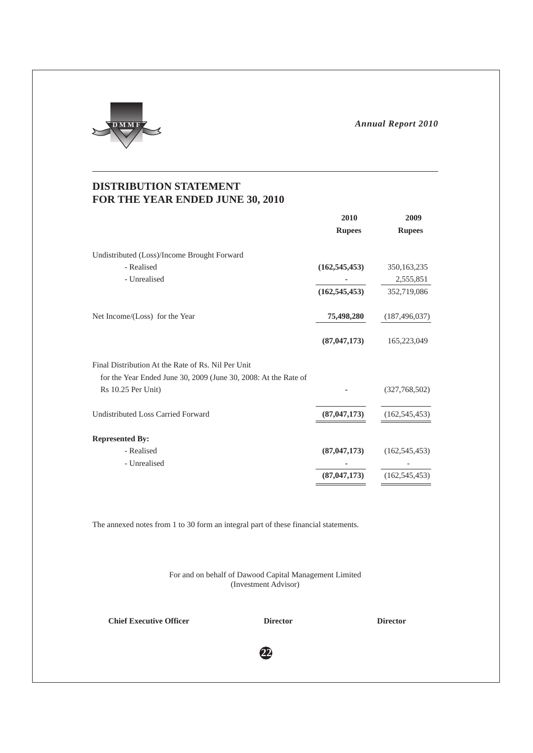# DISTRIBUTION STATEMENT
# FOR THE YEAR ENDED JUNE 30, 2010

| | 2010<br>Rupees | 2009<br>Rupees |
|---|---|---|
| Undistributed (Loss)/Income Brought Forward | | |
| - Realised | **(162,545,453)** | 350,163,235 |
| - Unrealised | **-** | 2,555,851 |
| | **(162,545,453)** | 352,719,086 |
| Net Income/(Loss) for the Year | **75,498,280** | (187,496,037) |
| | **(87,047,173)** | 165,223,049 |
| Final Distribution At the Rate of Rs. Nil Per Unit for the Year Ended June 30, 2009 (June 30, 2008: At the Rate of Rs 10.25 Per Unit) | **-** | (327,768,502) |
| Undistributed Loss Carried Forward | **(87,047,173)** | (162,545,453) |
| **Represented By:** | | |
| - Realised | **(87,047,173)** | (162,545,453) |
| - Unrealised | **-** | - |
| | **(87,047,173)** | (162,545,453) |

The annexed notes from 1 to 30 form an integral part of these financial statements.

For and on behalf of Dawood Capital Management Limited
(Investment Advisor)

**Chief Executive Officer** **Director** **Director**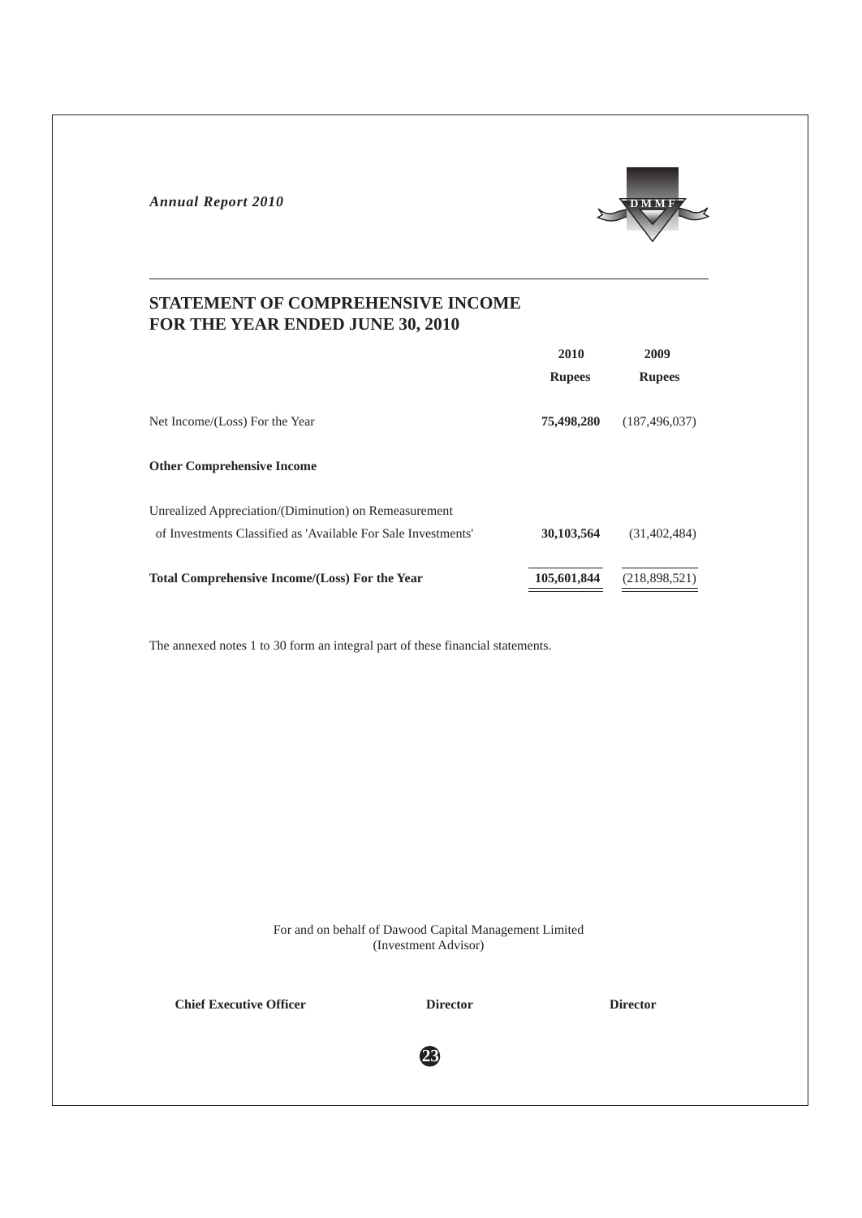## STATEMENT OF COMPREHENSIVE INCOME
## FOR THE YEAR ENDED JUNE 30, 2010

| | 2010 | 2009 |
|---|---|---|
| | Rupees | Rupees |
| Net Income/(Loss) For the Year | **75,498,280** | (187,496,037) |
| **Other Comprehensive Income** | | |
| Unrealized Appreciation/(Diminution) on Remeasurement of Investments Classified as 'Available For Sale Investments' | **30,103,564** | (31,402,484) |
| **Total Comprehensive Income/(Loss) For the Year** | **105,601,844** | (218,898,521) |

The annexed notes 1 to 30 form an integral part of these financial statements.

For and on behalf of Dawood Capital Management Limited
(Investment Advisor)

**Chief Executive Officer** | **Director** | **Director**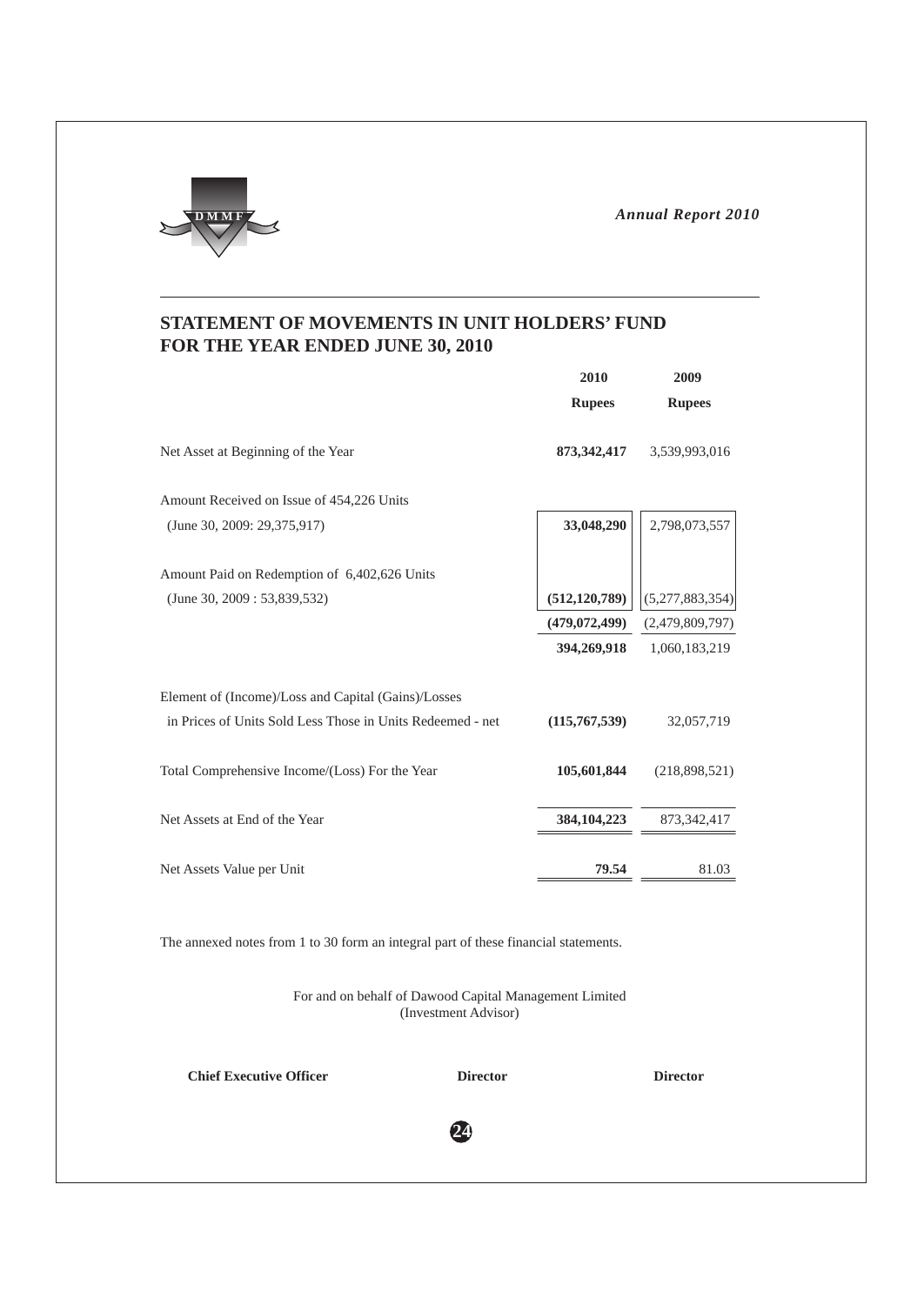## STATEMENT OF MOVEMENTS IN UNIT HOLDERS' FUND FOR THE YEAR ENDED JUNE 30, 2010

| | 2010 | 2009 |
|---|---|---|
| | **Rupees** | **Rupees** |
| Net Asset at Beginning of the Year | **873,342,417** | 3,539,993,016 |
| Amount Received on Issue of 454,226 Units (June 30, 2009: 29,375,917) | **33,048,290** | 2,798,073,557 |
| Amount Paid on Redemption of 6,402,626 Units (June 30, 2009 : 53,839,532) | **(512,120,789)** | (5,277,883,354) |
| | **(479,072,499)** | (2,479,809,797) |
| | **394,269,918** | 1,060,183,219 |
| Element of (Income)/Loss and Capital (Gains)/Losses in Prices of Units Sold Less Those in Units Redeemed - net | **(115,767,539)** | 32,057,719 |
| Total Comprehensive Income/(Loss) For the Year | **105,601,844** | (218,898,521) |
| Net Assets at End of the Year | **384,104,223** | 873,342,417 |
| Net Assets Value per Unit | **79.54** | 81.03 |

The annexed notes from 1 to 30 form an integral part of these financial statements.

For and on behalf of Dawood Capital Management Limited
(Investment Advisor)

**Chief Executive Officer** **Director** **Director**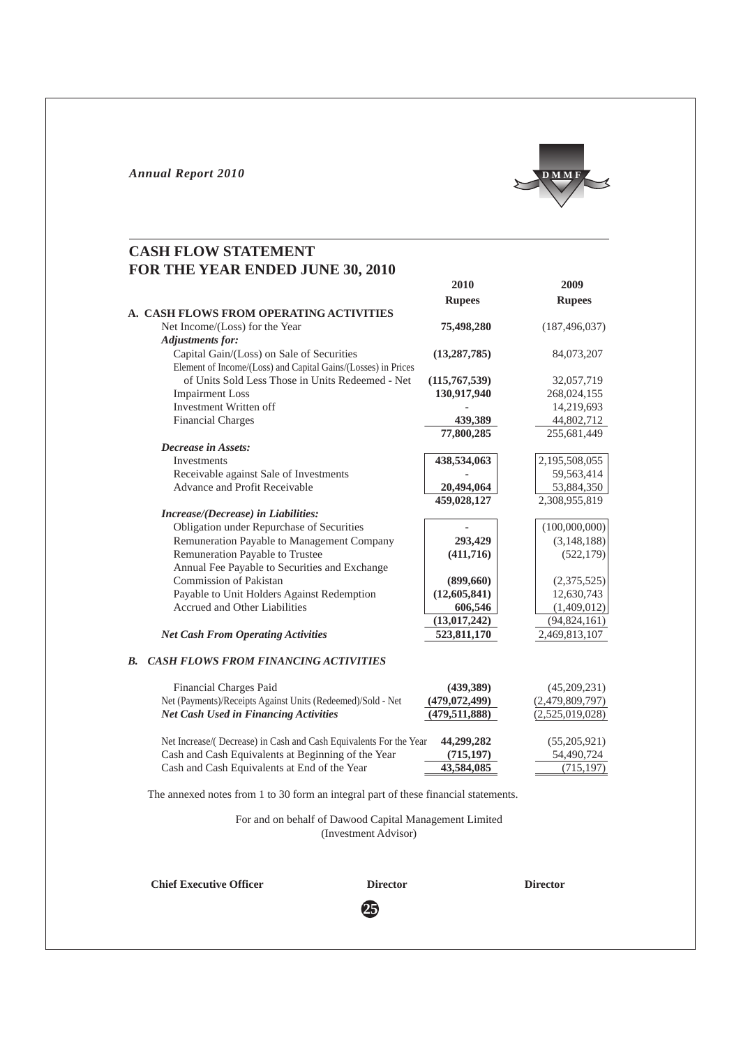## CASH FLOW STATEMENT
## FOR THE YEAR ENDED JUNE 30, 2010

| | 2010 | 2009 |
|---|---|---|
| | Rupees | Rupees |
| **A. CASH FLOWS FROM OPERATING ACTIVITIES** | | |
| Net Income/(Loss) for the Year | **75,498,280** | (187,496,037) |
| ***Adjustments for:*** | | |
| Capital Gain/(Loss) on Sale of Securities | **(13,287,785)** | 84,073,207 |
| Element of Income/(Loss) and Capital Gains/(Losses) in Prices of Units Sold Less Those in Units Redeemed - Net | **(115,767,539)** | 32,057,719 |
| Impairment Loss | **130,917,940** | 268,024,155 |
| Investment Written off | **-** | 14,219,693 |
| Financial Charges | **439,389** | 44,802,712 |
| | **77,800,285** | 255,681,449 |
| ***Decrease in Assets:*** | | |
| Investments | **438,534,063** | 2,195,508,055 |
| Receivable against Sale of Investments | **-** | 59,563,414 |
| Advance and Profit Receivable | **20,494,064** | 53,884,350 |
| | **459,028,127** | 2,308,955,819 |
| ***Increase/(Decrease) in Liabilities:*** | | |
| Obligation under Repurchase of Securities | **-** | (100,000,000) |
| Remuneration Payable to Management Company | **293,429** | (3,148,188) |
| Remuneration Payable to Trustee | **(411,716)** | (522,179) |
| Annual Fee Payable to Securities and Exchange Commission of Pakistan | **(899,660)** | (2,375,525) |
| Payable to Unit Holders Against Redemption | **(12,605,841)** | 12,630,743 |
| Accrued and Other Liabilities | **606,546** | (1,409,012) |
| | **(13,017,242)** | (94,824,161) |
| ***Net Cash From Operating Activities*** | **523,811,170** | 2,469,813,107 |
| ***B. CASH FLOWS FROM FINANCING ACTIVITIES*** | | |
| Financial Charges Paid | **(439,389)** | (45,209,231) |
| Net (Payments)/Receipts Against Units (Redeemed)/Sold - Net | **(479,072,499)** | (2,479,809,797) |
| ***Net Cash Used in Financing Activities*** | **(479,511,888)** | (2,525,019,028) |
| Net Increase/( Decrease) in Cash and Cash Equivalents For the Year | **44,299,282** | (55,205,921) |
| Cash and Cash Equivalents at Beginning of the Year | **(715,197)** | 54,490,724 |
| Cash and Cash Equivalents at End of the Year | **43,584,085** | (715,197) |

The annexed notes from 1 to 30 form an integral part of these financial statements.

For and on behalf of Dawood Capital Management Limited
(Investment Advisor)

**Chief Executive Officer** **Director** **Director**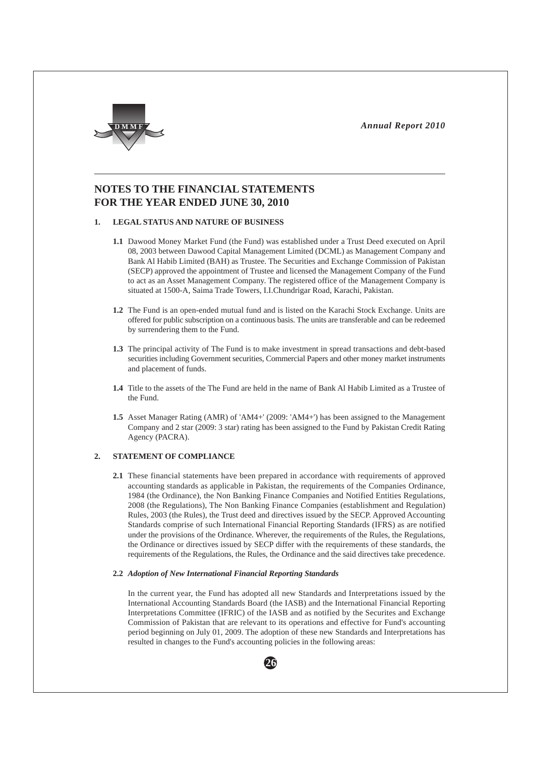# NOTES TO THE FINANCIAL STATEMENTS
# FOR THE YEAR ENDED JUNE 30, 2010

## 1. LEGAL STATUS AND NATURE OF BUSINESS

**1.1** Dawood Money Market Fund (the Fund) was established under a Trust Deed executed on April 08, 2003 between Dawood Capital Management Limited (DCML) as Management Company and Bank Al Habib Limited (BAH) as Trustee. The Securities and Exchange Commission of Pakistan (SECP) approved the appointment of Trustee and licensed the Management Company of the Fund to act as an Asset Management Company. The registered office of the Management Company is situated at 1500-A, Saima Trade Towers, I.I.Chundrigar Road, Karachi, Pakistan.

**1.2** The Fund is an open-ended mutual fund and is listed on the Karachi Stock Exchange. Units are offered for public subscription on a continuous basis. The units are transferable and can be redeemed by surrendering them to the Fund.

**1.3** The principal activity of The Fund is to make investment in spread transactions and debt-based securities including Government securities, Commercial Papers and other money market instruments and placement of funds.

**1.4** Title to the assets of the The Fund are held in the name of Bank Al Habib Limited as a Trustee of the Fund.

**1.5** Asset Manager Rating (AMR) of 'AM4+' (2009: 'AM4+') has been assigned to the Management Company and 2 star (2009: 3 star) rating has been assigned to the Fund by Pakistan Credit Rating Agency (PACRA).

## 2. STATEMENT OF COMPLIANCE

**2.1** These financial statements have been prepared in accordance with requirements of approved accounting standards as applicable in Pakistan, the requirements of the Companies Ordinance, 1984 (the Ordinance), the Non Banking Finance Companies and Notified Entities Regulations, 2008 (the Regulations), The Non Banking Finance Companies (establishment and Regulation) Rules, 2003 (the Rules), the Trust deed and directives issued by the SECP. Approved Accounting Standards comprise of such International Financial Reporting Standards (IFRS) as are notified under the provisions of the Ordinance. Wherever, the requirements of the Rules, the Regulations, the Ordinance or directives issued by SECP differ with the requirements of these standards, the requirements of the Regulations, the Rules, the Ordinance and the said directives take precedence.

**2.2** ***Adoption of New International Financial Reporting Standards***

In the current year, the Fund has adopted all new Standards and Interpretations issued by the International Accounting Standards Board (the IASB) and the International Financial Reporting Interpretations Committee (IFRIC) of the IASB and as notified by the Securites and Exchange Commission of Pakistan that are relevant to its operations and effective for Fund's accounting period beginning on July 01, 2009. The adoption of these new Standards and Interpretations has resulted in changes to the Fund's accounting policies in the following areas: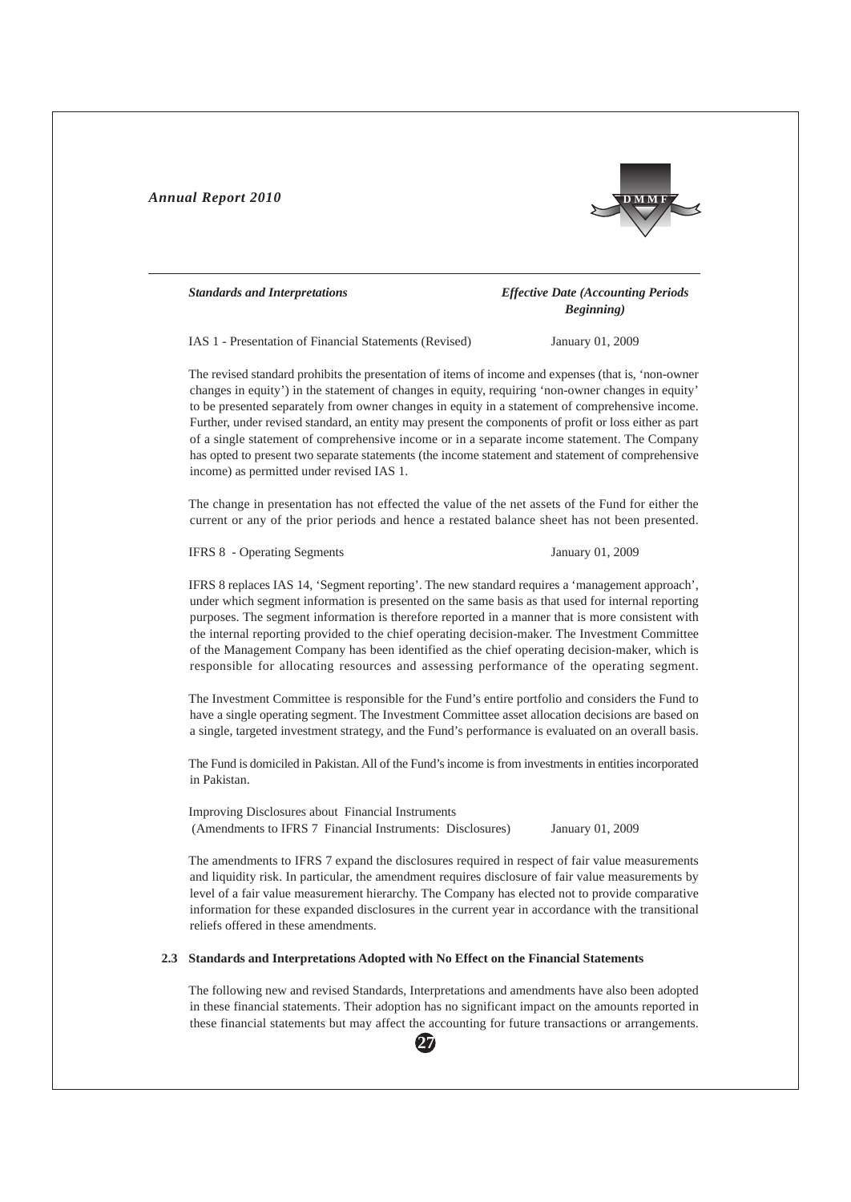| *Standards and Interpretations* | *Effective Date (Accounting Periods Beginning)* |
|---|---|
| IAS 1 - Presentation of Financial Statements (Revised) | January 01, 2009 |

The revised standard prohibits the presentation of items of income and expenses (that is, 'non-owner changes in equity') in the statement of changes in equity, requiring 'non-owner changes in equity' to be presented separately from owner changes in equity in a statement of comprehensive income. Further, under revised standard, an entity may present the components of profit or loss either as part of a single statement of comprehensive income or in a separate income statement. The Company has opted to present two separate statements (the income statement and statement of comprehensive income) as permitted under revised IAS 1.

The change in presentation has not effected the value of the net assets of the Fund for either the current or any of the prior periods and hence a restated balance sheet has not been presented.

| | |
|---|---|
| IFRS 8 - Operating Segments | January 01, 2009 |

IFRS 8 replaces IAS 14, 'Segment reporting'. The new standard requires a 'management approach', under which segment information is presented on the same basis as that used for internal reporting purposes. The segment information is therefore reported in a manner that is more consistent with the internal reporting provided to the chief operating decision-maker. The Investment Committee of the Management Company has been identified as the chief operating decision-maker, which is responsible for allocating resources and assessing performance of the operating segment.

The Investment Committee is responsible for the Fund's entire portfolio and considers the Fund to have a single operating segment. The Investment Committee asset allocation decisions are based on a single, targeted investment strategy, and the Fund's performance is evaluated on an overall basis.

The Fund is domiciled in Pakistan. All of the Fund's income is from investments in entities incorporated in Pakistan.

| | |
|---|---|
| Improving Disclosures about Financial Instruments (Amendments to IFRS 7 Financial Instruments: Disclosures) | January 01, 2009 |

The amendments to IFRS 7 expand the disclosures required in respect of fair value measurements and liquidity risk. In particular, the amendment requires disclosure of fair value measurements by level of a fair value measurement hierarchy. The Company has elected not to provide comparative information for these expanded disclosures in the current year in accordance with the transitional reliefs offered in these amendments.

**2.3 Standards and Interpretations Adopted with No Effect on the Financial Statements**

The following new and revised Standards, Interpretations and amendments have also been adopted in these financial statements. Their adoption has no significant impact on the amounts reported in these financial statements but may affect the accounting for future transactions or arrangements.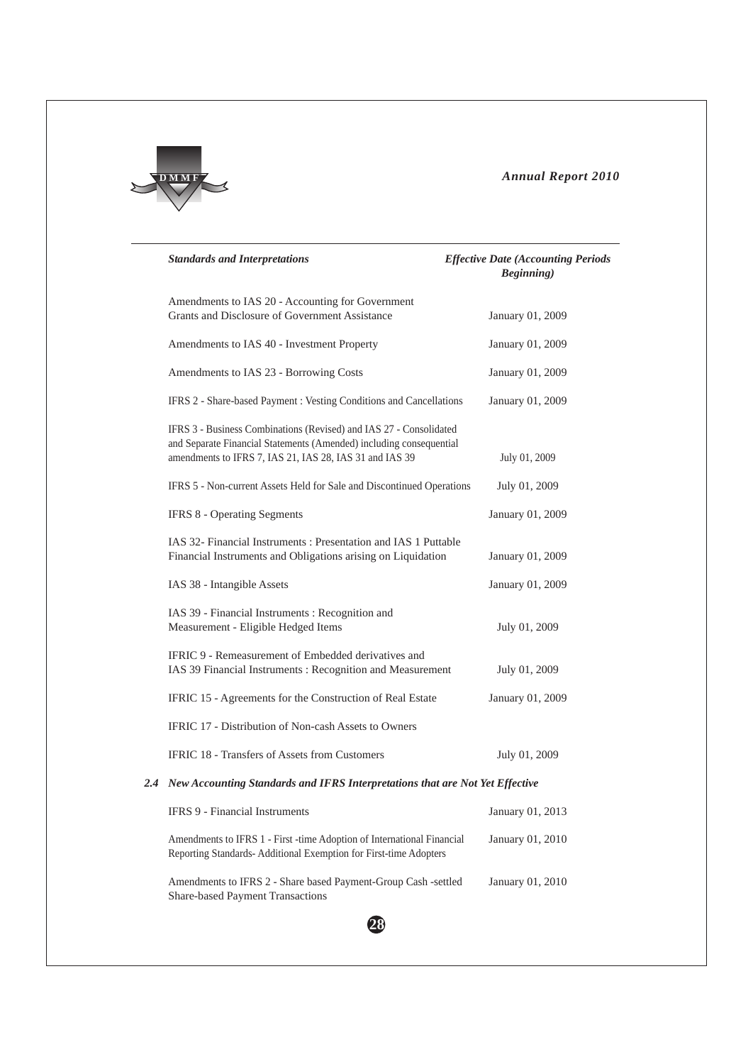| *Standards and Interpretations* | *Effective Date (Accounting Periods Beginning)* |
|---|---|
| Amendments to IAS 20 - Accounting for Government Grants and Disclosure of Government Assistance | January 01, 2009 |
| Amendments to IAS 40 - Investment Property | January 01, 2009 |
| Amendments to IAS 23 - Borrowing Costs | January 01, 2009 |
| IFRS 2 - Share-based Payment : Vesting Conditions and Cancellations | January 01, 2009 |
| IFRS 3 - Business Combinations (Revised) and IAS 27 - Consolidated and Separate Financial Statements (Amended) including consequential amendments to IFRS 7, IAS 21, IAS 28, IAS 31 and IAS 39 | July 01, 2009 |
| IFRS 5 - Non-current Assets Held for Sale and Discontinued Operations | July 01, 2009 |
| IFRS 8 - Operating Segments | January 01, 2009 |
| IAS 32- Financial Instruments : Presentation and IAS 1 Puttable Financial Instruments and Obligations arising on Liquidation | January 01, 2009 |
| IAS 38 - Intangible Assets | January 01, 2009 |
| IAS 39 - Financial Instruments : Recognition and Measurement - Eligible Hedged Items | July 01, 2009 |
| IFRIC 9 - Remeasurement of Embedded derivatives and IAS 39 Financial Instruments : Recognition and Measurement | July 01, 2009 |
| IFRIC 15 - Agreements for the Construction of Real Estate | January 01, 2009 |
| IFRIC 17 - Distribution of Non-cash Assets to Owners | |
| IFRIC 18 - Transfers of Assets from Customers | July 01, 2009 |

### 2.4 *New Accounting Standards and IFRS Interpretations that are Not Yet Effective*

| | |
|---|---|
| IFRS 9 - Financial Instruments | January 01, 2013 |
| Amendments to IFRS 1 - First -time Adoption of International Financial Reporting Standards- Additional Exemption for First-time Adopters | January 01, 2010 |
| Amendments to IFRS 2 - Share based Payment-Group Cash -settled Share-based Payment Transactions | January 01, 2010 |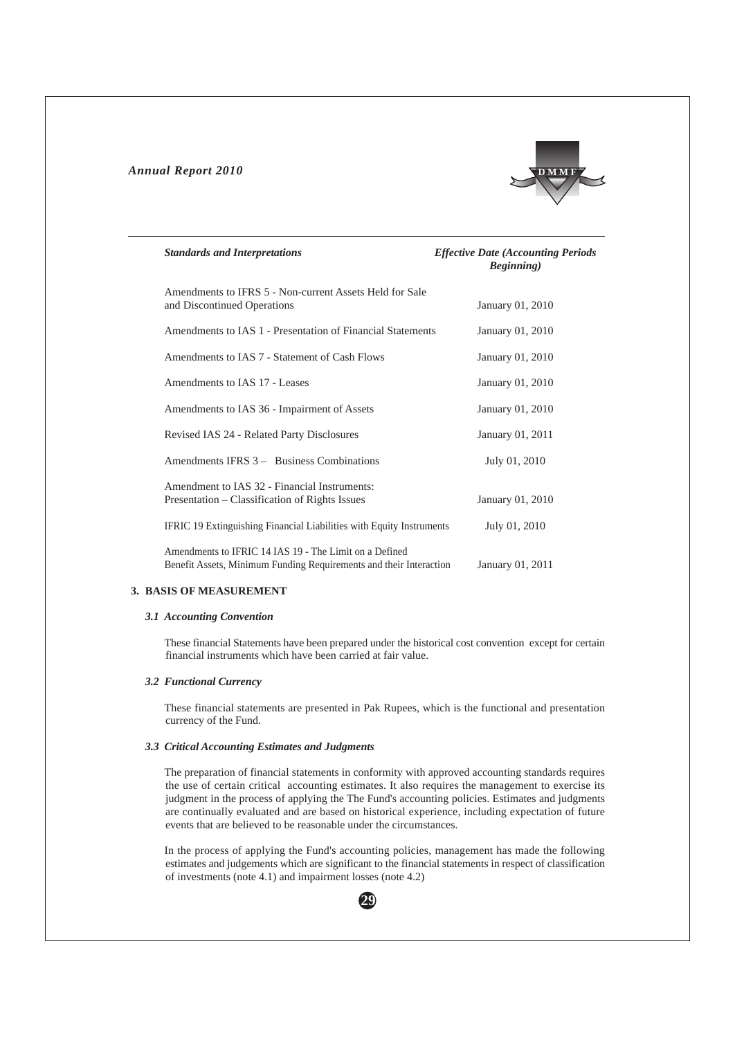| Standards and Interpretations | Effective Date (Accounting Periods Beginning) |
|---|---|
| Amendments to IFRS 5 - Non-current Assets Held for Sale and Discontinued Operations | January 01, 2010 |
| Amendments to IAS 1 - Presentation of Financial Statements | January 01, 2010 |
| Amendments to IAS 7 - Statement of Cash Flows | January 01, 2010 |
| Amendments to IAS 17 - Leases | January 01, 2010 |
| Amendments to IAS 36 - Impairment of Assets | January 01, 2010 |
| Revised IAS 24 - Related Party Disclosures | January 01, 2011 |
| Amendments IFRS 3 – Business Combinations | July 01, 2010 |
| Amendment to IAS 32 - Financial Instruments: Presentation – Classification of Rights Issues | January 01, 2010 |
| IFRIC 19 Extinguishing Financial Liabilities with Equity Instruments | July 01, 2010 |
| Amendments to IFRIC 14 IAS 19 - The Limit on a Defined Benefit Assets, Minimum Funding Requirements and their Interaction | January 01, 2011 |

## 3. BASIS OF MEASUREMENT

### *3.1 Accounting Convention*

These financial Statements have been prepared under the historical cost convention except for certain financial instruments which have been carried at fair value.

### *3.2 Functional Currency*

These financial statements are presented in Pak Rupees, which is the functional and presentation currency of the Fund.

### *3.3 Critical Accounting Estimates and Judgments*

The preparation of financial statements in conformity with approved accounting standards requires the use of certain critical accounting estimates. It also requires the management to exercise its judgment in the process of applying the The Fund's accounting policies. Estimates and judgments are continually evaluated and are based on historical experience, including expectation of future events that are believed to be reasonable under the circumstances.

In the process of applying the Fund's accounting policies, management has made the following estimates and judgements which are significant to the financial statements in respect of classification of investments (note 4.1) and impairment losses (note 4.2)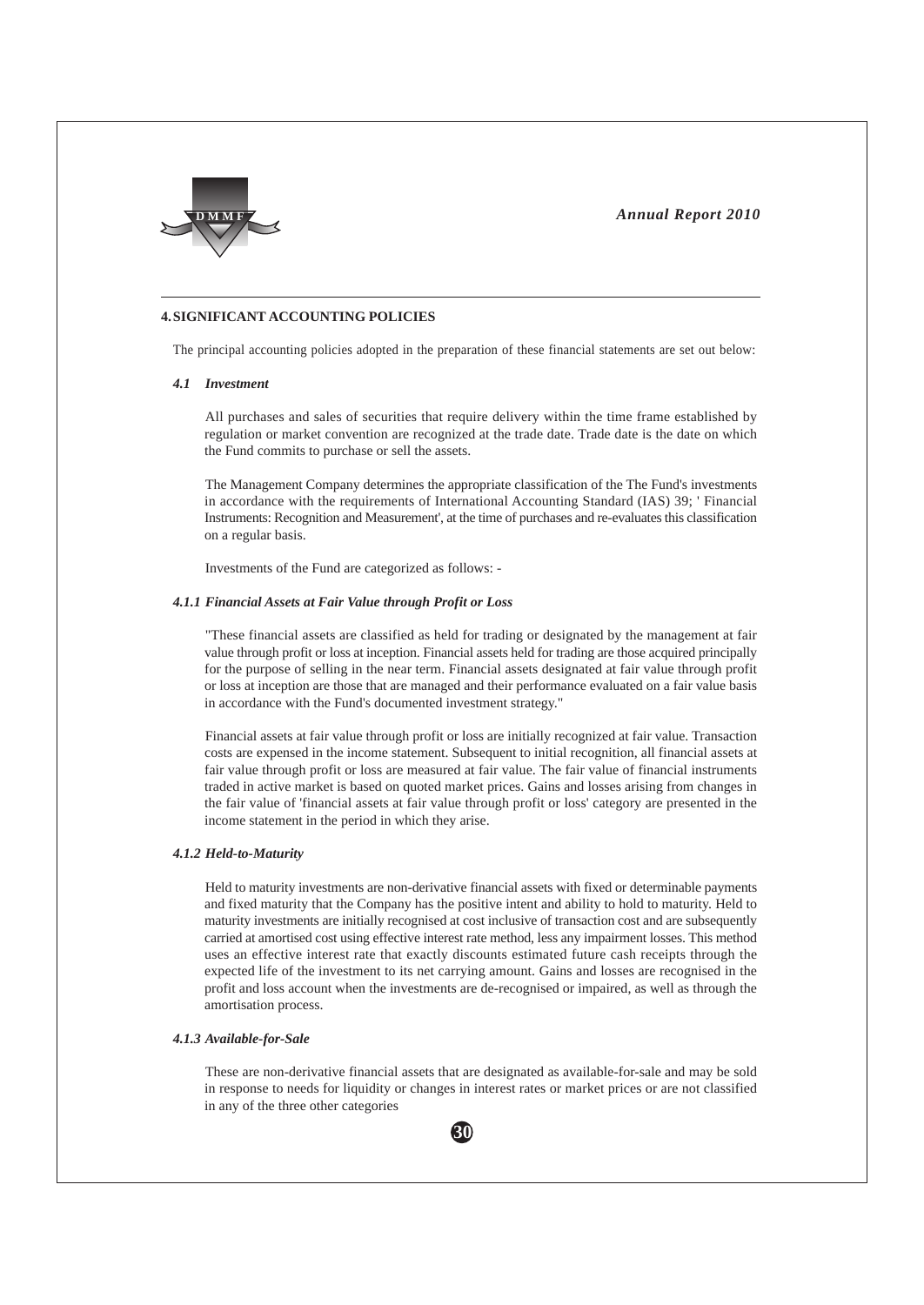## 4. SIGNIFICANT ACCOUNTING POLICIES

The principal accounting policies adopted in the preparation of these financial statements are set out below:

### *4.1 Investment*

All purchases and sales of securities that require delivery within the time frame established by regulation or market convention are recognized at the trade date. Trade date is the date on which the Fund commits to purchase or sell the assets.

The Management Company determines the appropriate classification of the The Fund's investments in accordance with the requirements of International Accounting Standard (IAS) 39; ' Financial Instruments: Recognition and Measurement', at the time of purchases and re-evaluates this classification on a regular basis.

Investments of the Fund are categorized as follows: -

#### *4.1.1 Financial Assets at Fair Value through Profit or Loss*

"These financial assets are classified as held for trading or designated by the management at fair value through profit or loss at inception. Financial assets held for trading are those acquired principally for the purpose of selling in the near term. Financial assets designated at fair value through profit or loss at inception are those that are managed and their performance evaluated on a fair value basis in accordance with the Fund's documented investment strategy."

Financial assets at fair value through profit or loss are initially recognized at fair value. Transaction costs are expensed in the income statement. Subsequent to initial recognition, all financial assets at fair value through profit or loss are measured at fair value. The fair value of financial instruments traded in active market is based on quoted market prices. Gains and losses arising from changes in the fair value of 'financial assets at fair value through profit or loss' category are presented in the income statement in the period in which they arise.

#### *4.1.2 Held-to-Maturity*

Held to maturity investments are non-derivative financial assets with fixed or determinable payments and fixed maturity that the Company has the positive intent and ability to hold to maturity. Held to maturity investments are initially recognised at cost inclusive of transaction cost and are subsequently carried at amortised cost using effective interest rate method, less any impairment losses. This method uses an effective interest rate that exactly discounts estimated future cash receipts through the expected life of the investment to its net carrying amount. Gains and losses are recognised in the profit and loss account when the investments are de-recognised or impaired, as well as through the amortisation process.

#### *4.1.3 Available-for-Sale*

These are non-derivative financial assets that are designated as available-for-sale and may be sold in response to needs for liquidity or changes in interest rates or market prices or are not classified in any of the three other categories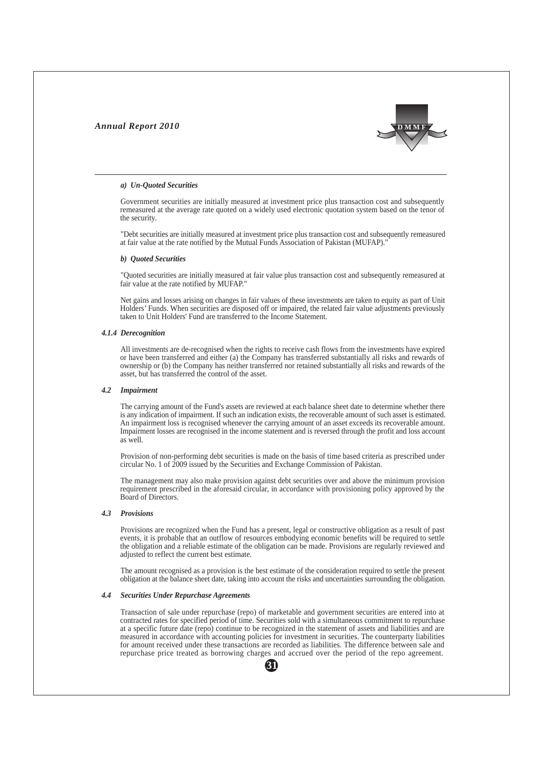#### *a) Un-Quoted Securities*

Government securities are initially measured at investment price plus transaction cost and subsequently remeasured at the average rate quoted on a widely used electronic quotation system based on the tenor of the security.

"Debt securities are initially measured at investment price plus transaction cost and subsequently remeasured at fair value at the rate notified by the Mutual Funds Association of Pakistan (MUFAP)."

#### *b) Quoted Securities*

"Quoted securities are initially measured at fair value plus transaction cost and subsequently remeasured at fair value at the rate notified by MUFAP."

Net gains and losses arising on changes in fair values of these investments are taken to equity as part of Unit Holders' Funds. When securities are disposed off or impaired, the related fair value adjustments previously taken to Unit Holders' Fund are transferred to the Income Statement.

### *4.1.4 Derecognition*

All investments are de-recognised when the rights to receive cash flows from the investments have expired or have been transferred and either (a) the Company has transferred substantially all risks and rewards of ownership or (b) the Company has neither transferred nor retained substantially all risks and rewards of the asset, but has transferred the control of the asset.

### *4.2 Impairment*

The carrying amount of the Fund's assets are reviewed at each balance sheet date to determine whether there is any indication of impairment. If such an indication exists, the recoverable amount of such asset is estimated. An impairment loss is recognised whenever the carrying amount of an asset exceeds its recoverable amount. Impairment losses are recognised in the income statement and is reversed through the profit and loss account as well.

Provision of non-performing debt securities is made on the basis of time based criteria as prescribed under circular No. 1 of 2009 issued by the Securities and Exchange Commission of Pakistan.

The management may also make provision against debt securities over and above the minimum provision requirement prescribed in the aforesaid circular, in accordance with provisioning policy approved by the Board of Directors.

### *4.3 Provisions*

Provisions are recognized when the Fund has a present, legal or constructive obligation as a result of past events, it is probable that an outflow of resources embodying economic benefits will be required to settle the obligation and a reliable estimate of the obligation can be made. Provisions are regularly reviewed and adjusted to reflect the current best estimate.

The amount recognised as a provision is the best estimate of the consideration required to settle the present obligation at the balance sheet date, taking into account the risks and uncertainties surrounding the obligation.

### *4.4 Securities Under Repurchase Agreements*

Transaction of sale under repurchase (repo) of marketable and government securities are entered into at contracted rates for specified period of time. Securities sold with a simultaneous commitment to repurchase at a specific future date (repo) continue to be recognized in the statement of assets and liabilities and are measured in accordance with accounting policies for investment in securities. The counterparty liabilities for amount received under these transactions are recorded as liabilities. The difference between sale and repurchase price treated as borrowing charges and accrued over the period of the repo agreement.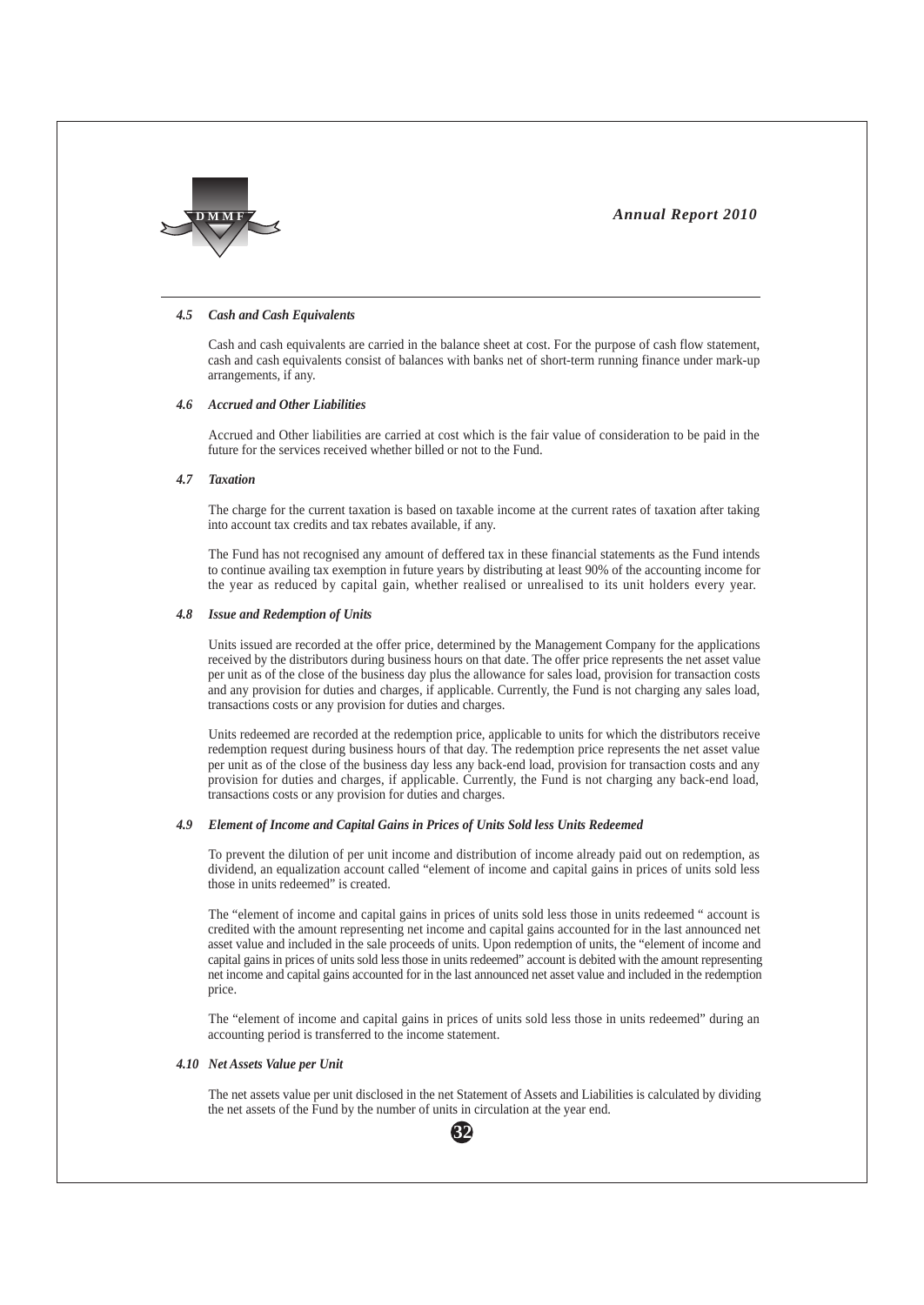### *4.5 Cash and Cash Equivalents*

Cash and cash equivalents are carried in the balance sheet at cost. For the purpose of cash flow statement, cash and cash equivalents consist of balances with banks net of short-term running finance under mark-up arrangements, if any.

### *4.6 Accrued and Other Liabilities*

Accrued and Other liabilities are carried at cost which is the fair value of consideration to be paid in the future for the services received whether billed or not to the Fund.

### *4.7 Taxation*

The charge for the current taxation is based on taxable income at the current rates of taxation after taking into account tax credits and tax rebates available, if any.

The Fund has not recognised any amount of deffered tax in these financial statements as the Fund intends to continue availing tax exemption in future years by distributing at least 90% of the accounting income for the year as reduced by capital gain, whether realised or unrealised to its unit holders every year.

### *4.8 Issue and Redemption of Units*

Units issued are recorded at the offer price, determined by the Management Company for the applications received by the distributors during business hours on that date. The offer price represents the net asset value per unit as of the close of the business day plus the allowance for sales load, provision for transaction costs and any provision for duties and charges, if applicable. Currently, the Fund is not charging any sales load, transactions costs or any provision for duties and charges.

Units redeemed are recorded at the redemption price, applicable to units for which the distributors receive redemption request during business hours of that day. The redemption price represents the net asset value per unit as of the close of the business day less any back-end load, provision for transaction costs and any provision for duties and charges, if applicable. Currently, the Fund is not charging any back-end load, transactions costs or any provision for duties and charges.

### *4.9 Element of Income and Capital Gains in Prices of Units Sold less Units Redeemed*

To prevent the dilution of per unit income and distribution of income already paid out on redemption, as dividend, an equalization account called "element of income and capital gains in prices of units sold less those in units redeemed" is created.

The "element of income and capital gains in prices of units sold less those in units redeemed " account is credited with the amount representing net income and capital gains accounted for in the last announced net asset value and included in the sale proceeds of units. Upon redemption of units, the "element of income and capital gains in prices of units sold less those in units redeemed" account is debited with the amount representing net income and capital gains accounted for in the last announced net asset value and included in the redemption price.

The "element of income and capital gains in prices of units sold less those in units redeemed" during an accounting period is transferred to the income statement.

### *4.10 Net Assets Value per Unit*

The net assets value per unit disclosed in the net Statement of Assets and Liabilities is calculated by dividing the net assets of the Fund by the number of units in circulation at the year end.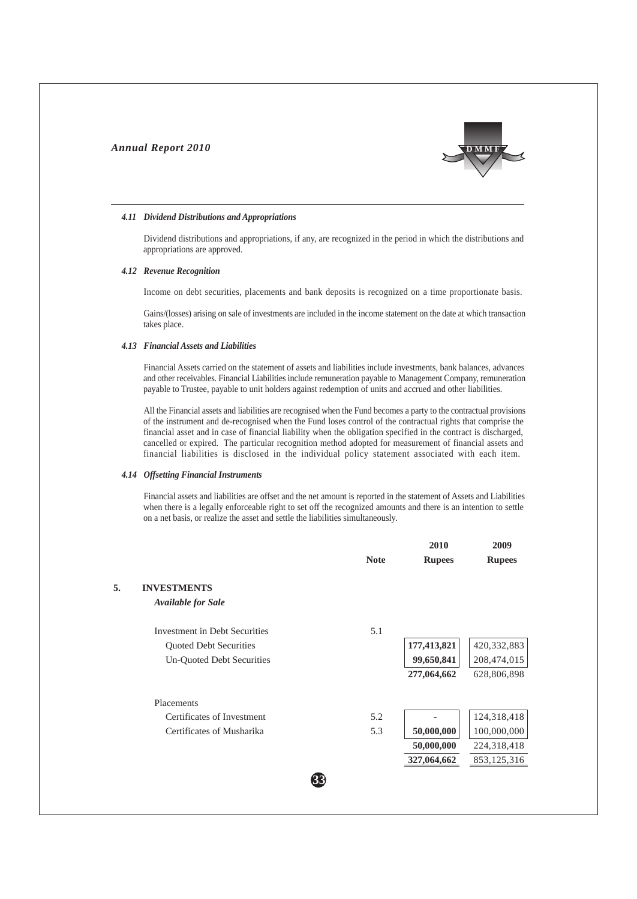#### 4.11 *Dividend Distributions and Appropriations*

Dividend distributions and appropriations, if any, are recognized in the period in which the distributions and appropriations are approved.

#### 4.12 *Revenue Recognition*

Income on debt securities, placements and bank deposits is recognized on a time proportionate basis.

Gains/(losses) arising on sale of investments are included in the income statement on the date at which transaction takes place.

#### 4.13 *Financial Assets and Liabilities*

Financial Assets carried on the statement of assets and liabilities include investments, bank balances, advances and other receivables. Financial Liabilities include remuneration payable to Management Company, remuneration payable to Trustee, payable to unit holders against redemption of units and accrued and other liabilities.

All the Financial assets and liabilities are recognised when the Fund becomes a party to the contractual provisions of the instrument and de-recognised when the Fund loses control of the contractual rights that comprise the financial asset and in case of financial liability when the obligation specified in the contract is discharged, cancelled or expired. The particular recognition method adopted for measurement of financial assets and financial liabilities is disclosed in the individual policy statement associated with each item.

#### 4.14 *Offsetting Financial Instruments*

Financial assets and liabilities are offset and the net amount is reported in the statement of Assets and Liabilities when there is a legally enforceable right to set off the recognized amounts and there is an intention to settle on a net basis, or realize the asset and settle the liabilities simultaneously.

## 5. INVESTMENTS

| | Note | 2010 Rupees | 2009 Rupees |
|---|---|---|---|
| ***Available for Sale*** | | | |
| Investment in Debt Securities | 5.1 | | |
| Quoted Debt Securities | | **177,413,821** | 420,332,883 |
| Un-Quoted Debt Securities | | **99,650,841** | 208,474,015 |
| | | **277,064,662** | 628,806,898 |
| Placements | | | |
| Certificates of Investment | 5.2 | - | 124,318,418 |
| Certificates of Musharika | 5.3 | **50,000,000** | 100,000,000 |
| | | **50,000,000** | 224,318,418 |
| | | **327,064,662** | 853,125,316 |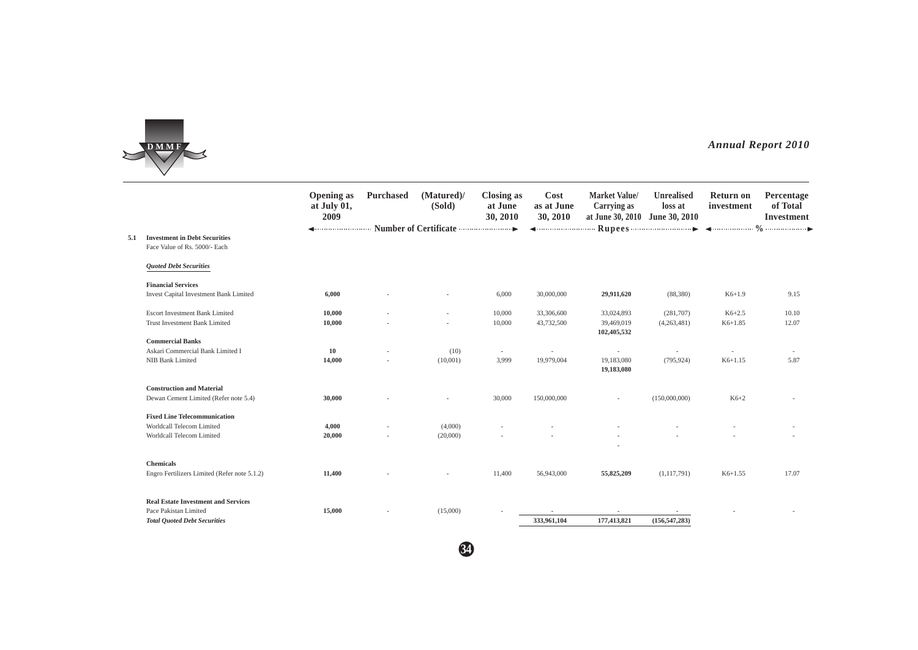| | Opening as at July 01, 2009 | Purchased | (Matured)/ (Sold) | Closing as at June 30, 2010 | Cost as at June 30, 2010 | Market Value/ Carrying as at June 30, 2010 | Unrealised loss at June 30, 2010 | Return on investment | Percentage of Total Investment |
|---|---|---|---|---|---|---|---|---|---|
| | Number of Certificate | | | | Rupees | | | % | |
| **5.1 Investment in Debt Securities** | | | | | | | | | |
| Face Value of Rs. 5000/- Each | | | | | | | | | |
| ***Quoted Debt Securities*** | | | | | | | | | |
| **Financial Services** | | | | | | | | | |
| Invest Capital Investment Bank Limited | **6,000** | - | - | 6,000 | 30,000,000 | **29,911,620** | (88,380) | K6+1.9 | 9.15 |
| Escort Investment Bank Limited | **10,000** | - | - | 10,000 | 33,306,600 | 33,024,893 | (281,707) | K6+2.5 | 10.10 |
| Trust Investment Bank Limited | **10,000** | - | - | 10,000 | 43,732,500 | 39,469,019 | (4,263,481) | K6+1.85 | 12.07 |
| | | | | | | **102,405,532** | | | |
| **Commercial Banks** | | | | | | | | | |
| Askari Commercial Bank Limited I | **10** | - | (10) | - | - | - | - | - | - |
| NIB Bank Limited | **14,000** | - | (10,001) | 3,999 | 19,979,004 | 19,183,080 | (795,924) | K6+1.15 | 5.87 |
| | | | | | | **19,183,080** | | | |
| **Construction and Material** | | | | | | | | | |
| Dewan Cement Limited (Refer note 5.4) | **30,000** | - | - | 30,000 | 150,000,000 | - | (150,000,000) | K6+2 | - |
| **Fixed Line Telecommunication** | | | | | | | | | |
| Worldcall Telecom Limited | **4,000** | - | (4,000) | - | - | - | - | - | - |
| Worldcall Telecom Limited | **20,000** | - | (20,000) | - | - | - | - | - | - |
| | | | | | | - | | | |
| **Chemicals** | | | | | | | | | |
| Engro Fertilizers Limited (Refer note 5.1.2) | **11,400** | - | - | 11,400 | 56,943,000 | **55,825,209** | (1,117,791) | K6+1.55 | 17.07 |
| **Real Estate Investment and Services** | | | | | | | | | |
| Pace Pakistan Limited | **15,000** | - | (15,000) | - | - | - | - | - | - |
| ***Total Quoted Debt Securities*** | | | | | **333,961,104** | **177,413,821** | **(156,547,283)** | | |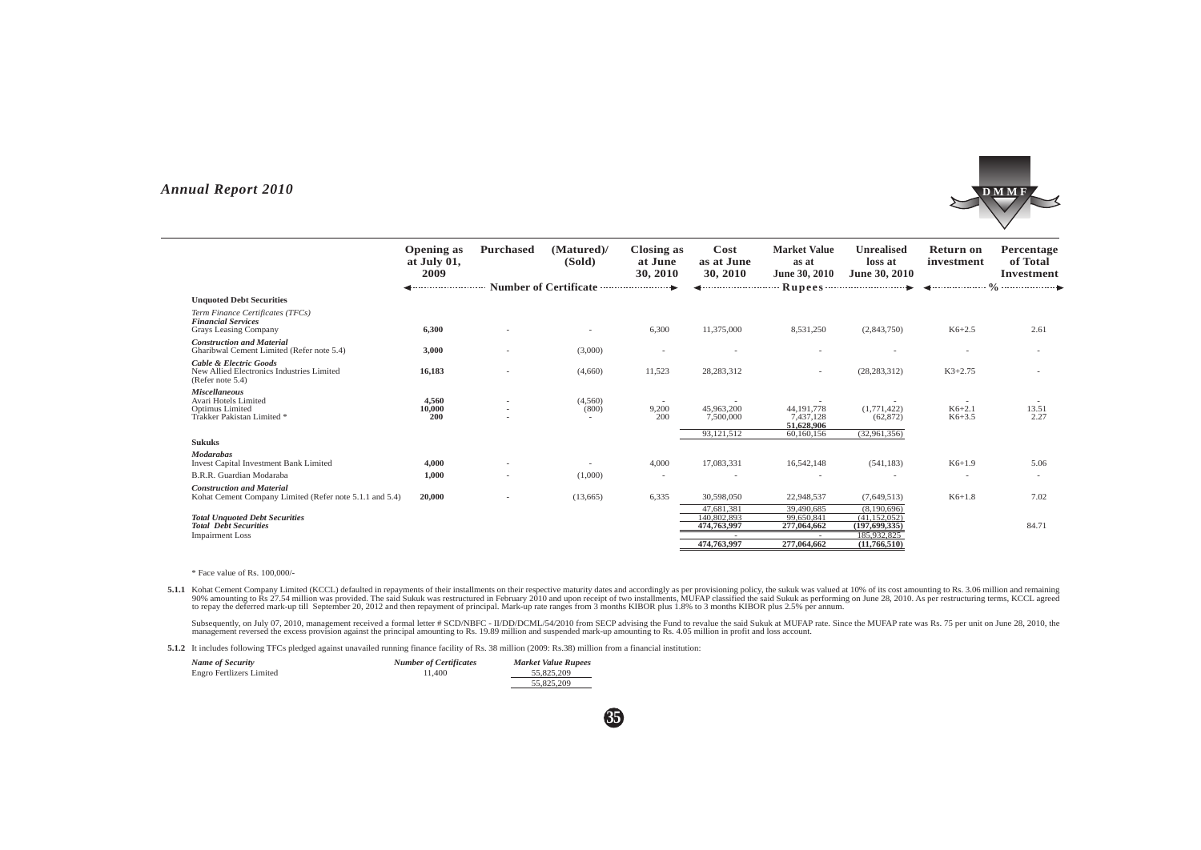| | Opening as at July 01, 2009 | Purchased | (Matured)/ (Sold) | Closing as at June 30, 2010 | Cost as at June 30, 2010 | Market Value as at June 30, 2010 | Unrealised loss at June 30, 2010 | Return on investment | Percentage of Total Investment |
|---|---|---|---|---|---|---|---|---|---|
| | Number of Certificate | | | | Rupees | | | % | |
| **Unquoted Debt Securities** | | | | | | | | | |
| *Term Finance Certificates (TFCs)* | | | | | | | | | |
| ***Financial Services*** | | | | | | | | | |
| Grays Leasing Company | **6,300** | - | - | 6,300 | 11,375,000 | 8,531,250 | (2,843,750) | K6+2.5 | 2.61 |
| ***Construction and Material*** | | | | | | | | | |
| Gharibwal Cement Limited (Refer note 5.4) | **3,000** | - | (3,000) | - | - | - | - | - | - |
| ***Cable & Electric Goods*** | | | | | | | | | |
| New Allied Electronics Industries Limited (Refer note 5.4) | **16,183** | - | (4,660) | 11,523 | 28,283,312 | - | (28,283,312) | K3+2.75 | - |
| ***Miscellaneous*** | | | | | | | | | |
| Avari Hotels Limited | **4,560** | - | (4,560) | - | - | - | - | - | - |
| Optimus Limited | **10,000** | - | (800) | 9,200 | 45,963,200 | 44,191,778 | (1,771,422) | K6+2.1 | 13.51 |
| Trakker Pakistan Limited * | **200** | - | - | 200 | 7,500,000 | 7,437,128 | (62,872) | K6+3.5 | 2.27 |
| | | | | | | **51,628,906** | | | |
| | | | | | 93,121,512 | 60,160,156 | (32,961,356) | | |
| **Sukuks** | | | | | | | | | |
| ***Modarabas*** | | | | | | | | | |
| Invest Capital Investment Bank Limited | **4,000** | - | - | 4,000 | 17,083,331 | 16,542,148 | (541,183) | K6+1.9 | 5.06 |
| B.R.R. Guardian Modaraba | **1,000** | - | (1,000) | - | - | - | - | - | - |
| ***Construction and Material*** | | | | | | | | | |
| Kohat Cement Company Limited (Refer note 5.1.1 and 5.4) | **20,000** | - | (13,665) | 6,335 | 30,598,050 | 22,948,537 | (7,649,513) | K6+1.8 | 7.02 |
| | | | | | 47,681,381 | 39,490,685 | (8,190,696) | | |
| ***Total Unquoted Debt Securities*** | | | | | 140,802,893 | 99,650,841 | (41,152,052) | | |
| ***Total Debt Securities*** | | | | | **474,763,997** | **277,064,662** | **(197,699,335)** | | 84.71 |
| Impairment Loss | | | | | - | - | 185,932,825 | | |
| | | | | | **474,763,997** | **277,064,662** | **(11,766,510)** | | |

\* Face value of Rs. 100,000/-

**5.1.1** Kohat Cement Company Limited (KCCL) defaulted in repayments of their installments on their respective maturity dates and accordingly as per provisioning policy, the sukuk was valued at 10% of its cost amounting to Rs. 3.06 million and remaining 90% amounting to Rs 27.54 million was provided. The said Sukuk was restructured in February 2010 and upon receipt of two installments, MUFAP classified the said Sukuk as performing on June 28, 2010. As per restructuring terms, KCCL agreed to repay the deferred mark-up till September 20, 2012 and then repayment of principal. Mark-up rate ranges from 3 months KIBOR plus 1.8% to 3 months KIBOR plus 2.5% per annum.

Subsequently, on July 07, 2010, management received a formal letter # SCD/NBFC - II/DD/DCML/54/2010 from SECP advising the Fund to revalue the said Sukuk at MUFAP rate. Since the MUFAP rate was Rs. 75 per unit on June 28, 2010, the management reversed the excess provision against the principal amounting to Rs. 19.89 million and suspended mark-up amounting to Rs. 4.05 million in profit and loss account.

**5.1.2** It includes following TFCs pledged against unavailed running finance facility of Rs. 38 million (2009: Rs.38) million from a financial institution:

| *Name of Security* | *Number of Certificates* | *Market Value Rupees* |
|---|---|---|
| Engro Fertlizers Limited | 11,400 | 55,825,209 |
| | | 55,825,209 |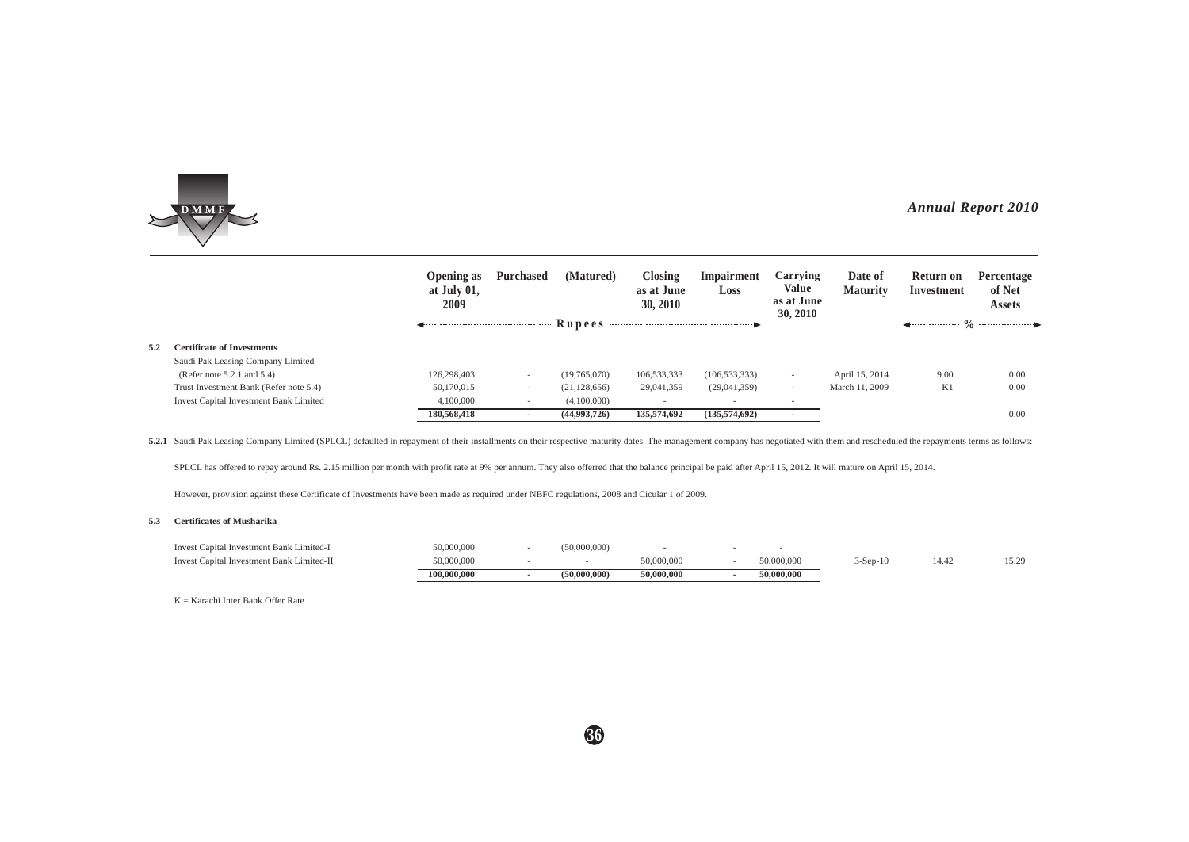| | Opening as at July 01, 2009 | Purchased | (Matured) | Closing as at June 30, 2010 | Impairment Loss | Carrying Value as at June 30, 2010 | Date of Maturity | Return on Investment | Percentage of Net Assets |
|---|---|---|---|---|---|---|---|---|---|
| | Rupees | | | | | | | % | |
| **5.2 Certificate of Investments** | | | | | | | | | |
| Saudi Pak Leasing Company Limited (Refer note 5.2.1 and 5.4) | 126,298,403 | - | (19,765,070) | 106,533,333 | (106,533,333) | - | April 15, 2014 | 9.00 | 0.00 |
| Trust Investment Bank (Refer note 5.4) | 50,170,015 | - | (21,128,656) | 29,041,359 | (29,041,359) | - | March 11, 2009 | K1 | 0.00 |
| Invest Capital Investment Bank Limited | 4,100,000 | - | (4,100,000) | - | - | - | | | |
| | **180,568,418** | **-** | **(44,993,726)** | **135,574,692** | **(135,574,692)** | **-** | | | 0.00 |

**5.2.1** Saudi Pak Leasing Company Limited (SPLCL) defaulted in repayment of their installments on their respective maturity dates. The management company has negotiated with them and rescheduled the repayments terms as follows:

SPLCL has offered to repay around Rs. 2.15 million per month with profit rate at 9% per annum. They also offerred that the balance principal be paid after April 15, 2012. It will mature on April 15, 2014.

However, provision against these Certificate of Investments have been made as required under NBFC regulations, 2008 and Cicular 1 of 2009.

**5.3 Certificates of Musharika**

| | Opening as at July 01, 2009 | Purchased | (Matured) | Closing as at June 30, 2010 | Impairment Loss | Carrying Value as at June 30, 2010 | Date of Maturity | Return on Investment | Percentage of Net Assets |
|---|---|---|---|---|---|---|---|---|---|
| Invest Capital Investment Bank Limited-I | 50,000,000 | - | (50,000,000) | - | - | - | | | |
| Invest Capital Investment Bank Limited-II | 50,000,000 | - | - | 50,000,000 | - | 50,000,000 | 3-Sep-10 | 14.42 | 15.29 |
| | **100,000,000** | **-** | **(50,000,000)** | **50,000,000** | **-** | **50,000,000** | | | |

K = Karachi Inter Bank Offer Rate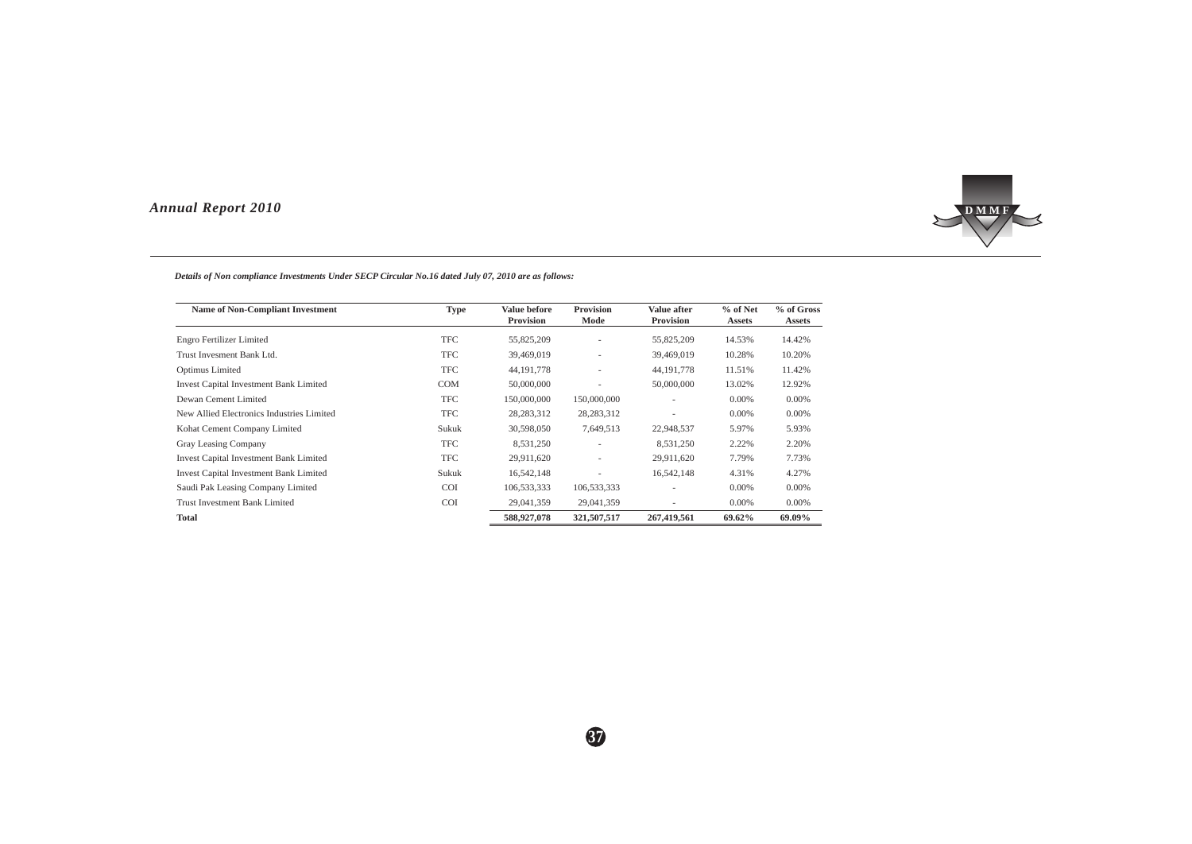*Details of Non compliance Investments Under SECP Circular No.16 dated July 07, 2010 are as follows:*

| Name of Non-Compliant Investment | Type | Value before Provision | Provision Mode | Value after Provision | % of Net Assets | % of Gross Assets |
|---|---|---|---|---|---|---|
| Engro Fertilizer Limited | TFC | 55,825,209 | - | 55,825,209 | 14.53% | 14.42% |
| Trust Invesment Bank Ltd. | TFC | 39,469,019 | - | 39,469,019 | 10.28% | 10.20% |
| Optimus Limited | TFC | 44,191,778 | - | 44,191,778 | 11.51% | 11.42% |
| Invest Capital Investment Bank Limited | COM | 50,000,000 | - | 50,000,000 | 13.02% | 12.92% |
| Dewan Cement Limited | TFC | 150,000,000 | 150,000,000 | - | 0.00% | 0.00% |
| New Allied Electronics Industries Limited | TFC | 28,283,312 | 28,283,312 | - | 0.00% | 0.00% |
| Kohat Cement Company Limited | Sukuk | 30,598,050 | 7,649,513 | 22,948,537 | 5.97% | 5.93% |
| Gray Leasing Company | TFC | 8,531,250 | - | 8,531,250 | 2.22% | 2.20% |
| Invest Capital Investment Bank Limited | TFC | 29,911,620 | - | 29,911,620 | 7.79% | 7.73% |
| Invest Capital Investment Bank Limited | Sukuk | 16,542,148 | - | 16,542,148 | 4.31% | 4.27% |
| Saudi Pak Leasing Company Limited | COI | 106,533,333 | 106,533,333 | - | 0.00% | 0.00% |
| Trust Investment Bank Limited | COI | 29,041,359 | 29,041,359 | - | 0.00% | 0.00% |
| **Total** | | **588,927,078** | **321,507,517** | **267,419,561** | **69.62%** | **69.09%** |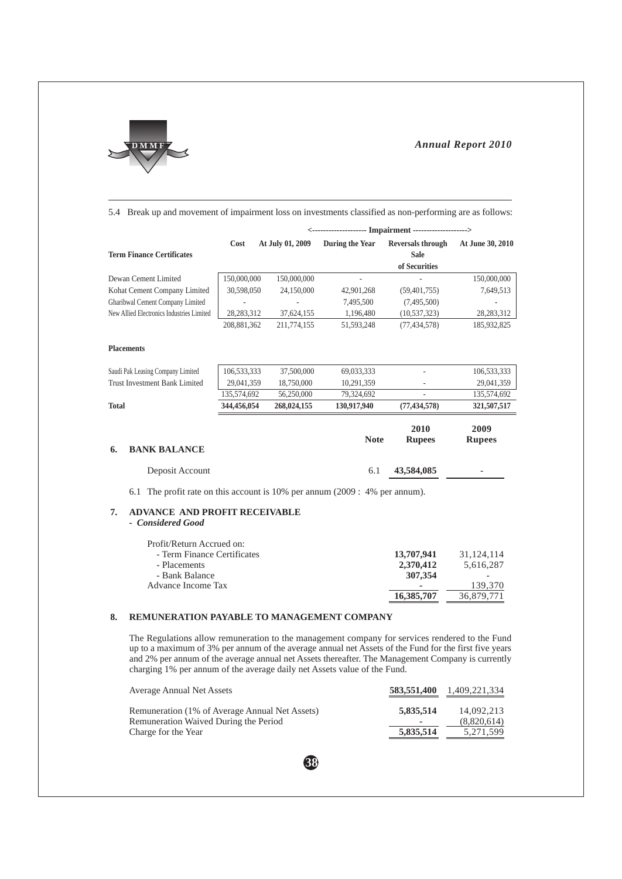5.4 Break up and movement of impairment loss on investments classified as non-performing are as follows:

| Term Finance Certificates | Cost | <---------- Impairment ----------> | | | |
|---|---|---|---|---|---|
| | | At July 01, 2009 | During the Year | Reversals through Sale of Securities | At June 30, 2010 |
| Dewan Cement Limited | 150,000,000 | 150,000,000 | - | - | 150,000,000 |
| Kohat Cement Company Limited | 30,598,050 | 24,150,000 | 42,901,268 | (59,401,755) | 7,649,513 |
| Gharibwal Cement Company Limited | - | - | 7,495,500 | (7,495,500) | - |
| New Allied Electronics Industries Limited | 28,283,312 | 37,624,155 | 1,196,480 | (10,537,323) | 28,283,312 |
| | 208,881,362 | 211,774,155 | 51,593,248 | (77,434,578) | 185,932,825 |
| **Placements** | | | | | |
| Saudi Pak Leasing Company Limited | 106,533,333 | 37,500,000 | 69,033,333 | - | 106,533,333 |
| Trust Investment Bank Limited | 29,041,359 | 18,750,000 | 10,291,359 | - | 29,041,359 |
| | 135,574,692 | 56,250,000 | 79,324,692 | - | 135,574,692 |
| **Total** | **344,456,054** | **268,024,155** | **130,917,940** | **(77,434,578)** | **321,507,517** |

## 6. BANK BALANCE

| | Note | 2010 Rupees | 2009 Rupees |
|---|---|---|---|
| Deposit Account | 6.1 | **43,584,085** | - |

6.1 The profit rate on this account is 10% per annum (2009 : 4% per annum).

## 7. ADVANCE AND PROFIT RECEIVABLE

- ***Considered Good***

| | 2010 | 2009 |
|---|---|---|
| Profit/Return Accrued on: | | |
| - Term Finance Certificates | **13,707,941** | 31,124,114 |
| - Placements | **2,370,412** | 5,616,287 |
| - Bank Balance | **307,354** | - |
| Advance Income Tax | **-** | 139,370 |
| | **16,385,707** | 36,879,771 |

## 8. REMUNERATION PAYABLE TO MANAGEMENT COMPANY

The Regulations allow remuneration to the management company for services rendered to the Fund up to a maximum of 3% per annum of the average annual net Assets of the Fund for the first five years and 2% per annum of the average annual net Assets thereafter. The Management Company is currently charging 1% per annum of the average daily net Assets value of the Fund.

| | 2010 | 2009 |
|---|---|---|
| Average Annual Net Assets | **583,551,400** | 1,409,221,334 |
| Remuneration (1% of Average Annual Net Assets) | **5,835,514** | 14,092,213 |
| Remuneration Waived During the Period | **-** | (8,820,614) |
| Charge for the Year | **5,835,514** | 5,271,599 |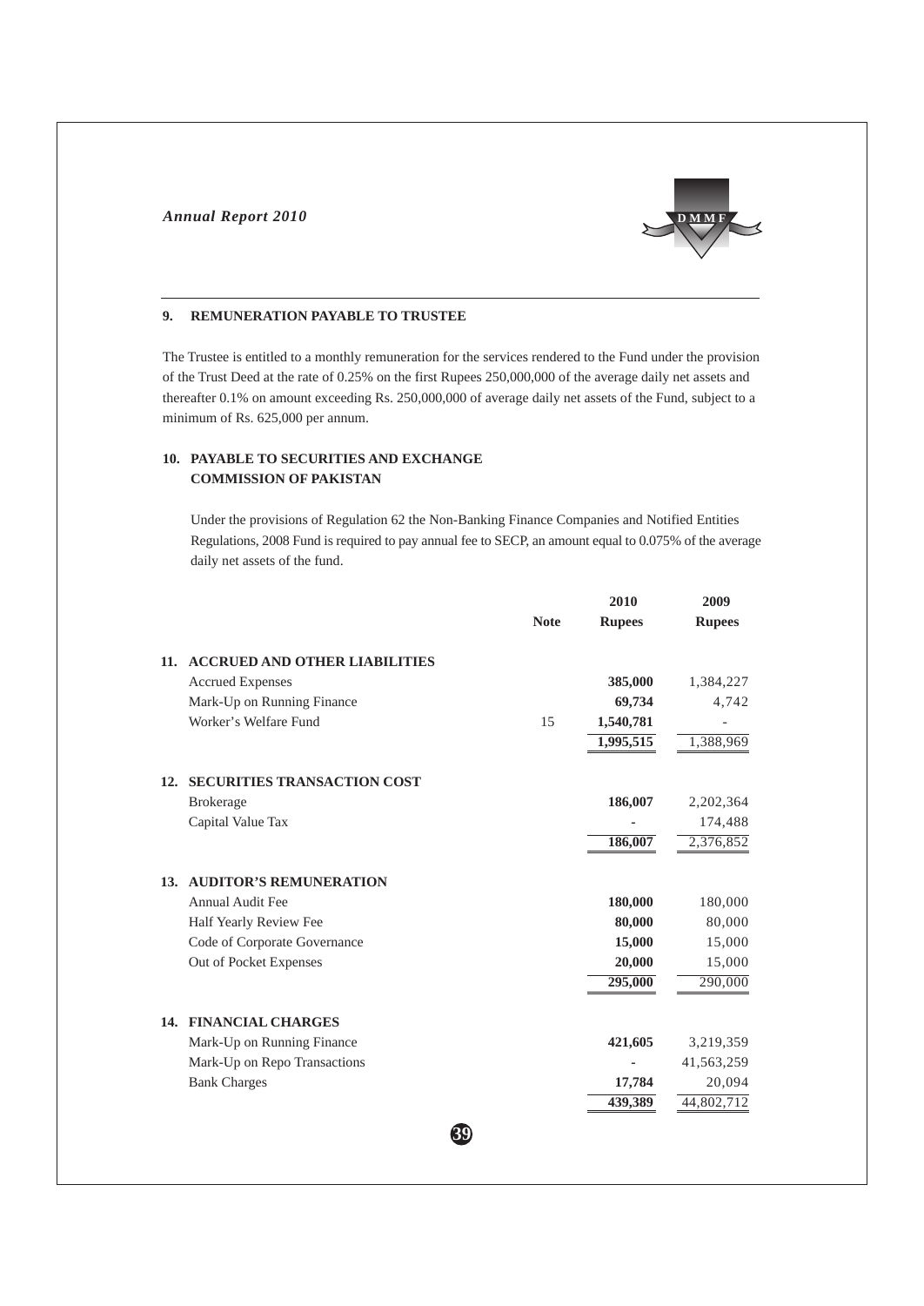## 9. REMUNERATION PAYABLE TO TRUSTEE

The Trustee is entitled to a monthly remuneration for the services rendered to the Fund under the provision of the Trust Deed at the rate of 0.25% on the first Rupees 250,000,000 of the average daily net assets and thereafter 0.1% on amount exceeding Rs. 250,000,000 of average daily net assets of the Fund, subject to a minimum of Rs. 625,000 per annum.

## 10. PAYABLE TO SECURITIES AND EXCHANGE COMMISSION OF PAKISTAN

Under the provisions of Regulation 62 the Non-Banking Finance Companies and Notified Entities Regulations, 2008 Fund is required to pay annual fee to SECP, an amount equal to 0.075% of the average daily net assets of the fund.

| | Note | 2010 Rupees | 2009 Rupees |
|---|---|---|---|
| **11. ACCRUED AND OTHER LIABILITIES** | | | |
| Accrued Expenses | | **385,000** | 1,384,227 |
| Mark-Up on Running Finance | | **69,734** | 4,742 |
| Worker's Welfare Fund | 15 | **1,540,781** | - |
| | | **1,995,515** | 1,388,969 |
| **12. SECURITIES TRANSACTION COST** | | | |
| Brokerage | | **186,007** | 2,202,364 |
| Capital Value Tax | | **-** | 174,488 |
| | | **186,007** | 2,376,852 |
| **13. AUDITOR'S REMUNERATION** | | | |
| Annual Audit Fee | | **180,000** | 180,000 |
| Half Yearly Review Fee | | **80,000** | 80,000 |
| Code of Corporate Governance | | **15,000** | 15,000 |
| Out of Pocket Expenses | | **20,000** | 15,000 |
| | | **295,000** | 290,000 |
| **14. FINANCIAL CHARGES** | | | |
| Mark-Up on Running Finance | | **421,605** | 3,219,359 |
| Mark-Up on Repo Transactions | | **-** | 41,563,259 |
| Bank Charges | | **17,784** | 20,094 |
| | | **439,389** | 44,802,712 |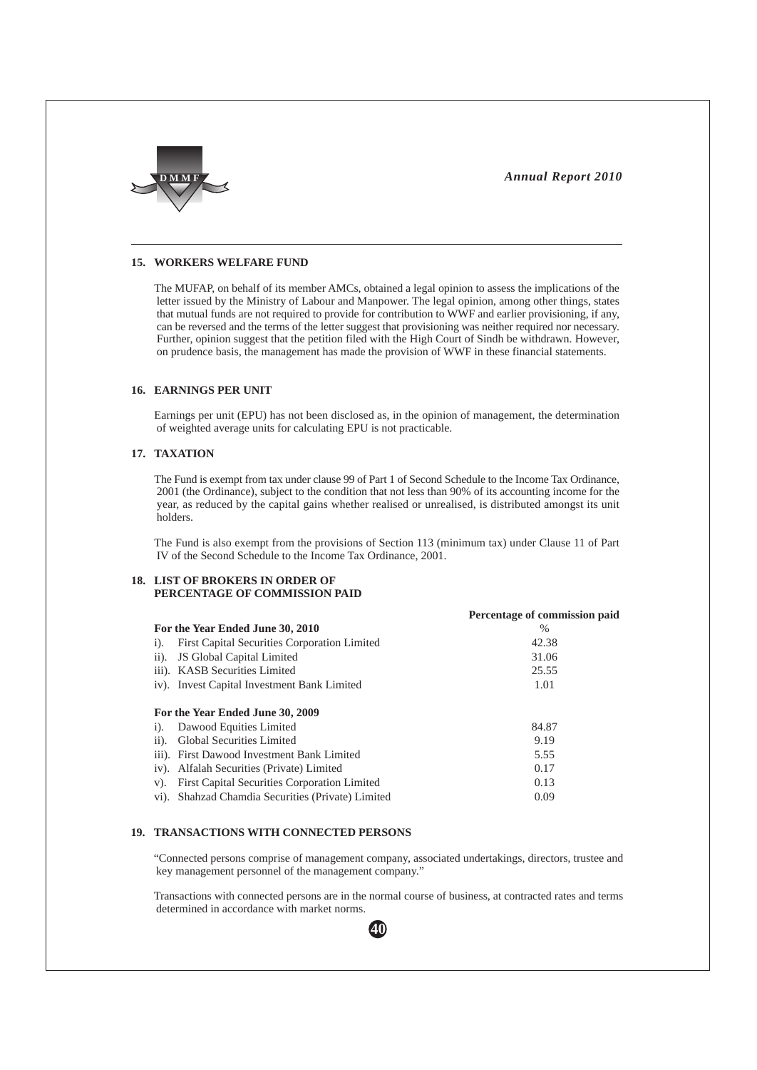## 15. WORKERS WELFARE FUND

The MUFAP, on behalf of its member AMCs, obtained a legal opinion to assess the implications of the letter issued by the Ministry of Labour and Manpower. The legal opinion, among other things, states that mutual funds are not required to provide for contribution to WWF and earlier provisioning, if any, can be reversed and the terms of the letter suggest that provisioning was neither required nor necessary. Further, opinion suggest that the petition filed with the High Court of Sindh be withdrawn. However, on prudence basis, the management has made the provision of WWF in these financial statements.

## 16. EARNINGS PER UNIT

Earnings per unit (EPU) has not been disclosed as, in the opinion of management, the determination of weighted average units for calculating EPU is not practicable.

## 17. TAXATION

The Fund is exempt from tax under clause 99 of Part 1 of Second Schedule to the Income Tax Ordinance, 2001 (the Ordinance), subject to the condition that not less than 90% of its accounting income for the year, as reduced by the capital gains whether realised or unrealised, is distributed amongst its unit holders.

The Fund is also exempt from the provisions of Section 113 (minimum tax) under Clause 11 of Part IV of the Second Schedule to the Income Tax Ordinance, 2001.

## 18. LIST OF BROKERS IN ORDER OF PERCENTAGE OF COMMISSION PAID

| | Percentage of commission paid |
|---|---|
| **For the Year Ended June 30, 2010** | % |
| i). First Capital Securities Corporation Limited | 42.38 |
| ii). JS Global Capital Limited | 31.06 |
| iii). KASB Securities Limited | 25.55 |
| iv). Invest Capital Investment Bank Limited | 1.01 |
| **For the Year Ended June 30, 2009** | |
| i). Dawood Equities Limited | 84.87 |
| ii). Global Securities Limited | 9.19 |
| iii). First Dawood Investment Bank Limited | 5.55 |
| iv). Alfalah Securities (Private) Limited | 0.17 |
| v). First Capital Securities Corporation Limited | 0.13 |
| vi). Shahzad Chamdia Securities (Private) Limited | 0.09 |

## 19. TRANSACTIONS WITH CONNECTED PERSONS

"Connected persons comprise of management company, associated undertakings, directors, trustee and key management personnel of the management company."

Transactions with connected persons are in the normal course of business, at contracted rates and terms determined in accordance with market norms.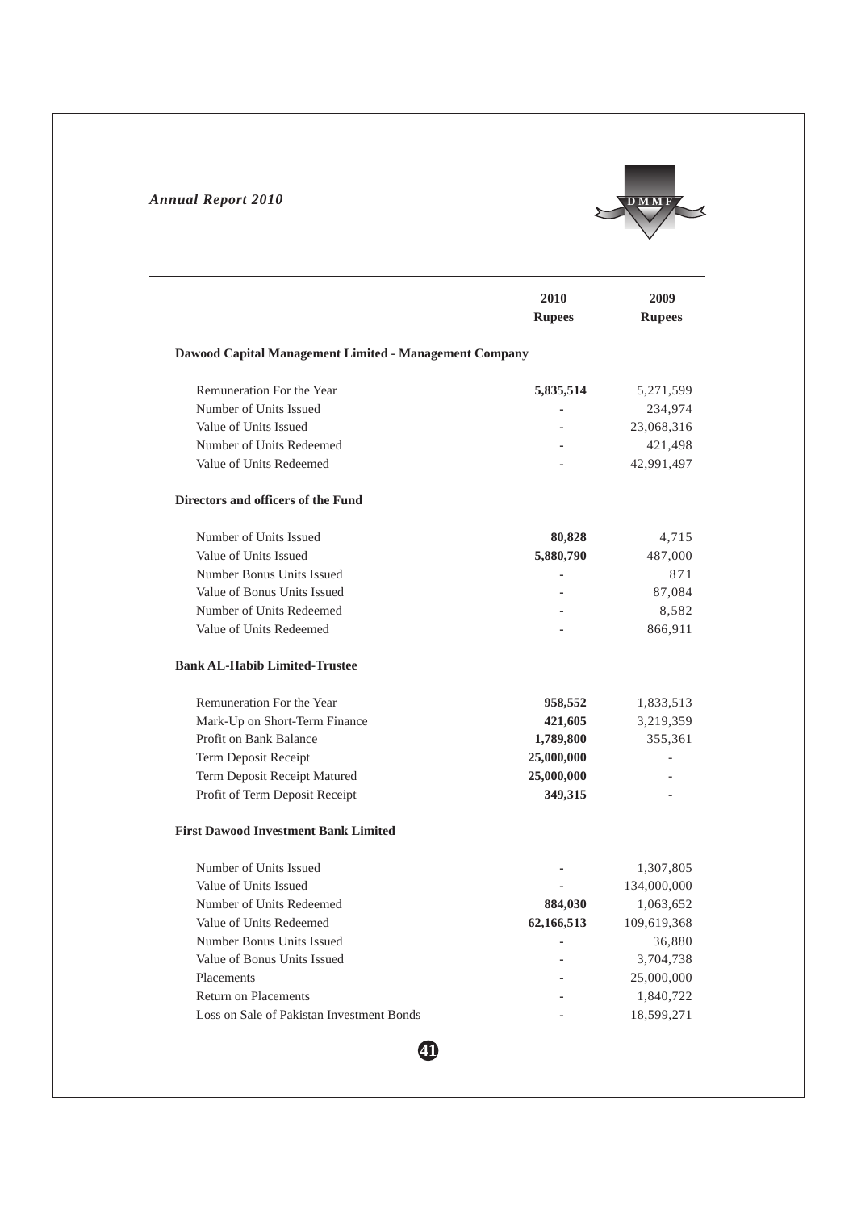| | 2010 Rupees | 2009 Rupees |
|---|---|---|
| **Dawood Capital Management Limited - Management Company** | | |
| Remuneration For the Year | **5,835,514** | 5,271,599 |
| Number of Units Issued | **-** | 234,974 |
| Value of Units Issued | - | 23,068,316 |
| Number of Units Redeemed | - | 421,498 |
| Value of Units Redeemed | - | 42,991,497 |
| **Directors and officers of the Fund** | | |
| Number of Units Issued | **80,828** | 4,715 |
| Value of Units Issued | **5,880,790** | 487,000 |
| Number Bonus Units Issued | **-** | 871 |
| Value of Bonus Units Issued | - | 87,084 |
| Number of Units Redeemed | - | 8,582 |
| Value of Units Redeemed | - | 866,911 |
| **Bank AL-Habib Limited-Trustee** | | |
| Remuneration For the Year | **958,552** | 1,833,513 |
| Mark-Up on Short-Term Finance | **421,605** | 3,219,359 |
| Profit on Bank Balance | **1,789,800** | 355,361 |
| Term Deposit Receipt | **25,000,000** | - |
| Term Deposit Receipt Matured | **25,000,000** | - |
| Profit of Term Deposit Receipt | **349,315** | - |
| **First Dawood Investment Bank Limited** | | |
| Number of Units Issued | **-** | 1,307,805 |
| Value of Units Issued | - | 134,000,000 |
| Number of Units Redeemed | **884,030** | 1,063,652 |
| Value of Units Redeemed | **62,166,513** | 109,619,368 |
| Number Bonus Units Issued | **-** | 36,880 |
| Value of Bonus Units Issued | - | 3,704,738 |
| Placements | - | 25,000,000 |
| Return on Placements | - | 1,840,722 |
| Loss on Sale of Pakistan Investment Bonds | - | 18,599,271 |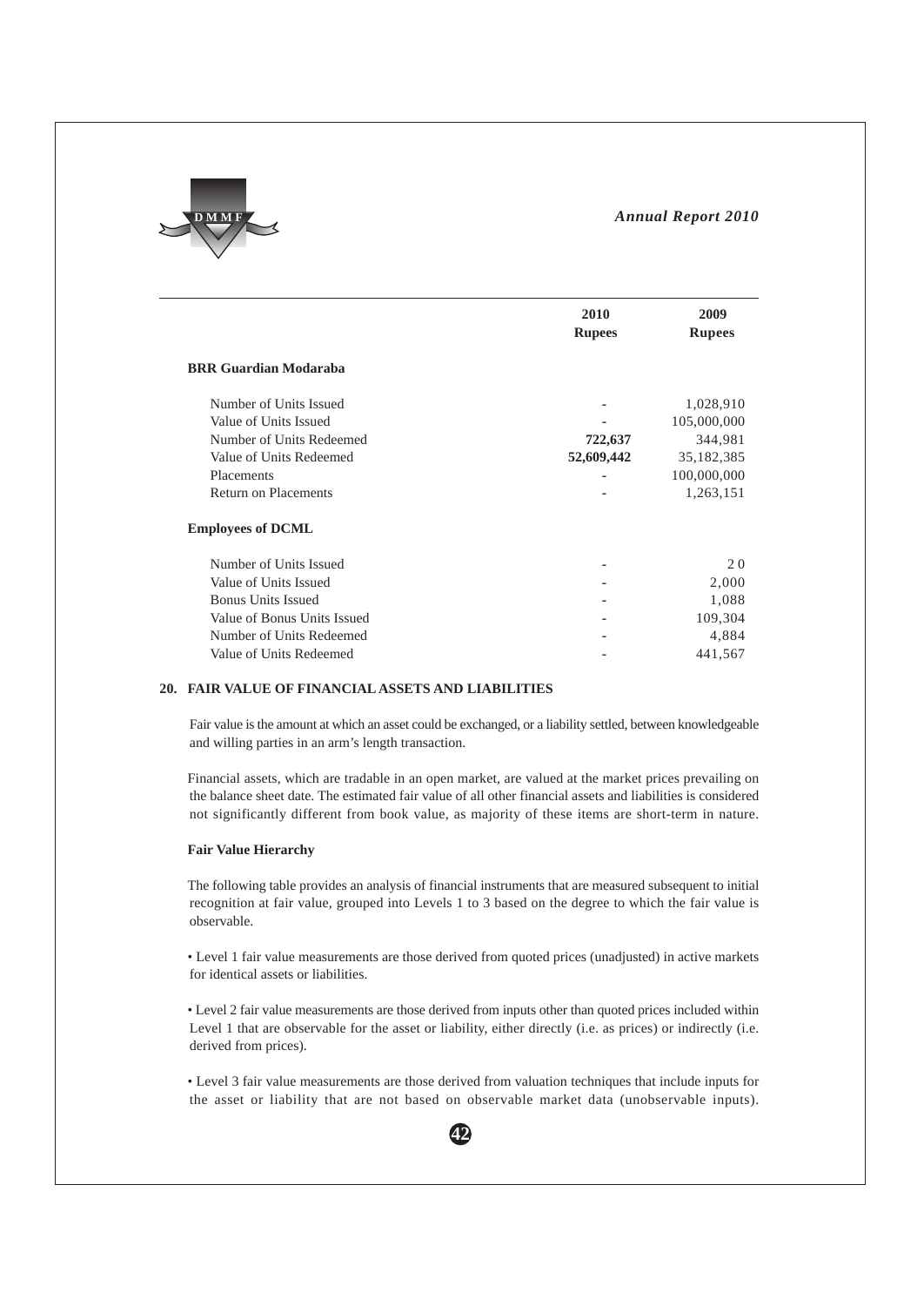| | 2010 Rupees | 2009 Rupees |
|---|---|---|
| **BRR Guardian Modaraba** | | |
| Number of Units Issued | - | 1,028,910 |
| Value of Units Issued | - | 105,000,000 |
| Number of Units Redeemed | **722,637** | 344,981 |
| Value of Units Redeemed | **52,609,442** | 35,182,385 |
| Placements | - | 100,000,000 |
| Return on Placements | - | 1,263,151 |
| **Employees of DCML** | | |
| Number of Units Issued | - | 20 |
| Value of Units Issued | - | 2,000 |
| Bonus Units Issued | - | 1,088 |
| Value of Bonus Units Issued | - | 109,304 |
| Number of Units Redeemed | - | 4,884 |
| Value of Units Redeemed | - | 441,567 |

## 20. FAIR VALUE OF FINANCIAL ASSETS AND LIABILITIES

Fair value is the amount at which an asset could be exchanged, or a liability settled, between knowledgeable and willing parties in an arm's length transaction.

Financial assets, which are tradable in an open market, are valued at the market prices prevailing on the balance sheet date. The estimated fair value of all other financial assets and liabilities is considered not significantly different from book value, as majority of these items are short-term in nature.

**Fair Value Hierarchy**

The following table provides an analysis of financial instruments that are measured subsequent to initial recognition at fair value, grouped into Levels 1 to 3 based on the degree to which the fair value is observable.

- Level 1 fair value measurements are those derived from quoted prices (unadjusted) in active markets for identical assets or liabilities.

- Level 2 fair value measurements are those derived from inputs other than quoted prices included within Level 1 that are observable for the asset or liability, either directly (i.e. as prices) or indirectly (i.e. derived from prices).

- Level 3 fair value measurements are those derived from valuation techniques that include inputs for the asset or liability that are not based on observable market data (unobservable inputs).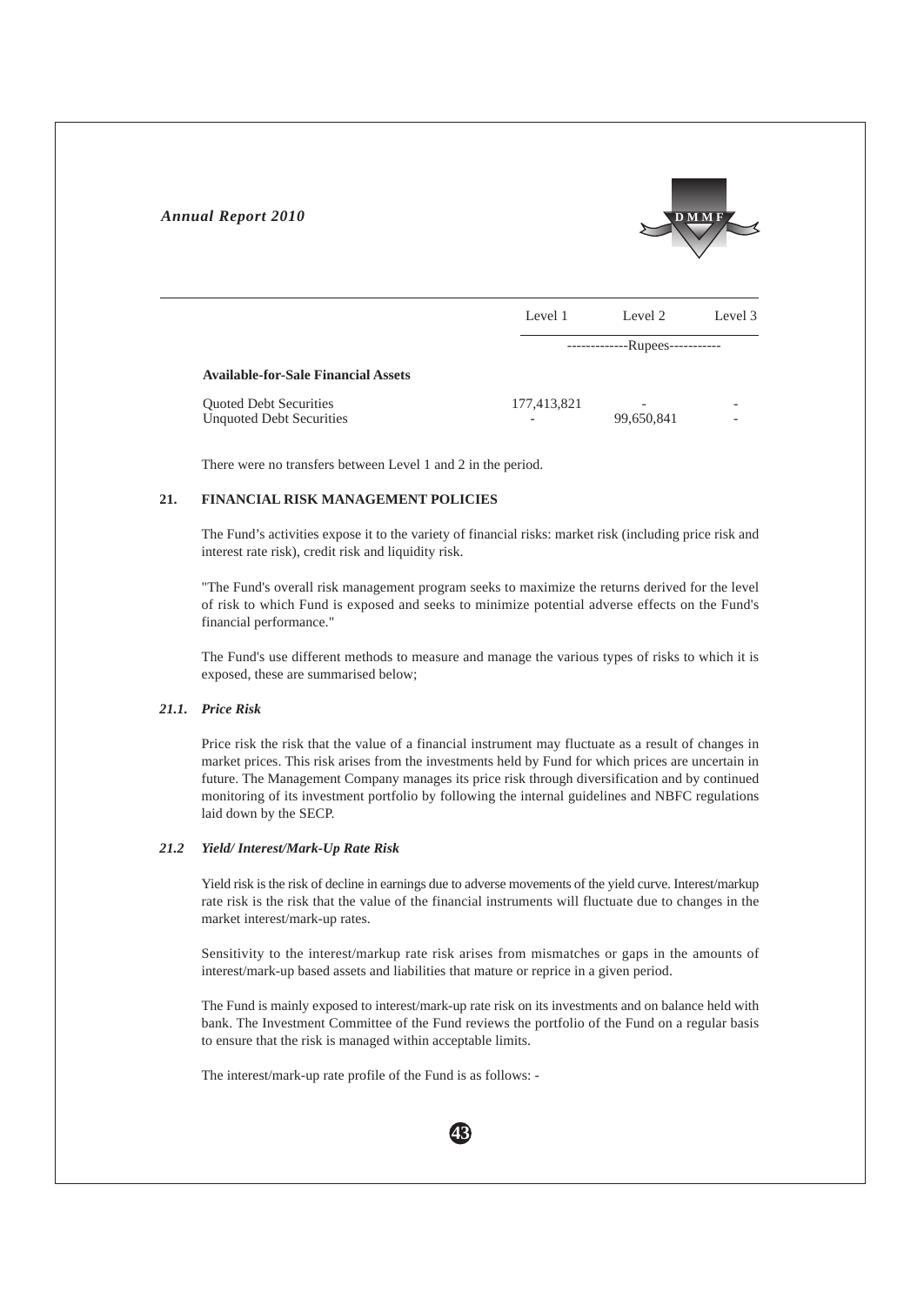| | Level 1 | Level 2 | Level 3 |
|---|---|---|---|
| | -------------Rupees----------- | | |
| **Available-for-Sale Financial Assets** | | | |
| Quoted Debt Securities | 177,413,821 | - | - |
| Unquoted Debt Securities | - | 99,650,841 | - |

There were no transfers between Level 1 and 2 in the period.

## 21. FINANCIAL RISK MANAGEMENT POLICIES

The Fund's activities expose it to the variety of financial risks: market risk (including price risk and interest rate risk), credit risk and liquidity risk.

"The Fund's overall risk management program seeks to maximize the returns derived for the level of risk to which Fund is exposed and seeks to minimize potential adverse effects on the Fund's financial performance."

The Fund's use different methods to measure and manage the various types of risks to which it is exposed, these are summarised below;

### *21.1. Price Risk*

Price risk the risk that the value of a financial instrument may fluctuate as a result of changes in market prices. This risk arises from the investments held by Fund for which prices are uncertain in future. The Management Company manages its price risk through diversification and by continued monitoring of its investment portfolio by following the internal guidelines and NBFC regulations laid down by the SECP.

### *21.2 Yield/ Interest/Mark-Up Rate Risk*

Yield risk is the risk of decline in earnings due to adverse movements of the yield curve. Interest/markup rate risk is the risk that the value of the financial instruments will fluctuate due to changes in the market interest/mark-up rates.

Sensitivity to the interest/markup rate risk arises from mismatches or gaps in the amounts of interest/mark-up based assets and liabilities that mature or reprice in a given period.

The Fund is mainly exposed to interest/mark-up rate risk on its investments and on balance held with bank. The Investment Committee of the Fund reviews the portfolio of the Fund on a regular basis to ensure that the risk is managed within acceptable limits.

The interest/mark-up rate profile of the Fund is as follows: -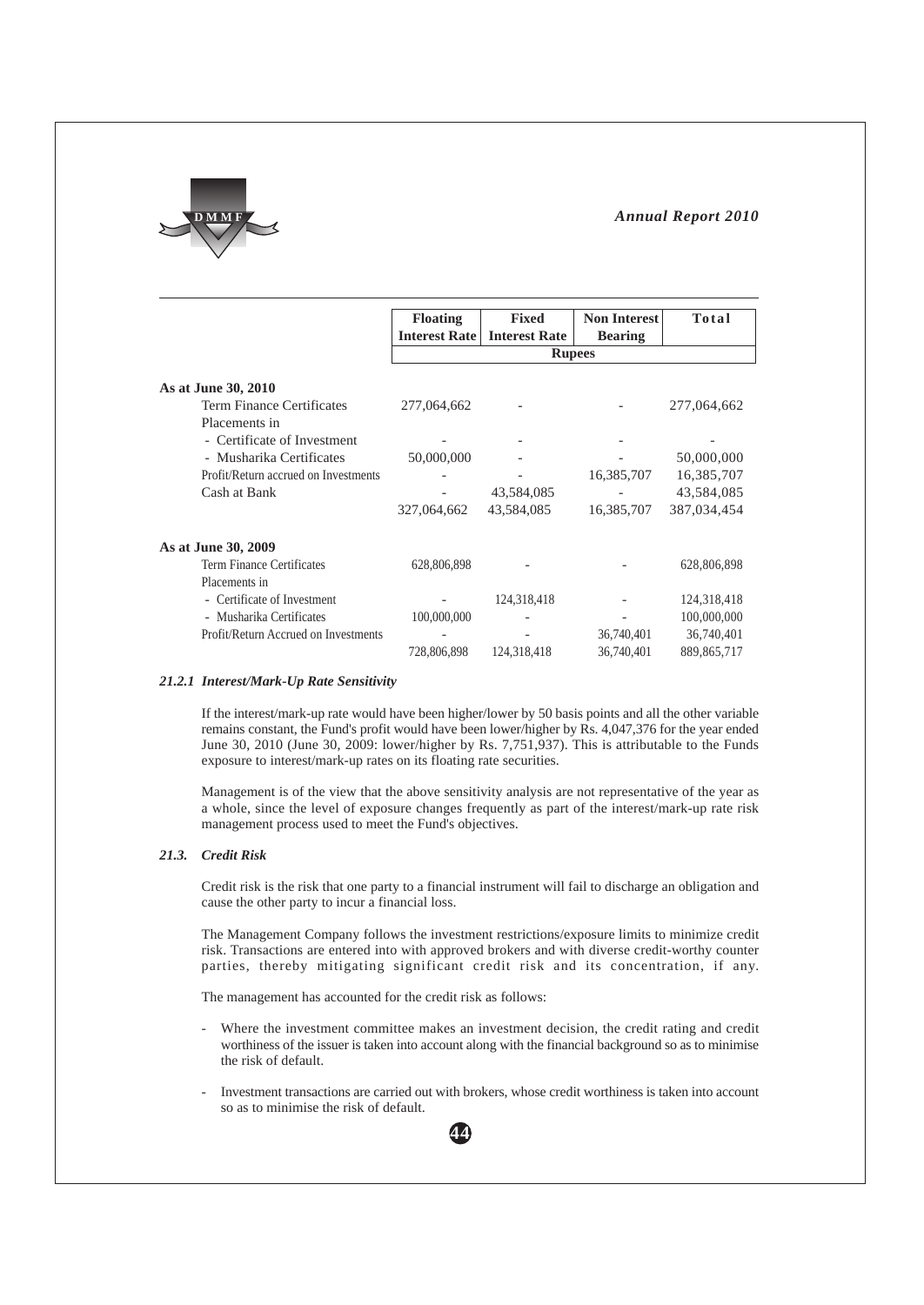| | Floating Interest Rate | Fixed Interest Rate | Non Interest Bearing | Total |
|---|---|---|---|---|
| | Rupees | | | |
| **As at June 30, 2010** | | | | |
| Term Finance Certificates | 277,064,662 | - | - | 277,064,662 |
| Placements in | | | | |
| - Certificate of Investment | - | - | - | - |
| - Musharika Certificates | 50,000,000 | - | - | 50,000,000 |
| Profit/Return accrued on Investments | - | - | 16,385,707 | 16,385,707 |
| Cash at Bank | - | 43,584,085 | - | 43,584,085 |
| | 327,064,662 | 43,584,085 | 16,385,707 | 387,034,454 |
| **As at June 30, 2009** | | | | |
| Term Finance Certificates | 628,806,898 | - | - | 628,806,898 |
| Placements in | | | | |
| - Certificate of Investment | - | 124,318,418 | - | 124,318,418 |
| - Musharika Certificates | 100,000,000 | - | - | 100,000,000 |
| Profit/Return Accrued on Investments | - | - | 36,740,401 | 36,740,401 |
| | 728,806,898 | 124,318,418 | 36,740,401 | 889,865,717 |

### *21.2.1 Interest/Mark-Up Rate Sensitivity*

If the interest/mark-up rate would have been higher/lower by 50 basis points and all the other variable remains constant, the Fund's profit would have been lower/higher by Rs. 4,047,376 for the year ended June 30, 2010 (June 30, 2009: lower/higher by Rs. 7,751,937). This is attributable to the Funds exposure to interest/mark-up rates on its floating rate securities.

Management is of the view that the above sensitivity analysis are not representative of the year as a whole, since the level of exposure changes frequently as part of the interest/mark-up rate risk management process used to meet the Fund's objectives.

### *21.3. Credit Risk*

Credit risk is the risk that one party to a financial instrument will fail to discharge an obligation and cause the other party to incur a financial loss.

The Management Company follows the investment restrictions/exposure limits to minimize credit risk. Transactions are entered into with approved brokers and with diverse credit-worthy counter parties, thereby mitigating significant credit risk and its concentration, if any.

The management has accounted for the credit risk as follows:

- Where the investment committee makes an investment decision, the credit rating and credit worthiness of the issuer is taken into account along with the financial background so as to minimise the risk of default.

- Investment transactions are carried out with brokers, whose credit worthiness is taken into account so as to minimise the risk of default.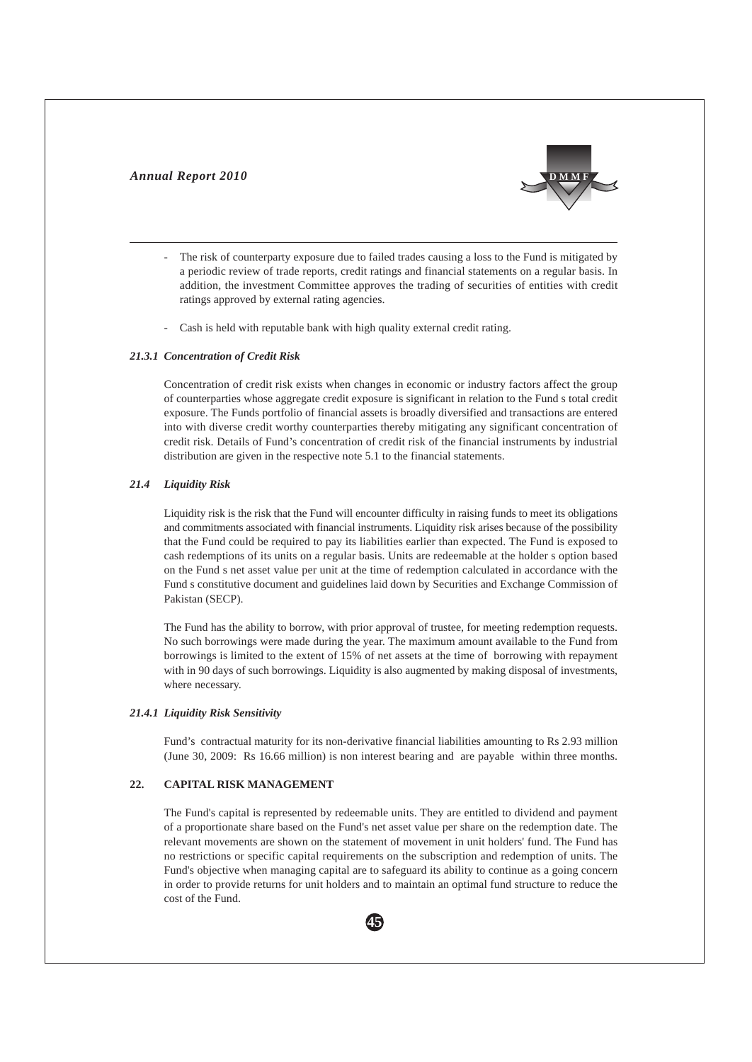- The risk of counterparty exposure due to failed trades causing a loss to the Fund is mitigated by a periodic review of trade reports, credit ratings and financial statements on a regular basis. In addition, the investment Committee approves the trading of securities of entities with credit ratings approved by external rating agencies.

- Cash is held with reputable bank with high quality external credit rating.

### *21.3.1 Concentration of Credit Risk*

Concentration of credit risk exists when changes in economic or industry factors affect the group of counterparties whose aggregate credit exposure is significant in relation to the Fund s total credit exposure. The Funds portfolio of financial assets is broadly diversified and transactions are entered into with diverse credit worthy counterparties thereby mitigating any significant concentration of credit risk. Details of Fund's concentration of credit risk of the financial instruments by industrial distribution are given in the respective note 5.1 to the financial statements.

### *21.4 Liquidity Risk*

Liquidity risk is the risk that the Fund will encounter difficulty in raising funds to meet its obligations and commitments associated with financial instruments. Liquidity risk arises because of the possibility that the Fund could be required to pay its liabilities earlier than expected. The Fund is exposed to cash redemptions of its units on a regular basis. Units are redeemable at the holder s option based on the Fund s net asset value per unit at the time of redemption calculated in accordance with the Fund s constitutive document and guidelines laid down by Securities and Exchange Commission of Pakistan (SECP).

The Fund has the ability to borrow, with prior approval of trustee, for meeting redemption requests. No such borrowings were made during the year. The maximum amount available to the Fund from borrowings is limited to the extent of 15% of net assets at the time of borrowing with repayment with in 90 days of such borrowings. Liquidity is also augmented by making disposal of investments, where necessary.

### *21.4.1 Liquidity Risk Sensitivity*

Fund's contractual maturity for its non-derivative financial liabilities amounting to Rs 2.93 million (June 30, 2009: Rs 16.66 million) is non interest bearing and are payable within three months.

## 22. CAPITAL RISK MANAGEMENT

The Fund's capital is represented by redeemable units. They are entitled to dividend and payment of a proportionate share based on the Fund's net asset value per share on the redemption date. The relevant movements are shown on the statement of movement in unit holders' fund. The Fund has no restrictions or specific capital requirements on the subscription and redemption of units. The Fund's objective when managing capital are to safeguard its ability to continue as a going concern in order to provide returns for unit holders and to maintain an optimal fund structure to reduce the cost of the Fund.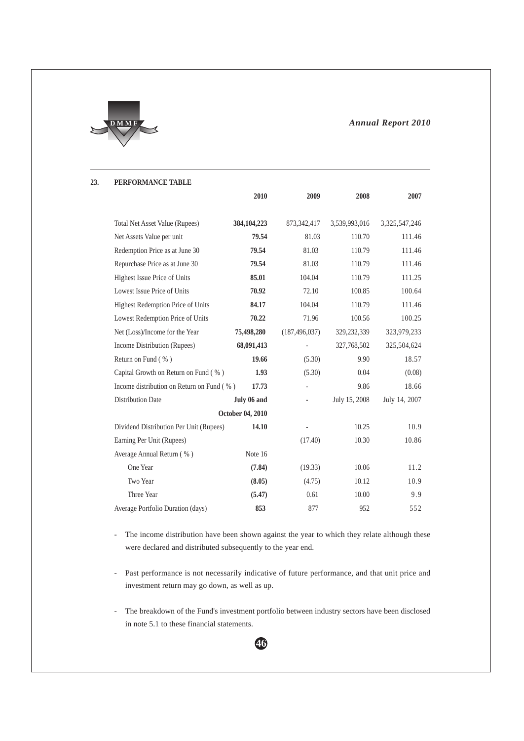## 23. PERFORMANCE TABLE

| | 2010 | 2009 | 2008 | 2007 |
|---|---|---|---|---|
| Total Net Asset Value (Rupees) | **384,104,223** | 873,342,417 | 3,539,993,016 | 3,325,547,246 |
| Net Assets Value per unit | **79.54** | 81.03 | 110.70 | 111.46 |
| Redemption Price as at June 30 | **79.54** | 81.03 | 110.79 | 111.46 |
| Repurchase Price as at June 30 | **79.54** | 81.03 | 110.79 | 111.46 |
| Highest Issue Price of Units | **85.01** | 104.04 | 110.79 | 111.25 |
| Lowest Issue Price of Units | **70.92** | 72.10 | 100.85 | 100.64 |
| Highest Redemption Price of Units | **84.17** | 104.04 | 110.79 | 111.46 |
| Lowest Redemption Price of Units | **70.22** | 71.96 | 100.56 | 100.25 |
| Net (Loss)/Income for the Year | **75,498,280** | (187,496,037) | 329,232,339 | 323,979,233 |
| Income Distribution (Rupees) | **68,091,413** | - | 327,768,502 | 325,504,624 |
| Return on Fund ( % ) | **19.66** | (5.30) | 9.90 | 18.57 |
| Capital Growth on Return on Fund ( % ) | **1.93** | (5.30) | 0.04 | (0.08) |
| Income distribution on Return on Fund ( % ) | **17.73** | - | 9.86 | 18.66 |
| Distribution Date | **July 06 and October 04, 2010** | - | July 15, 2008 | July 14, 2007 |
| Dividend Distribution Per Unit (Rupees) | **14.10** | - | 10.25 | 10.9 |
| Earning Per Unit (Rupees) | | (17.40) | 10.30 | 10.86 |
| Average Annual Return ( % ) | Note 16 | | | |
| One Year | **(7.84)** | (19.33) | 10.06 | 11.2 |
| Two Year | **(8.05)** | (4.75) | 10.12 | 10.9 |
| Three Year | **(5.47)** | 0.61 | 10.00 | 9.9 |
| Average Portfolio Duration (days) | **853** | 877 | 952 | 552 |

- The income distribution have been shown against the year to which they relate although these were declared and distributed subsequently to the year end.

- Past performance is not necessarily indicative of future performance, and that unit price and investment return may go down, as well as up.

- The breakdown of the Fund's investment portfolio between industry sectors have been disclosed in note 5.1 to these financial statements.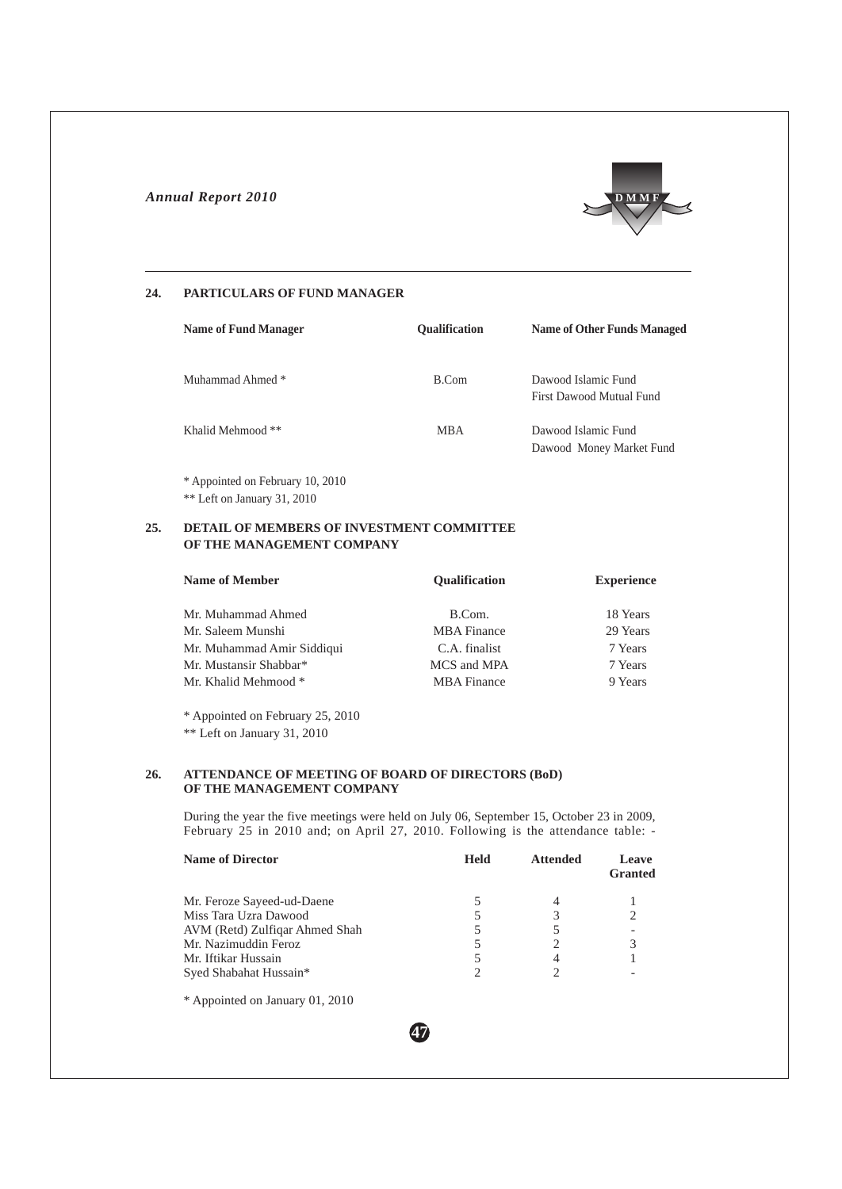## 24. PARTICULARS OF FUND MANAGER

| Name of Fund Manager | Qualification | Name of Other Funds Managed |
|---|---|---|
| Muhammad Ahmed * | B.Com | Dawood Islamic Fund<br>First Dawood Mutual Fund |
| Khalid Mehmood ** | MBA | Dawood Islamic Fund<br>Dawood Money Market Fund |

\* Appointed on February 10, 2010

** Left on January 31, 2010

## 25. DETAIL OF MEMBERS OF INVESTMENT COMMITTEE OF THE MANAGEMENT COMPANY

| Name of Member | Qualification | Experience |
|---|---|---|
| Mr. Muhammad Ahmed | B.Com. | 18 Years |
| Mr. Saleem Munshi | MBA Finance | 29 Years |
| Mr. Muhammad Amir Siddiqui | C.A. finalist | 7 Years |
| Mr. Mustansir Shabbar* | MCS and MPA | 7 Years |
| Mr. Khalid Mehmood * | MBA Finance | 9 Years |

\* Appointed on February 25, 2010

** Left on January 31, 2010

## 26. ATTENDANCE OF MEETING OF BOARD OF DIRECTORS (BoD) OF THE MANAGEMENT COMPANY

During the year the five meetings were held on July 06, September 15, October 23 in 2009, February 25 in 2010 and; on April 27, 2010. Following is the attendance table: -

| Name of Director | Held | Attended | Leave Granted |
|---|---|---|---|
| Mr. Feroze Sayeed-ud-Daene | 5 | 4 | 1 |
| Miss Tara Uzra Dawood | 5 | 3 | 2 |
| AVM (Retd) Zulfiqar Ahmed Shah | 5 | 5 | - |
| Mr. Nazimuddin Feroz | 5 | 2 | 3 |
| Mr. Iftikar Hussain | 5 | 4 | 1 |
| Syed Shabahat Hussain* | 2 | 2 | - |

\* Appointed on January 01, 2010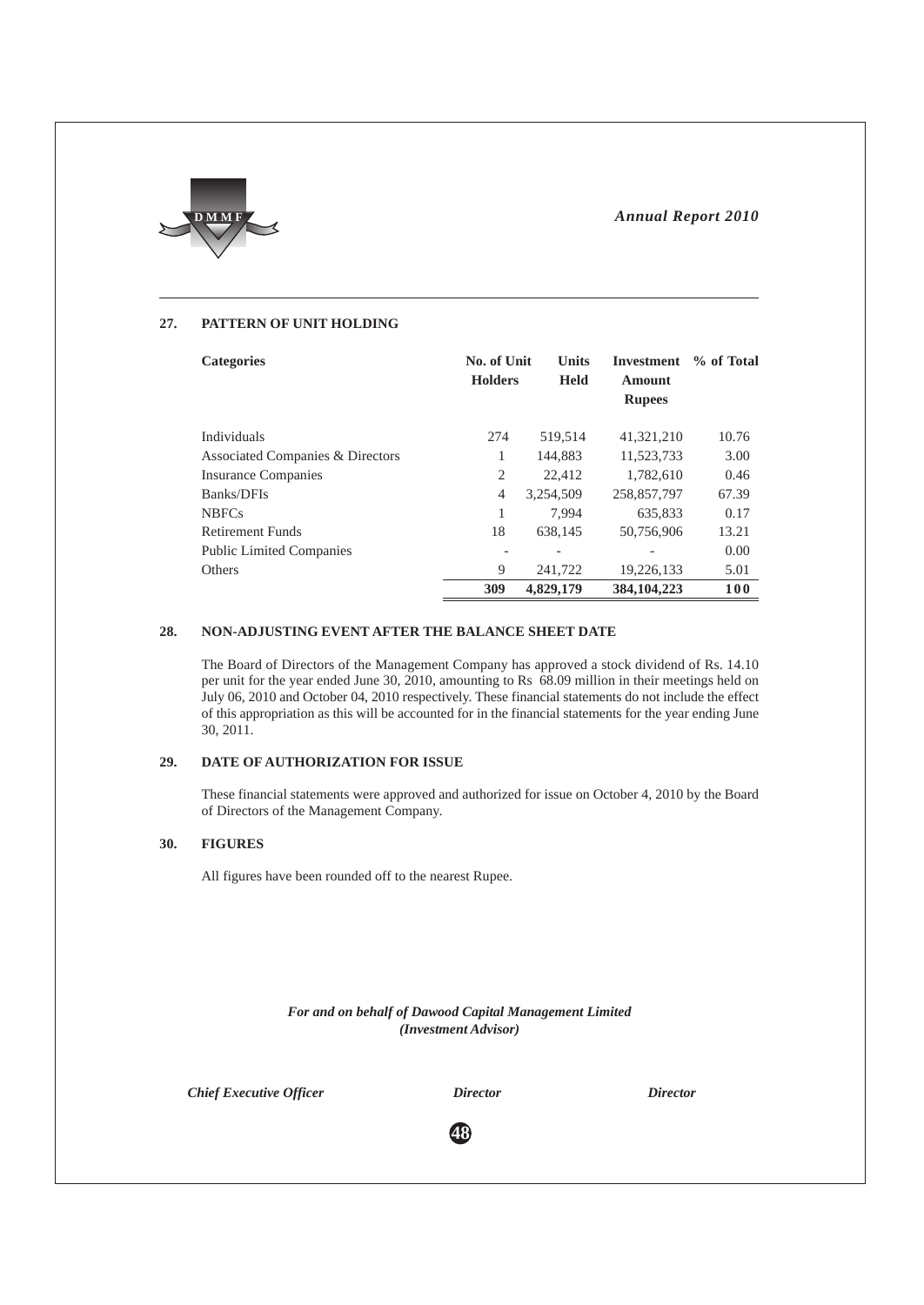## 27. PATTERN OF UNIT HOLDING

| Categories | No. of Unit Holders | Units Held | Investment Amount Rupees | % of Total |
|---|---|---|---|---|
| Individuals | 274 | 519,514 | 41,321,210 | 10.76 |
| Associated Companies & Directors | 1 | 144,883 | 11,523,733 | 3.00 |
| Insurance Companies | 2 | 22,412 | 1,782,610 | 0.46 |
| Banks/DFIs | 4 | 3,254,509 | 258,857,797 | 67.39 |
| NBFCs | 1 | 7,994 | 635,833 | 0.17 |
| Retirement Funds | 18 | 638,145 | 50,756,906 | 13.21 |
| Public Limited Companies | - | - | - | 0.00 |
| Others | 9 | 241,722 | 19,226,133 | 5.01 |
| | **309** | **4,829,179** | **384,104,223** | **100** |

## 28. NON-ADJUSTING EVENT AFTER THE BALANCE SHEET DATE

The Board of Directors of the Management Company has approved a stock dividend of Rs. 14.10 per unit for the year ended June 30, 2010, amounting to Rs 68.09 million in their meetings held on July 06, 2010 and October 04, 2010 respectively. These financial statements do not include the effect of this appropriation as this will be accounted for in the financial statements for the year ending June 30, 2011.

## 29. DATE OF AUTHORIZATION FOR ISSUE

These financial statements were approved and authorized for issue on October 4, 2010 by the Board of Directors of the Management Company.

## 30. FIGURES

All figures have been rounded off to the nearest Rupee.

***For and on behalf of Dawood Capital Management Limited***
***(Investment Advisor)***

*Chief Executive Officer* *Director* *Director*